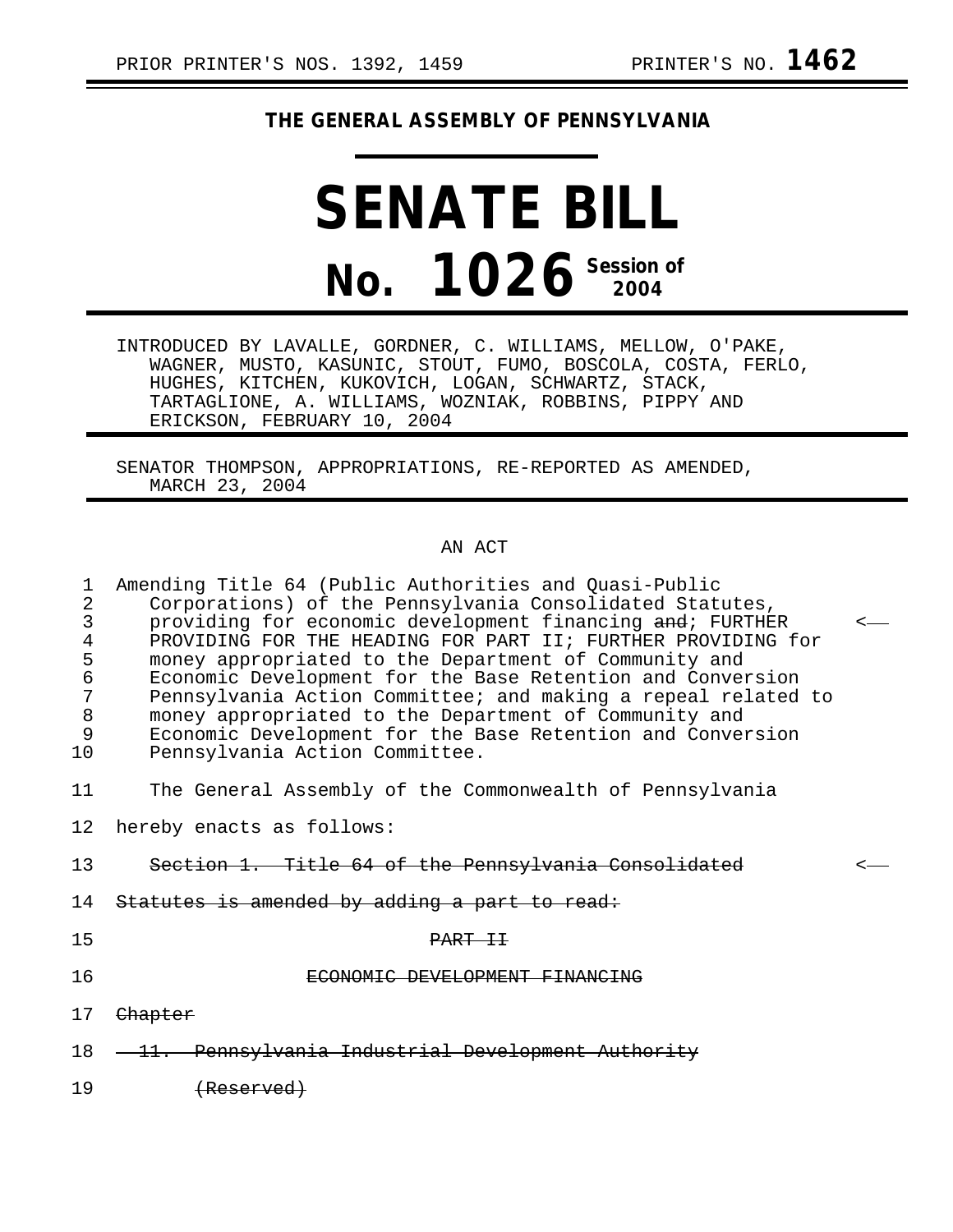PRIOR PRINTER'S NOS. 1392, 1459 PRINTER'S NO. **1462**

# THE GENERAL ASSEMBLY OF PENNSYLVANIA

# SENATE BILL

## No. 1026 Session of 2004

INTRODUCED BY LAVALLE, GORDNER, C. WILLIAMS, MELLOW, O'PAKE, WAGNER, MUSTO, KASUNIC, STOUT, FUMO, BOSCOLA, COSTA, FERLO, HUGHES, KITCHEN, KUKOVICH, LOGAN, SCHWARTZ, STACK, TARTAGLIONE, A. WILLIAMS, WOZNIAK, ROBBINS, PIPPY AND ERICKSON, FEBRUARY 10, 2004

SENATOR THOMPSON, APPROPRIATIONS, RE-REPORTED AS AMENDED, MARCH 23, 2004

AN ACT

1 Amending Title 64 (Public Authorities and Quasi-Public
2 Corporations) of the Pennsylvania Consolidated Statutes,
3 providing for economic development financing ~~and~~; FURTHER <
4 PROVIDING FOR THE HEADING FOR PART II; FURTHER PROVIDING for
5 money appropriated to the Department of Community and
6 Economic Development for the Base Retention and Conversion
7 Pennsylvania Action Committee; and making a repeal related to
8 money appropriated to the Department of Community and
9 Economic Development for the Base Retention and Conversion
10 Pennsylvania Action Committee.

11 The General Assembly of the Commonwealth of Pennsylvania
12 hereby enacts as follows:

13 ~~Section 1. Title 64 of the Pennsylvania Consolidated~~ <
14 ~~Statutes is amended by adding a part to read:~~

15 ~~PART II~~

16 ~~ECONOMIC DEVELOPMENT FINANCING~~

17 ~~Chapter~~

18 ~~11. Pennsylvania Industrial Development Authority~~

19 ~~(Reserved)~~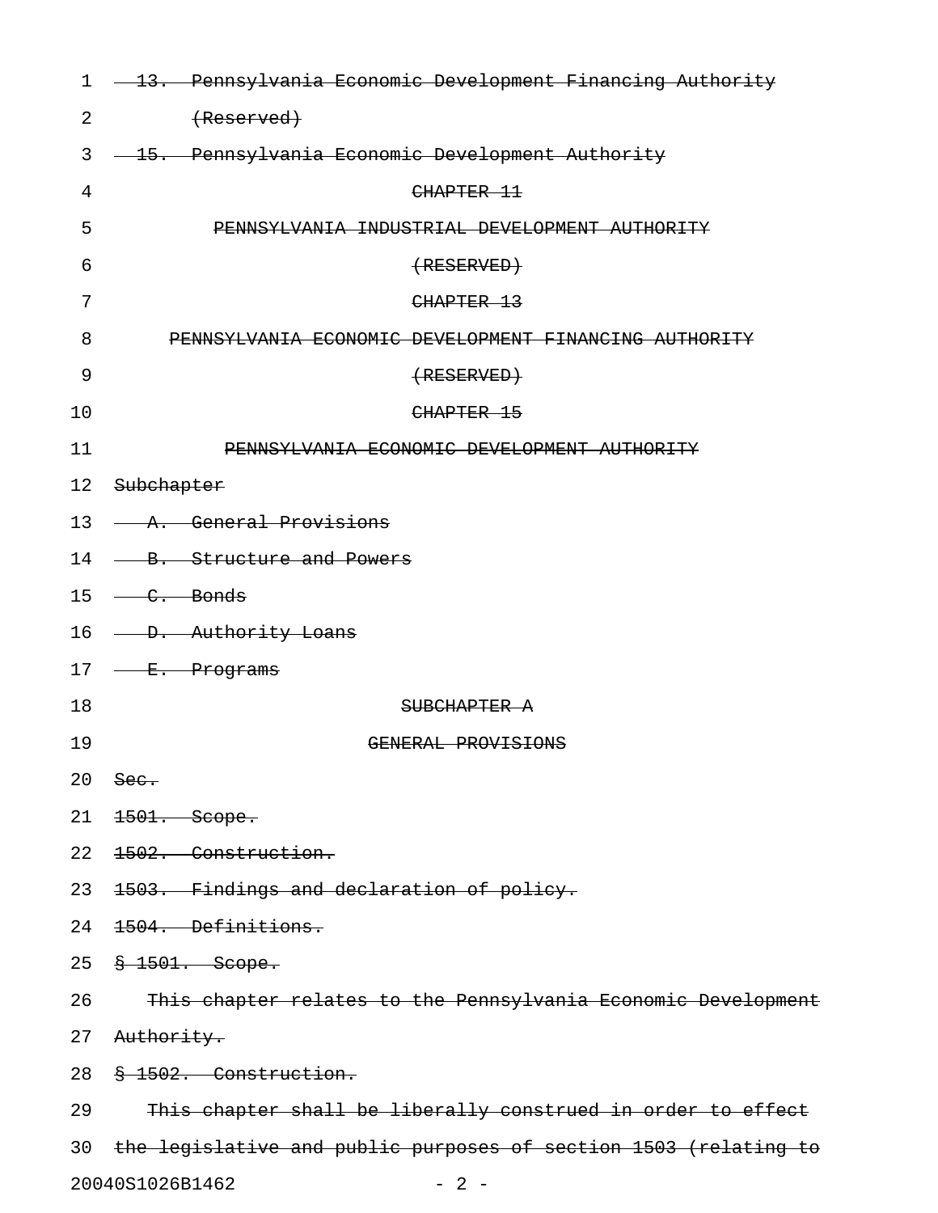~~13. Pennsylvania Economic Development Financing Authority (Reserved)~~

~~15. Pennsylvania Economic Development Authority~~

~~CHAPTER 11~~

~~PENNSYLVANIA INDUSTRIAL DEVELOPMENT AUTHORITY~~

~~(RESERVED)~~

~~CHAPTER 13~~

~~PENNSYLVANIA ECONOMIC DEVELOPMENT FINANCING AUTHORITY~~

~~(RESERVED)~~

~~CHAPTER 15~~

~~PENNSYLVANIA ECONOMIC DEVELOPMENT AUTHORITY~~

~~Subchapter~~

~~A. General Provisions~~

~~B. Structure and Powers~~

~~C. Bonds~~

~~D. Authority Loans~~

~~E. Programs~~

~~SUBCHAPTER A~~

~~GENERAL PROVISIONS~~

~~Sec.~~

~~1501. Scope.~~

~~1502. Construction.~~

~~1503. Findings and declaration of policy.~~

~~1504. Definitions.~~

~~§ 1501. Scope.~~

~~This chapter relates to the Pennsylvania Economic Development Authority.~~

~~§ 1502. Construction.~~

~~This chapter shall be liberally construed in order to effect the legislative and public purposes of section 1503 (relating to~~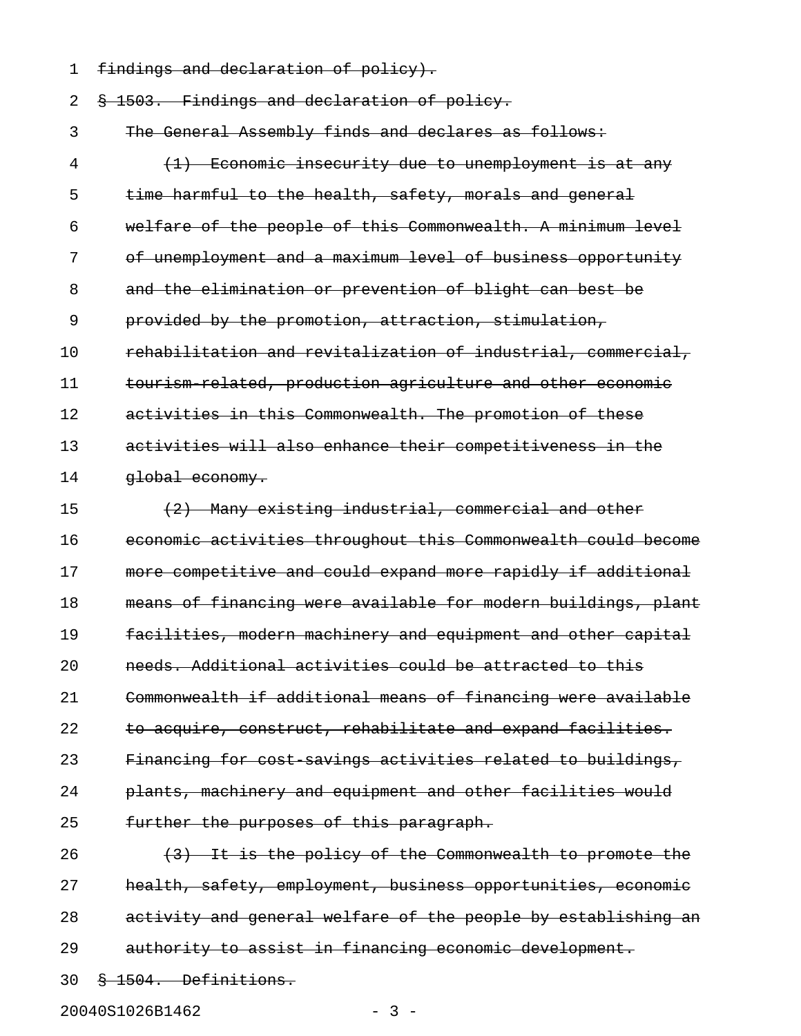~~findings and declaration of policy).~~

~~§ 1503. Findings and declaration of policy.~~

~~The General Assembly finds and declares as follows:~~

~~(1) Economic insecurity due to unemployment is at any time harmful to the health, safety, morals and general welfare of the people of this Commonwealth. A minimum level of unemployment and a maximum level of business opportunity and the elimination or prevention of blight can best be provided by the promotion, attraction, stimulation, rehabilitation and revitalization of industrial, commercial, tourism-related, production agriculture and other economic activities in this Commonwealth. The promotion of these activities will also enhance their competitiveness in the global economy.~~

~~(2) Many existing industrial, commercial and other economic activities throughout this Commonwealth could become more competitive and could expand more rapidly if additional means of financing were available for modern buildings, plant facilities, modern machinery and equipment and other capital needs. Additional activities could be attracted to this Commonwealth if additional means of financing were available to acquire, construct, rehabilitate and expand facilities. Financing for cost-savings activities related to buildings, plants, machinery and equipment and other facilities would further the purposes of this paragraph.~~

~~(3) It is the policy of the Commonwealth to promote the health, safety, employment, business opportunities, economic activity and general welfare of the people by establishing an authority to assist in financing economic development.~~

~~§ 1504. Definitions.~~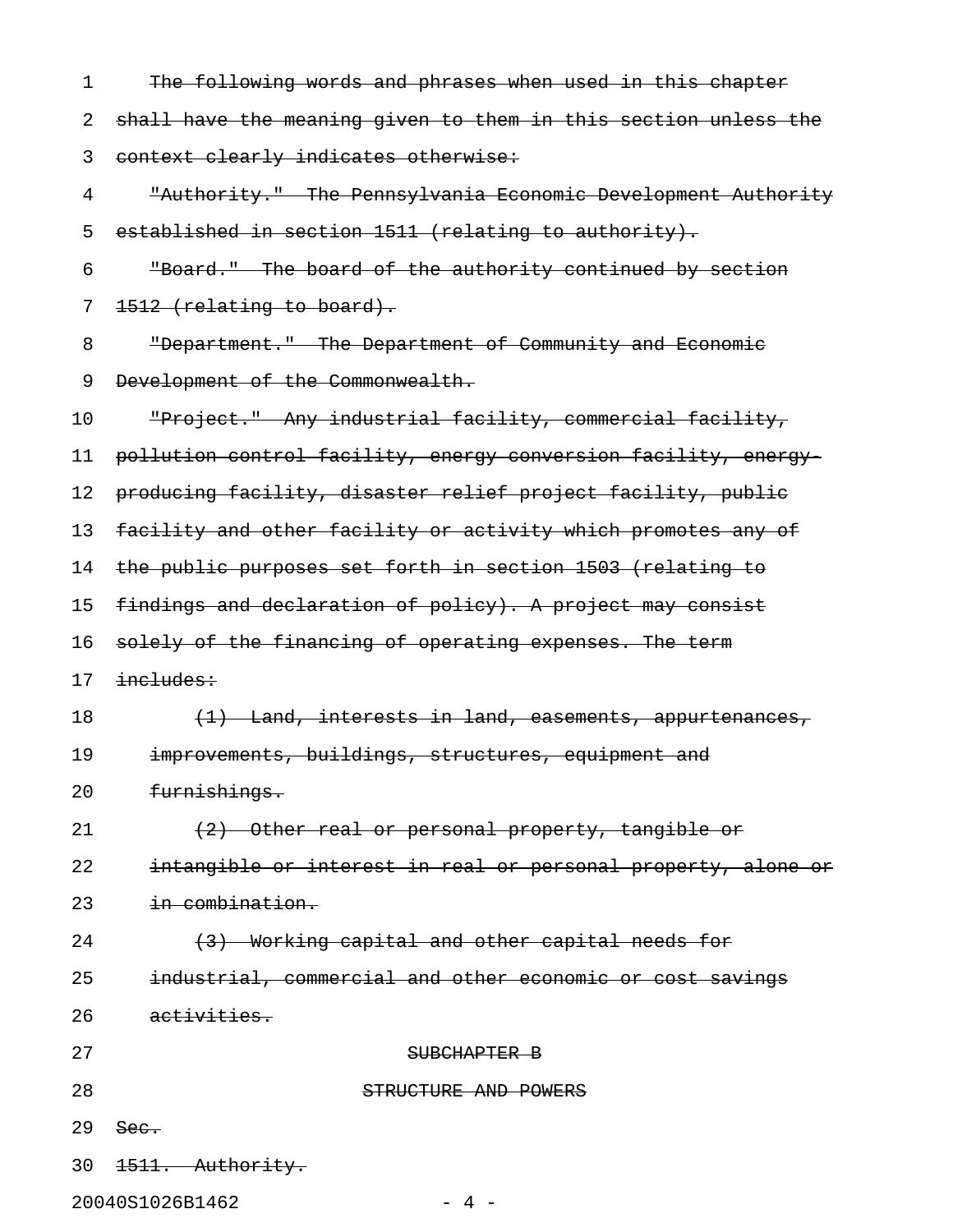~~The following words and phrases when used in this chapter shall have the meaning given to them in this section unless the context clearly indicates otherwise:~~

~~"Authority." The Pennsylvania Economic Development Authority established in section 1511 (relating to authority).~~

~~"Board." The board of the authority continued by section 1512 (relating to board).~~

~~"Department." The Department of Community and Economic Development of the Commonwealth.~~

~~"Project." Any industrial facility, commercial facility, pollution control facility, energy conversion facility, energy-producing facility, disaster relief project facility, public facility and other facility or activity which promotes any of the public purposes set forth in section 1503 (relating to findings and declaration of policy). A project may consist solely of the financing of operating expenses. The term includes:~~

~~(1) Land, interests in land, easements, appurtenances, improvements, buildings, structures, equipment and furnishings.~~

~~(2) Other real or personal property, tangible or intangible or interest in real or personal property, alone or in combination.~~

~~(3) Working capital and other capital needs for industrial, commercial and other economic or cost savings activities.~~

~~SUBCHAPTER B~~

~~STRUCTURE AND POWERS~~

~~Sec.~~

~~1511. Authority.~~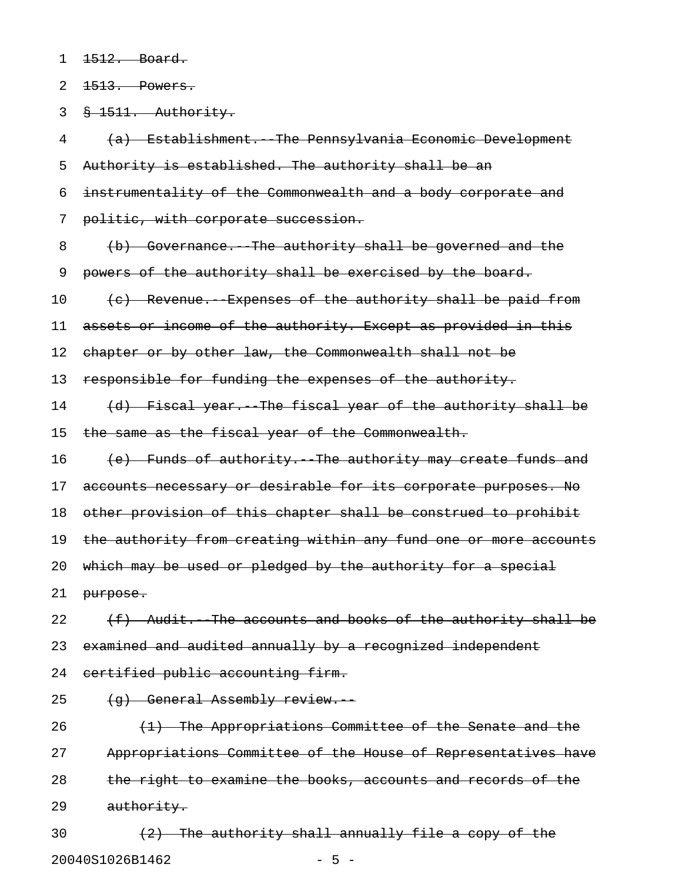~~1512. Board.~~

~~1513. Powers.~~

~~§ 1511. Authority.~~

~~(a) Establishment.--The Pennsylvania Economic Development Authority is established. The authority shall be an instrumentality of the Commonwealth and a body corporate and politic, with corporate succession.~~

~~(b) Governance.--The authority shall be governed and the powers of the authority shall be exercised by the board.~~

~~(c) Revenue.--Expenses of the authority shall be paid from assets or income of the authority. Except as provided in this chapter or by other law, the Commonwealth shall not be responsible for funding the expenses of the authority.~~

~~(d) Fiscal year.--The fiscal year of the authority shall be the same as the fiscal year of the Commonwealth.~~

~~(e) Funds of authority.--The authority may create funds and accounts necessary or desirable for its corporate purposes. No other provision of this chapter shall be construed to prohibit the authority from creating within any fund one or more accounts which may be used or pledged by the authority for a special purpose.~~

~~(f) Audit.--The accounts and books of the authority shall be examined and audited annually by a recognized independent certified public accounting firm.~~

~~(g) General Assembly review.--~~

~~(1) The Appropriations Committee of the Senate and the Appropriations Committee of the House of Representatives have the right to examine the books, accounts and records of the authority.~~

~~(2) The authority shall annually file a copy of the~~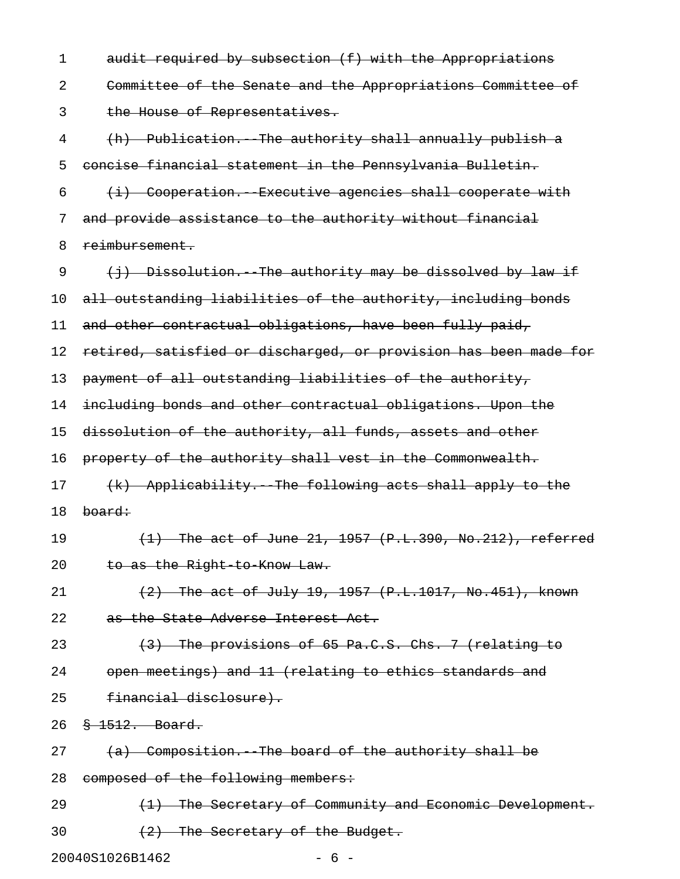~~audit required by subsection (f) with the Appropriations Committee of the Senate and the Appropriations Committee of the House of Representatives.~~

~~(h) Publication.--The authority shall annually publish a concise financial statement in the Pennsylvania Bulletin.~~

~~(i) Cooperation.--Executive agencies shall cooperate with and provide assistance to the authority without financial reimbursement.~~

~~(j) Dissolution.--The authority may be dissolved by law if all outstanding liabilities of the authority, including bonds and other contractual obligations, have been fully paid, retired, satisfied or discharged, or provision has been made for payment of all outstanding liabilities of the authority, including bonds and other contractual obligations. Upon the dissolution of the authority, all funds, assets and other property of the authority shall vest in the Commonwealth.~~

~~(k) Applicability.--The following acts shall apply to the board:~~

~~(1) The act of June 21, 1957 (P.L.390, No.212), referred to as the Right-to-Know Law.~~

~~(2) The act of July 19, 1957 (P.L.1017, No.451), known as the State Adverse Interest Act.~~

~~(3) The provisions of 65 Pa.C.S. Chs. 7 (relating to open meetings) and 11 (relating to ethics standards and financial disclosure).~~

~~§ 1512. Board.~~

~~(a) Composition.--The board of the authority shall be composed of the following members:~~

~~(1) The Secretary of Community and Economic Development.~~

~~(2) The Secretary of the Budget.~~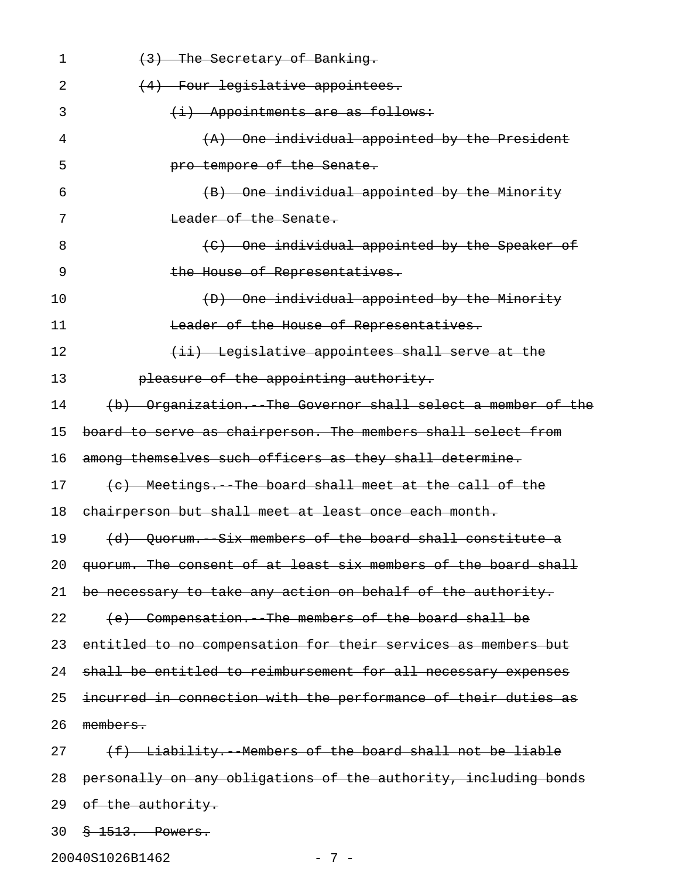~~(3) The Secretary of Banking.~~

~~(4) Four legislative appointees.~~

~~(i) Appointments are as follows:~~

~~(A) One individual appointed by the President pro tempore of the Senate.~~

~~(B) One individual appointed by the Minority Leader of the Senate.~~

~~(C) One individual appointed by the Speaker of the House of Representatives.~~

~~(D) One individual appointed by the Minority Leader of the House of Representatives.~~

~~(ii) Legislative appointees shall serve at the pleasure of the appointing authority.~~

~~(b) Organization.--The Governor shall select a member of the board to serve as chairperson. The members shall select from among themselves such officers as they shall determine.~~

~~(c) Meetings.--The board shall meet at the call of the chairperson but shall meet at least once each month.~~

~~(d) Quorum.--Six members of the board shall constitute a quorum. The consent of at least six members of the board shall be necessary to take any action on behalf of the authority.~~

~~(e) Compensation.--The members of the board shall be entitled to no compensation for their services as members but shall be entitled to reimbursement for all necessary expenses incurred in connection with the performance of their duties as members.~~

~~(f) Liability.--Members of the board shall not be liable personally on any obligations of the authority, including bonds of the authority.~~

~~§ 1513. Powers.~~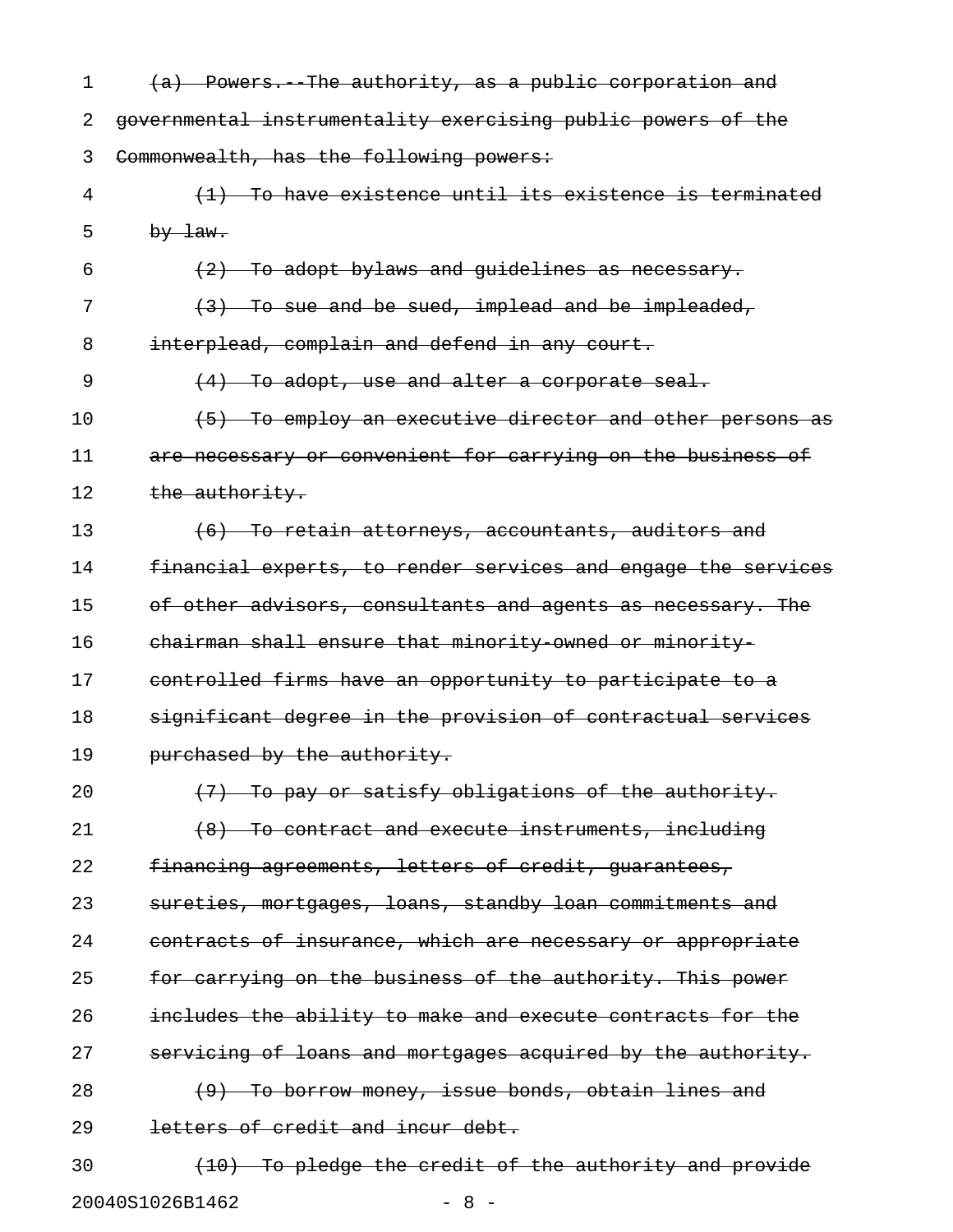~~(a) Powers.--The authority, as a public corporation and governmental instrumentality exercising public powers of the Commonwealth, has the following powers:~~

~~(1) To have existence until its existence is terminated by law.~~

~~(2) To adopt bylaws and guidelines as necessary.~~

~~(3) To sue and be sued, implead and be impleaded, interplead, complain and defend in any court.~~

~~(4) To adopt, use and alter a corporate seal.~~

~~(5) To employ an executive director and other persons as are necessary or convenient for carrying on the business of the authority.~~

~~(6) To retain attorneys, accountants, auditors and financial experts, to render services and engage the services of other advisors, consultants and agents as necessary. The chairman shall ensure that minority-owned or minority-controlled firms have an opportunity to participate to a significant degree in the provision of contractual services purchased by the authority.~~

~~(7) To pay or satisfy obligations of the authority.~~

~~(8) To contract and execute instruments, including financing agreements, letters of credit, guarantees, sureties, mortgages, loans, standby loan commitments and contracts of insurance, which are necessary or appropriate for carrying on the business of the authority. This power includes the ability to make and execute contracts for the servicing of loans and mortgages acquired by the authority.~~

~~(9) To borrow money, issue bonds, obtain lines and letters of credit and incur debt.~~

~~(10) To pledge the credit of the authority and provide~~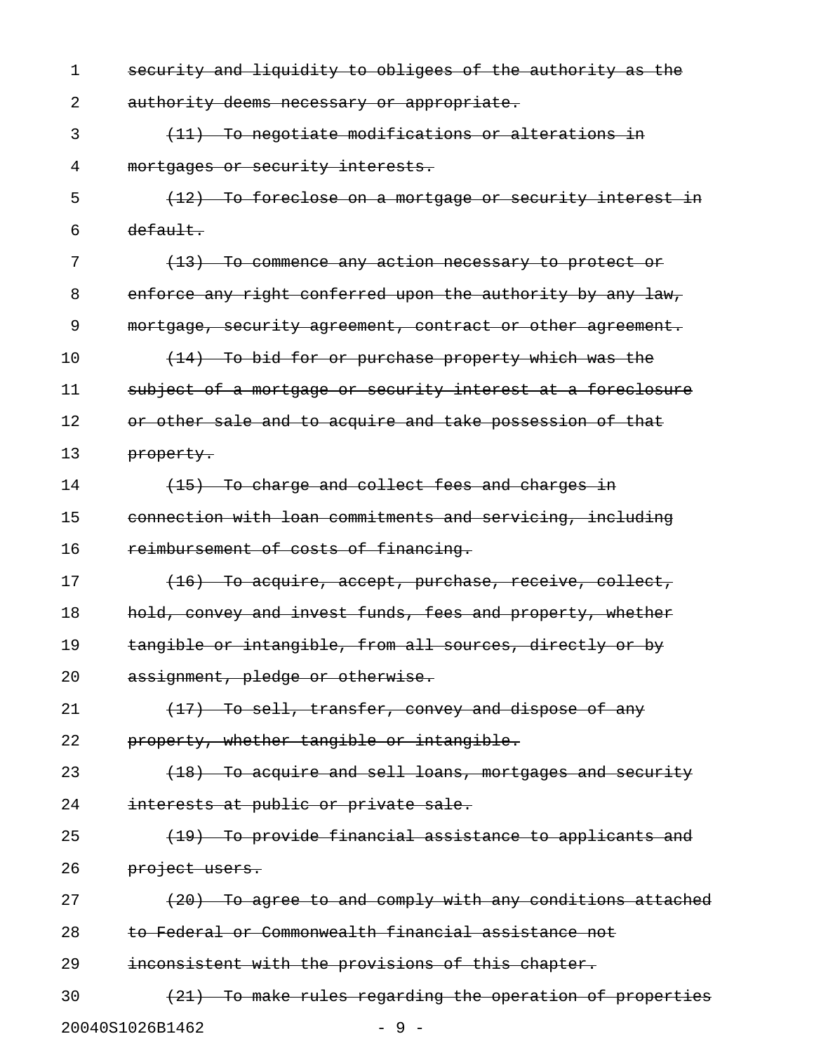~~security and liquidity to obligees of the authority as the authority deems necessary or appropriate.~~

~~(11) To negotiate modifications or alterations in mortgages or security interests.~~

~~(12) To foreclose on a mortgage or security interest in default.~~

~~(13) To commence any action necessary to protect or enforce any right conferred upon the authority by any law, mortgage, security agreement, contract or other agreement.~~

~~(14) To bid for or purchase property which was the subject of a mortgage or security interest at a foreclosure or other sale and to acquire and take possession of that property.~~

~~(15) To charge and collect fees and charges in connection with loan commitments and servicing, including reimbursement of costs of financing.~~

~~(16) To acquire, accept, purchase, receive, collect, hold, convey and invest funds, fees and property, whether tangible or intangible, from all sources, directly or by assignment, pledge or otherwise.~~

~~(17) To sell, transfer, convey and dispose of any property, whether tangible or intangible.~~

~~(18) To acquire and sell loans, mortgages and security interests at public or private sale.~~

~~(19) To provide financial assistance to applicants and project users.~~

~~(20) To agree to and comply with any conditions attached to Federal or Commonwealth financial assistance not inconsistent with the provisions of this chapter.~~

~~(21) To make rules regarding the operation of properties~~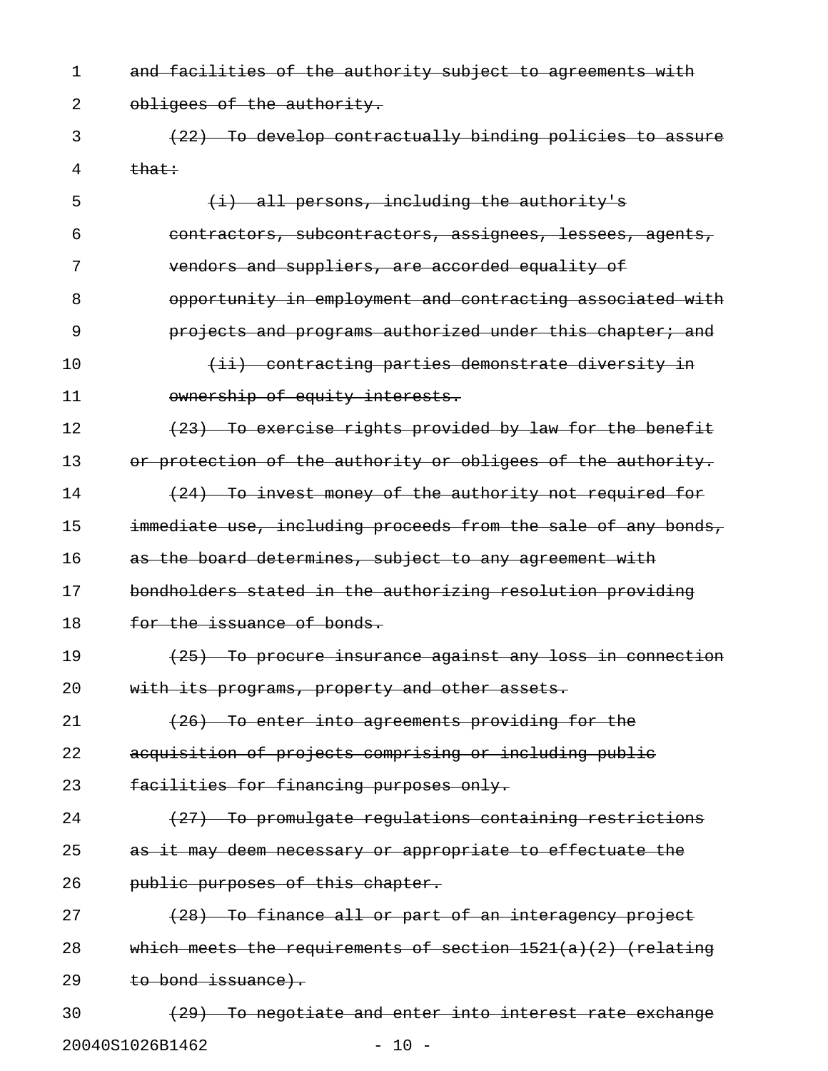~~and facilities of the authority subject to agreements with obligees of the authority.~~

~~(22) To develop contractually binding policies to assure that:~~

~~(i) all persons, including the authority's contractors, subcontractors, assignees, lessees, agents, vendors and suppliers, are accorded equality of opportunity in employment and contracting associated with projects and programs authorized under this chapter; and~~

~~(ii) contracting parties demonstrate diversity in ownership of equity interests.~~

~~(23) To exercise rights provided by law for the benefit or protection of the authority or obligees of the authority.~~

~~(24) To invest money of the authority not required for immediate use, including proceeds from the sale of any bonds, as the board determines, subject to any agreement with bondholders stated in the authorizing resolution providing for the issuance of bonds.~~

~~(25) To procure insurance against any loss in connection with its programs, property and other assets.~~

~~(26) To enter into agreements providing for the acquisition of projects comprising or including public facilities for financing purposes only.~~

~~(27) To promulgate regulations containing restrictions as it may deem necessary or appropriate to effectuate the public purposes of this chapter.~~

~~(28) To finance all or part of an interagency project which meets the requirements of section 1521(a)(2) (relating to bond issuance).~~

~~(29) To negotiate and enter into interest rate exchange~~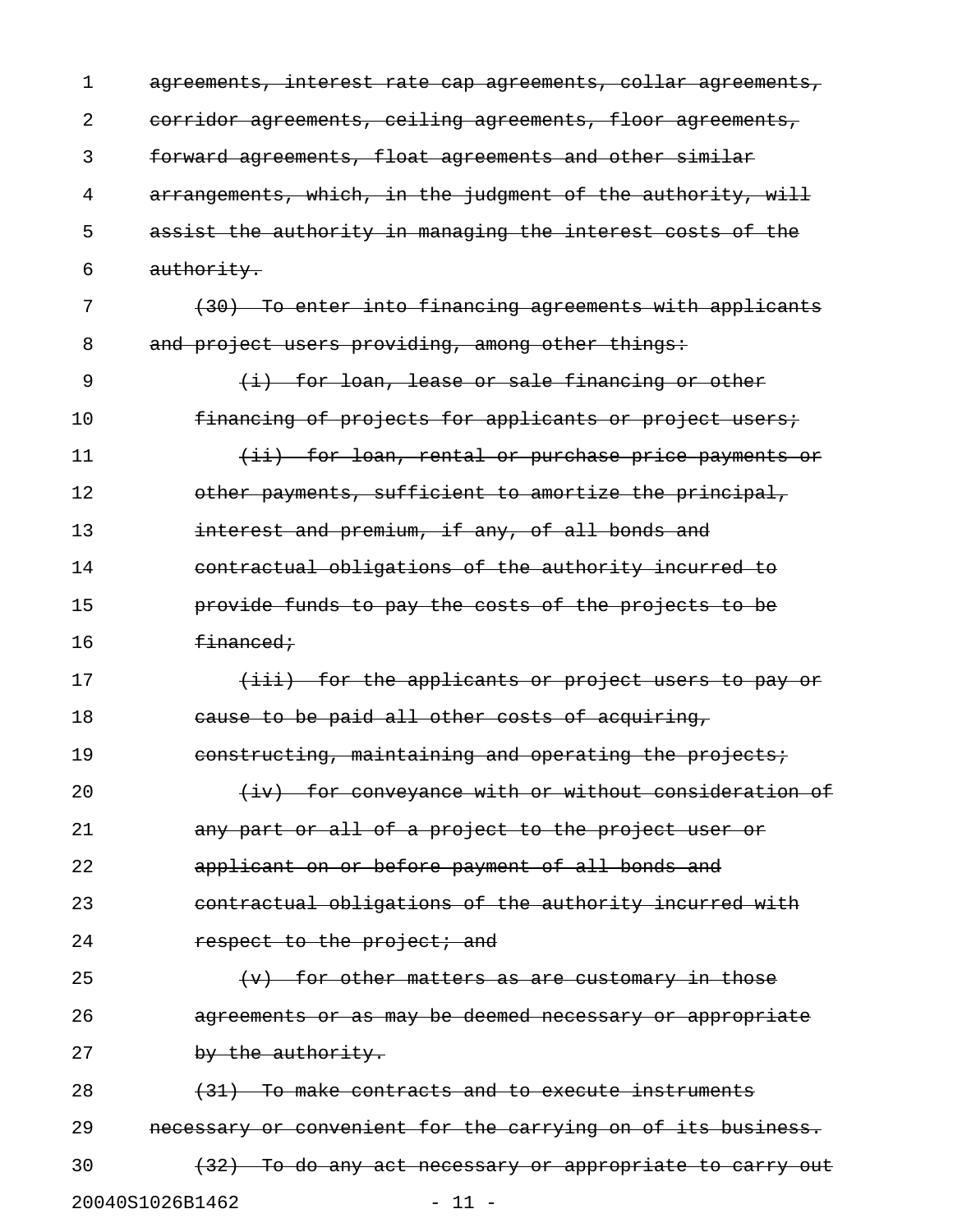~~agreements, interest rate cap agreements, collar agreements, corridor agreements, ceiling agreements, floor agreements, forward agreements, float agreements and other similar arrangements, which, in the judgment of the authority, will assist the authority in managing the interest costs of the authority.~~

~~(30) To enter into financing agreements with applicants and project users providing, among other things:~~

~~(i) for loan, lease or sale financing or other financing of projects for applicants or project users;~~

~~(ii) for loan, rental or purchase price payments or other payments, sufficient to amortize the principal, interest and premium, if any, of all bonds and contractual obligations of the authority incurred to provide funds to pay the costs of the projects to be financed;~~

~~(iii) for the applicants or project users to pay or cause to be paid all other costs of acquiring, constructing, maintaining and operating the projects;~~

~~(iv) for conveyance with or without consideration of any part or all of a project to the project user or applicant on or before payment of all bonds and contractual obligations of the authority incurred with respect to the project; and~~

~~(v) for other matters as are customary in those agreements or as may be deemed necessary or appropriate by the authority.~~

~~(31) To make contracts and to execute instruments necessary or convenient for the carrying on of its business.~~

~~(32) To do any act necessary or appropriate to carry out~~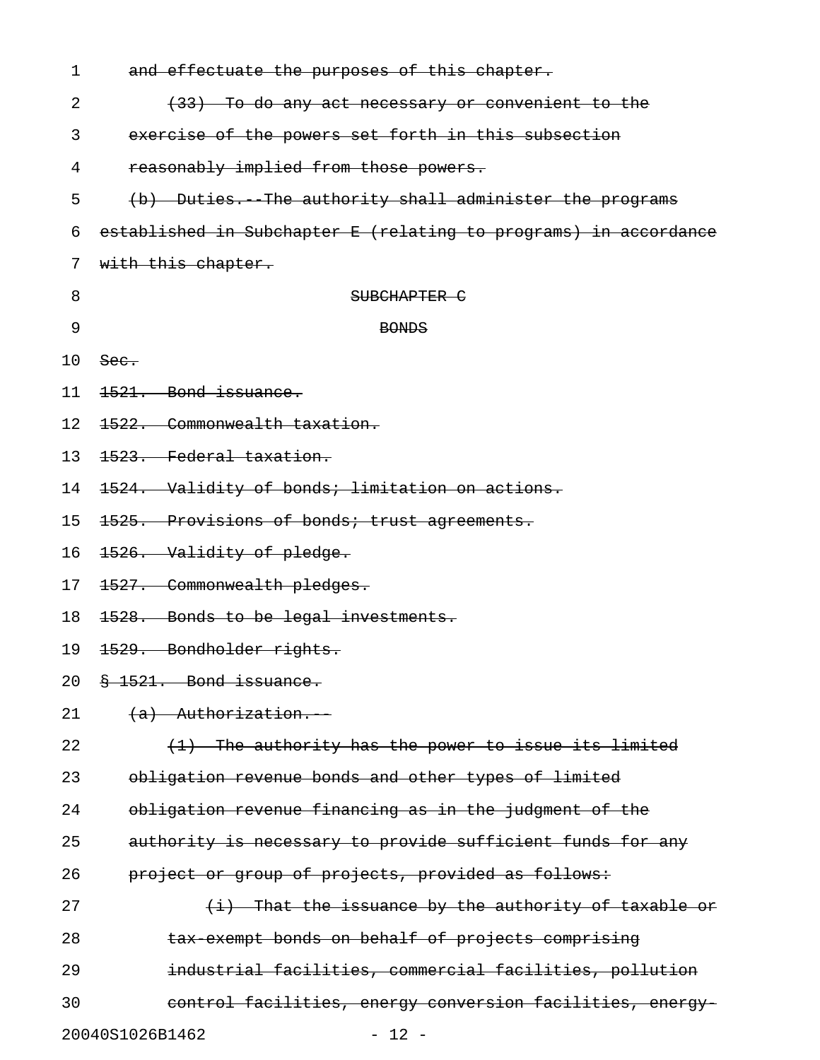~~and effectuate the purposes of this chapter.~~

~~(33) To do any act necessary or convenient to the exercise of the powers set forth in this subsection reasonably implied from those powers.~~

~~(b) Duties.--The authority shall administer the programs established in Subchapter E (relating to programs) in accordance with this chapter.~~

~~SUBCHAPTER C~~

~~BONDS~~

~~Sec.~~

~~1521. Bond issuance.~~

~~1522. Commonwealth taxation.~~

~~1523. Federal taxation.~~

~~1524. Validity of bonds; limitation on actions.~~

~~1525. Provisions of bonds; trust agreements.~~

~~1526. Validity of pledge.~~

~~1527. Commonwealth pledges.~~

~~1528. Bonds to be legal investments.~~

~~1529. Bondholder rights.~~

~~§ 1521. Bond issuance.~~

~~(a) Authorization.--~~

~~(1) The authority has the power to issue its limited obligation revenue bonds and other types of limited obligation revenue financing as in the judgment of the authority is necessary to provide sufficient funds for any project or group of projects, provided as follows:~~

~~(i) That the issuance by the authority of taxable or tax-exempt bonds on behalf of projects comprising industrial facilities, commercial facilities, pollution control facilities, energy conversion facilities, energy-~~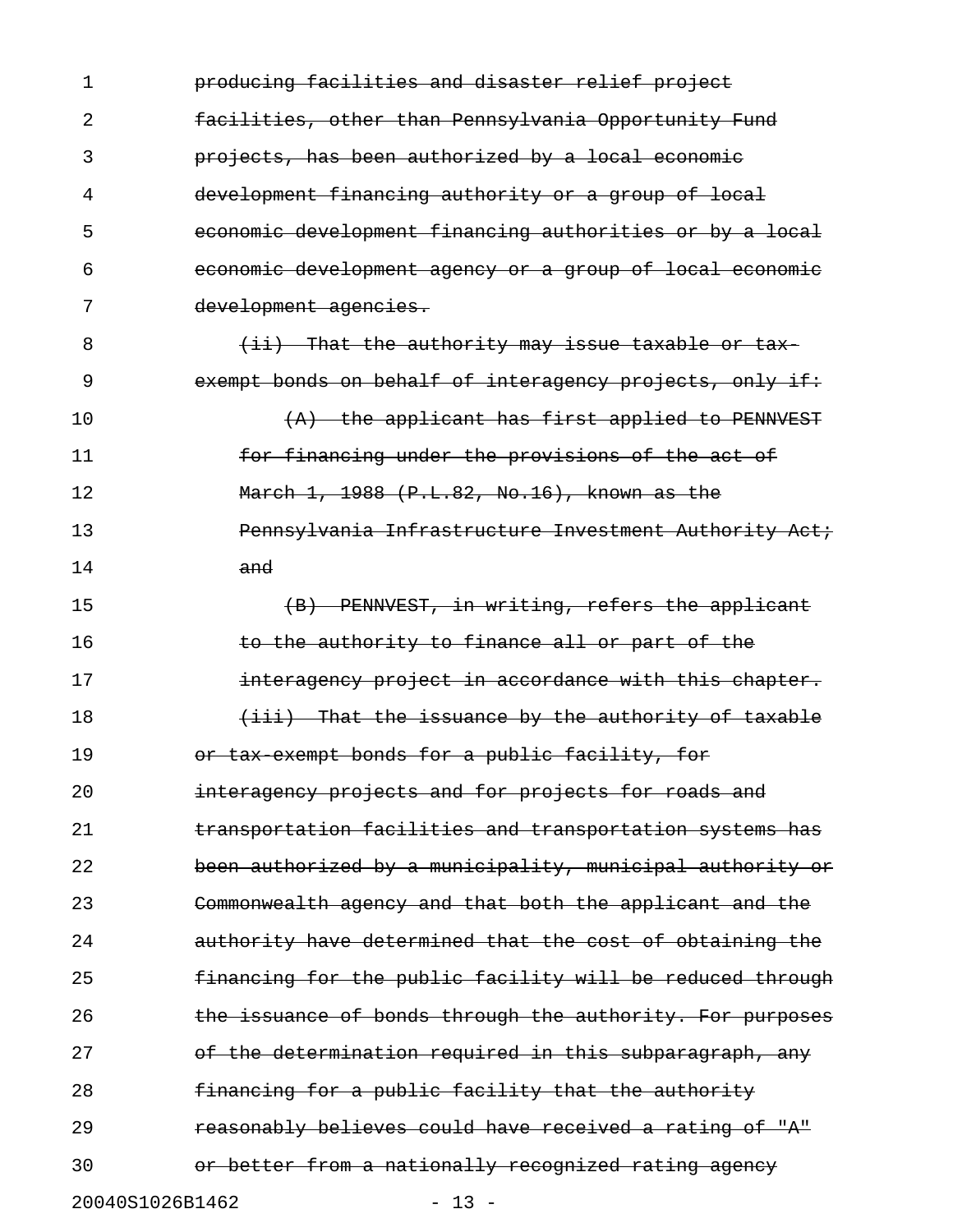~~producing facilities and disaster relief project facilities, other than Pennsylvania Opportunity Fund projects, has been authorized by a local economic development financing authority or a group of local economic development financing authorities or by a local economic development agency or a group of local economic development agencies.~~

~~(ii) That the authority may issue taxable or tax-exempt bonds on behalf of interagency projects, only if:~~

~~(A) the applicant has first applied to PENNVEST for financing under the provisions of the act of March 1, 1988 (P.L.82, No.16), known as the Pennsylvania Infrastructure Investment Authority Act; and~~

~~(B) PENNVEST, in writing, refers the applicant to the authority to finance all or part of the interagency project in accordance with this chapter.~~

~~(iii) That the issuance by the authority of taxable or tax-exempt bonds for a public facility, for interagency projects and for projects for roads and transportation facilities and transportation systems has been authorized by a municipality, municipal authority or Commonwealth agency and that both the applicant and the authority have determined that the cost of obtaining the financing for the public facility will be reduced through the issuance of bonds through the authority. For purposes of the determination required in this subparagraph, any financing for a public facility that the authority reasonably believes could have received a rating of "A" or better from a nationally recognized rating agency~~

20040S1026B1462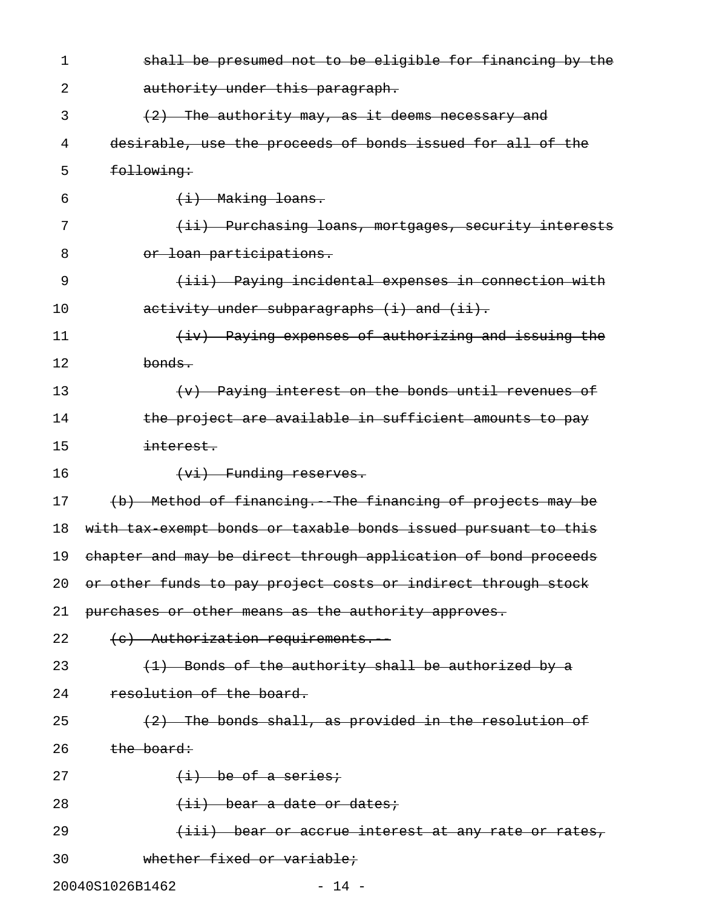~~shall be presumed not to be eligible for financing by the authority under this paragraph.~~

~~(2) The authority may, as it deems necessary and desirable, use the proceeds of bonds issued for all of the following:~~

~~(i) Making loans.~~

~~(ii) Purchasing loans, mortgages, security interests or loan participations.~~

~~(iii) Paying incidental expenses in connection with activity under subparagraphs (i) and (ii).~~

~~(iv) Paying expenses of authorizing and issuing the bonds.~~

~~(v) Paying interest on the bonds until revenues of the project are available in sufficient amounts to pay interest.~~

~~(vi) Funding reserves.~~

~~(b) Method of financing.--The financing of projects may be with tax-exempt bonds or taxable bonds issued pursuant to this chapter and may be direct through application of bond proceeds or other funds to pay project costs or indirect through stock purchases or other means as the authority approves.~~

~~(c) Authorization requirements.--~~

~~(1) Bonds of the authority shall be authorized by a resolution of the board.~~

~~(2) The bonds shall, as provided in the resolution of the board:~~

~~(i) be of a series;~~

~~(ii) bear a date or dates;~~

~~(iii) bear or accrue interest at any rate or rates, whether fixed or variable;~~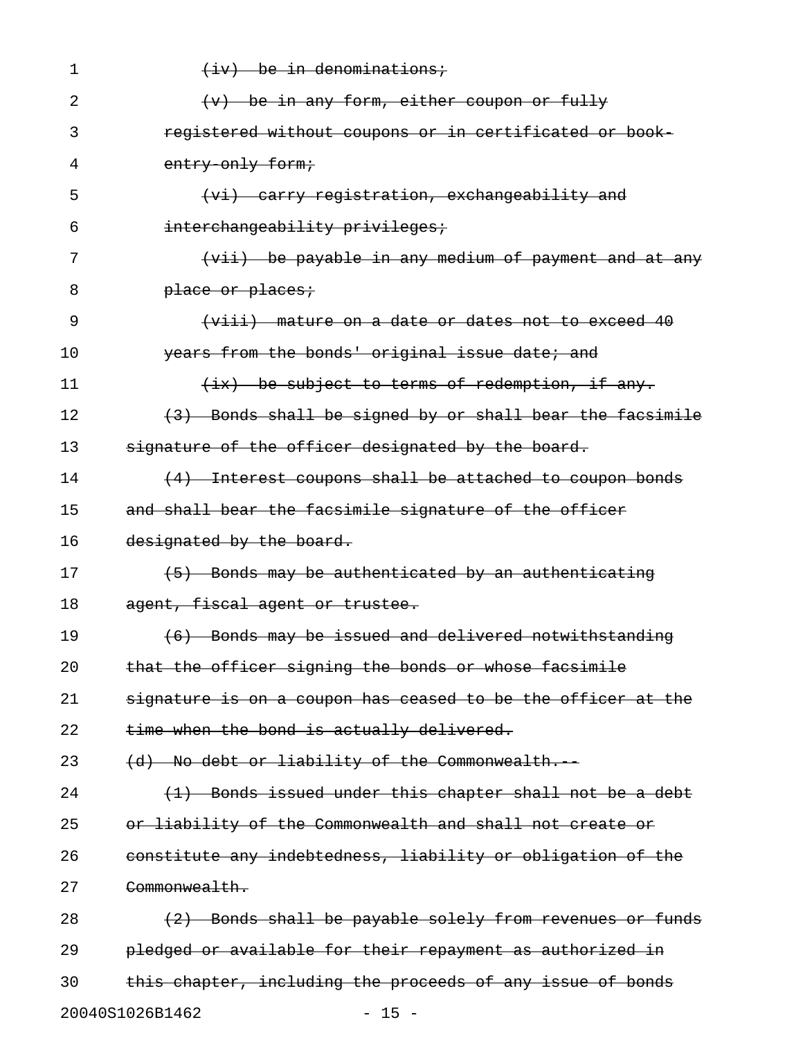~~(iv) be in denominations;~~

~~(v) be in any form, either coupon or fully registered without coupons or in certificated or book-entry-only form;~~

~~(vi) carry registration, exchangeability and interchangeability privileges;~~

~~(vii) be payable in any medium of payment and at any place or places;~~

~~(viii) mature on a date or dates not to exceed 40 years from the bonds' original issue date; and~~

~~(ix) be subject to terms of redemption, if any.~~

~~(3) Bonds shall be signed by or shall bear the facsimile signature of the officer designated by the board.~~

~~(4) Interest coupons shall be attached to coupon bonds and shall bear the facsimile signature of the officer designated by the board.~~

~~(5) Bonds may be authenticated by an authenticating agent, fiscal agent or trustee.~~

~~(6) Bonds may be issued and delivered notwithstanding that the officer signing the bonds or whose facsimile signature is on a coupon has ceased to be the officer at the time when the bond is actually delivered.~~

~~(d) No debt or liability of the Commonwealth.--~~

~~(1) Bonds issued under this chapter shall not be a debt or liability of the Commonwealth and shall not create or constitute any indebtedness, liability or obligation of the Commonwealth.~~

~~(2) Bonds shall be payable solely from revenues or funds pledged or available for their repayment as authorized in this chapter, including the proceeds of any issue of bonds~~

20040S1026B1462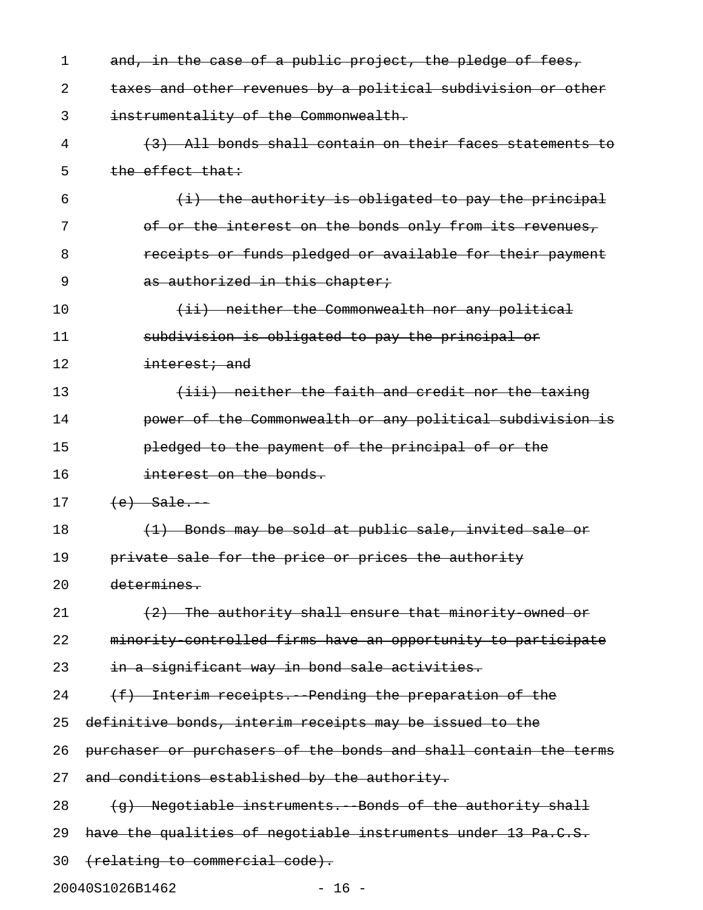and, in the case of a public project, the pledge of fees, taxes and other revenues by a political subdivision or other instrumentality of the Commonwealth.

(3) All bonds shall contain on their faces statements to the effect that:

(i) the authority is obligated to pay the principal of or the interest on the bonds only from its revenues, receipts or funds pledged or available for their payment as authorized in this chapter;

(ii) neither the Commonwealth nor any political subdivision is obligated to pay the principal or interest; and

(iii) neither the faith and credit nor the taxing power of the Commonwealth or any political subdivision is pledged to the payment of the principal of or the interest on the bonds.

(e) Sale.--

(1) Bonds may be sold at public sale, invited sale or private sale for the price or prices the authority determines.

(2) The authority shall ensure that minority-owned or minority-controlled firms have an opportunity to participate in a significant way in bond sale activities.

(f) Interim receipts.--Pending the preparation of the definitive bonds, interim receipts may be issued to the purchaser or purchasers of the bonds and shall contain the terms and conditions established by the authority.

(g) Negotiable instruments.--Bonds of the authority shall have the qualities of negotiable instruments under 13 Pa.C.S. (relating to commercial code).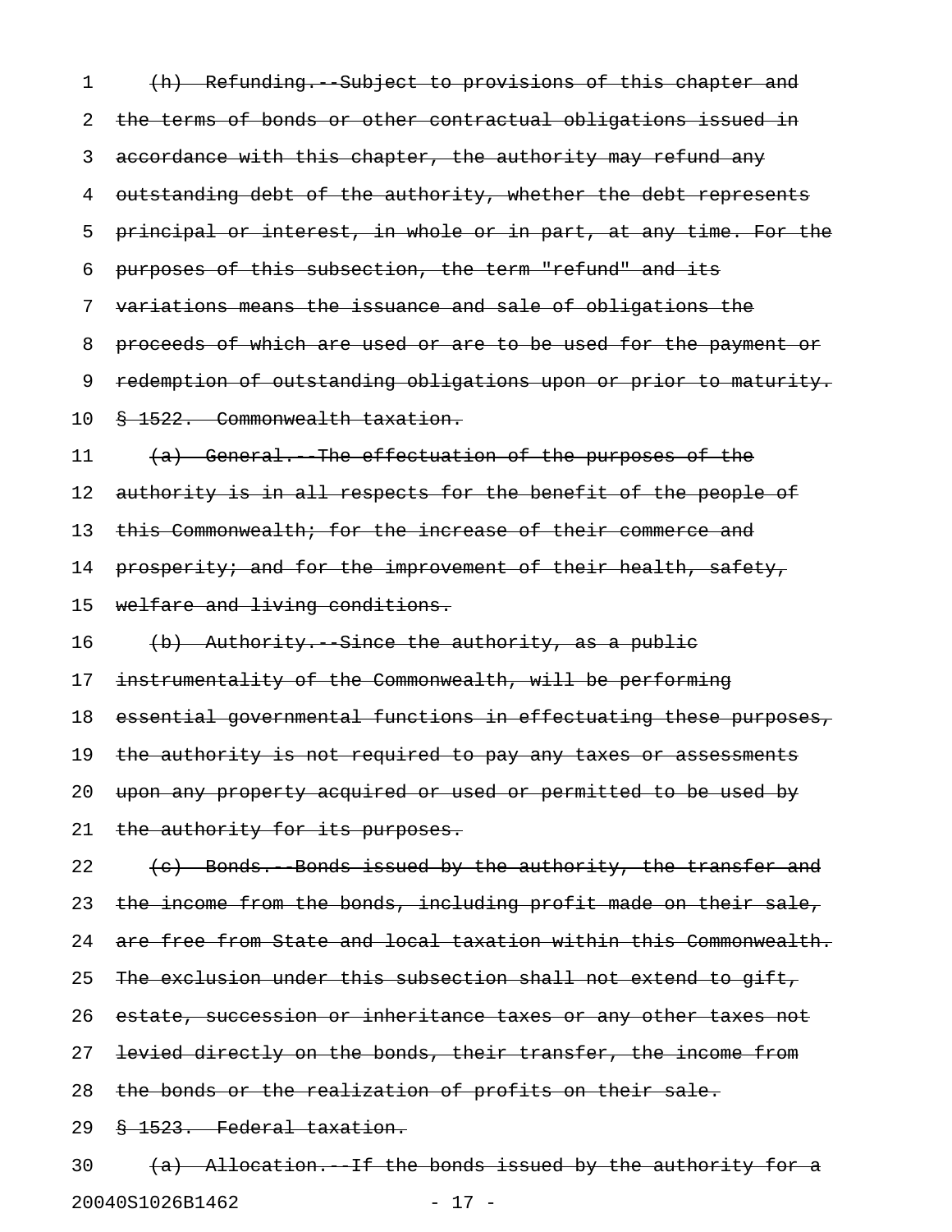(h) Refunding.--Subject to provisions of this chapter and the terms of bonds or other contractual obligations issued in accordance with this chapter, the authority may refund any outstanding debt of the authority, whether the debt represents principal or interest, in whole or in part, at any time. For the purposes of this subsection, the term "refund" and its variations means the issuance and sale of obligations the proceeds of which are used or are to be used for the payment or redemption of outstanding obligations upon or prior to maturity.

§ 1522. Commonwealth taxation.

(a) General.--The effectuation of the purposes of the authority is in all respects for the benefit of the people of this Commonwealth; for the increase of their commerce and prosperity; and for the improvement of their health, safety, welfare and living conditions.

(b) Authority.--Since the authority, as a public instrumentality of the Commonwealth, will be performing essential governmental functions in effectuating these purposes, the authority is not required to pay any taxes or assessments upon any property acquired or used or permitted to be used by the authority for its purposes.

(c) Bonds.--Bonds issued by the authority, the transfer and the income from the bonds, including profit made on their sale, are free from State and local taxation within this Commonwealth. The exclusion under this subsection shall not extend to gift, estate, succession or inheritance taxes or any other taxes not levied directly on the bonds, their transfer, the income from the bonds or the realization of profits on their sale.

§ 1523. Federal taxation.

(a) Allocation.--If the bonds issued by the authority for a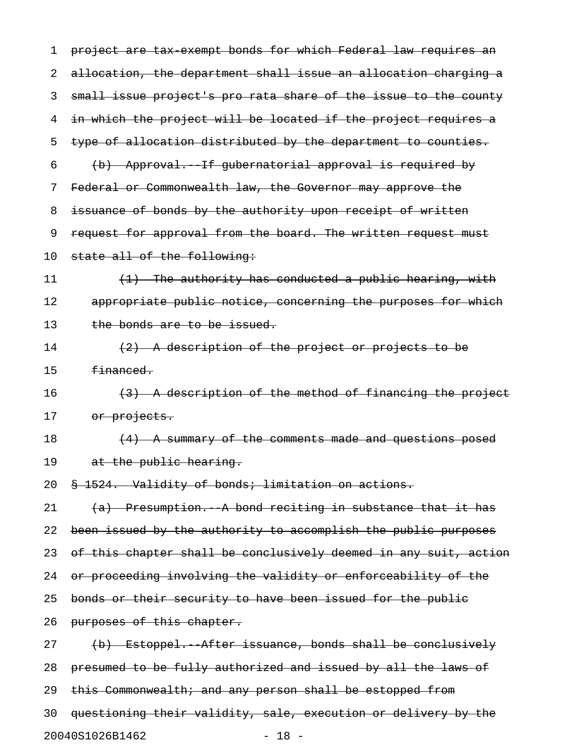project are tax-exempt bonds for which Federal law requires an allocation, the department shall issue an allocation charging a small issue project's pro rata share of the issue to the county in which the project will be located if the project requires a type of allocation distributed by the department to counties.

(b) Approval.--If gubernatorial approval is required by Federal or Commonwealth law, the Governor may approve the issuance of bonds by the authority upon receipt of written request for approval from the board. The written request must state all of the following:

(1) The authority has conducted a public hearing, with appropriate public notice, concerning the purposes for which the bonds are to be issued.

(2) A description of the project or projects to be financed.

(3) A description of the method of financing the project or projects.

(4) A summary of the comments made and questions posed at the public hearing.

§ 1524. Validity of bonds; limitation on actions.

(a) Presumption.--A bond reciting in substance that it has been issued by the authority to accomplish the public purposes of this chapter shall be conclusively deemed in any suit, action or proceeding involving the validity or enforceability of the bonds or their security to have been issued for the public purposes of this chapter.

(b) Estoppel.--After issuance, bonds shall be conclusively presumed to be fully authorized and issued by all the laws of this Commonwealth; and any person shall be estopped from questioning their validity, sale, execution or delivery by the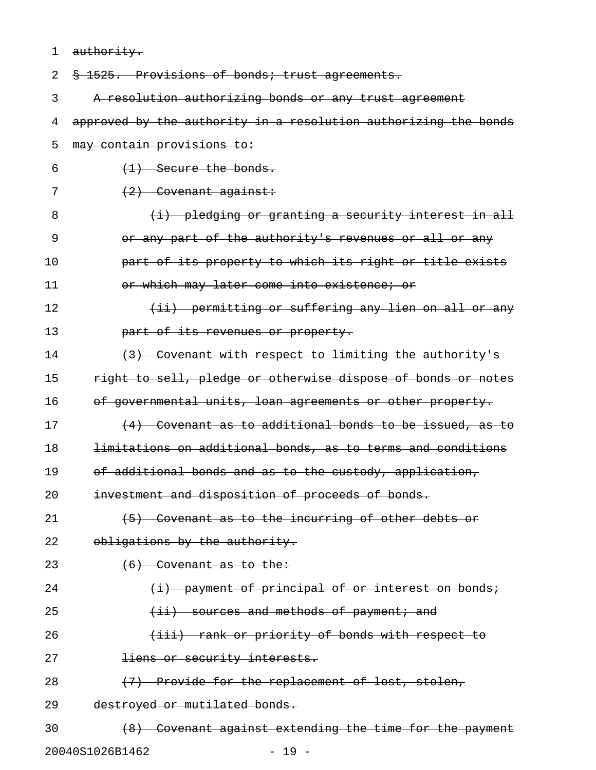authority.

§ 1525. Provisions of bonds; trust agreements.

A resolution authorizing bonds or any trust agreement approved by the authority in a resolution authorizing the bonds may contain provisions to:

(1) Secure the bonds.

(2) Covenant against:

(i) pledging or granting a security interest in all or any part of the authority's revenues or all or any part of its property to which its right or title exists or which may later come into existence; or

(ii) permitting or suffering any lien on all or any part of its revenues or property.

(3) Covenant with respect to limiting the authority's right to sell, pledge or otherwise dispose of bonds or notes of governmental units, loan agreements or other property.

(4) Covenant as to additional bonds to be issued, as to limitations on additional bonds, as to terms and conditions of additional bonds and as to the custody, application, investment and disposition of proceeds of bonds.

(5) Covenant as to the incurring of other debts or obligations by the authority.

(6) Covenant as to the:

(i) payment of principal of or interest on bonds;

(ii) sources and methods of payment; and

(iii) rank or priority of bonds with respect to liens or security interests.

(7) Provide for the replacement of lost, stolen, destroyed or mutilated bonds.

(8) Covenant against extending the time for the payment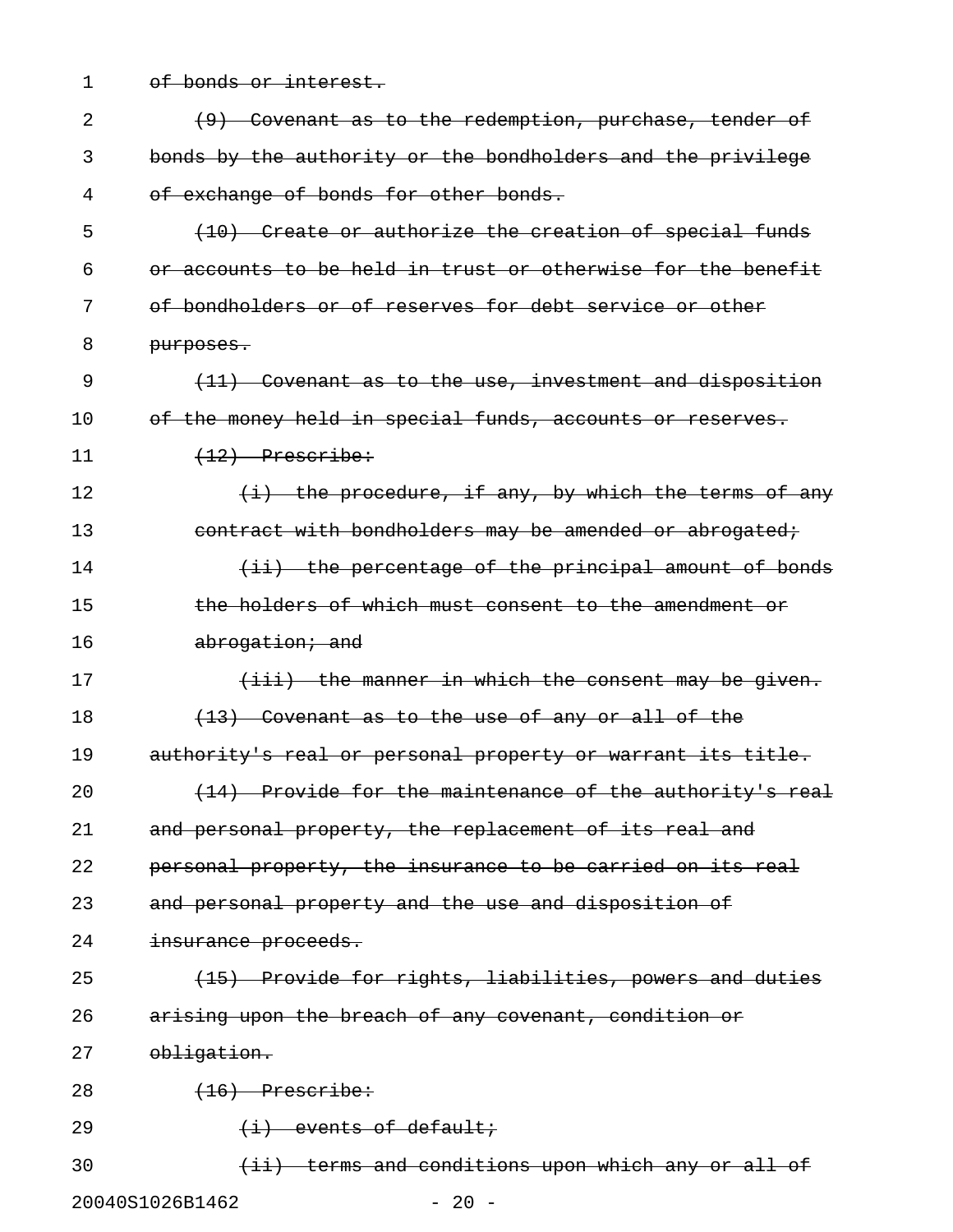~~of bonds or interest.~~

~~(9) Covenant as to the redemption, purchase, tender of bonds by the authority or the bondholders and the privilege of exchange of bonds for other bonds.~~

~~(10) Create or authorize the creation of special funds or accounts to be held in trust or otherwise for the benefit of bondholders or of reserves for debt service or other purposes.~~

~~(11) Covenant as to the use, investment and disposition of the money held in special funds, accounts or reserves.~~

~~(12) Prescribe:~~

~~(i) the procedure, if any, by which the terms of any contract with bondholders may be amended or abrogated;~~

~~(ii) the percentage of the principal amount of bonds the holders of which must consent to the amendment or abrogation; and~~

~~(iii) the manner in which the consent may be given.~~

~~(13) Covenant as to the use of any or all of the authority's real or personal property or warrant its title.~~

~~(14) Provide for the maintenance of the authority's real and personal property, the replacement of its real and personal property, the insurance to be carried on its real and personal property and the use and disposition of insurance proceeds.~~

~~(15) Provide for rights, liabilities, powers and duties arising upon the breach of any covenant, condition or obligation.~~

~~(16) Prescribe:~~

~~(i) events of default;~~

~~(ii) terms and conditions upon which any or all of~~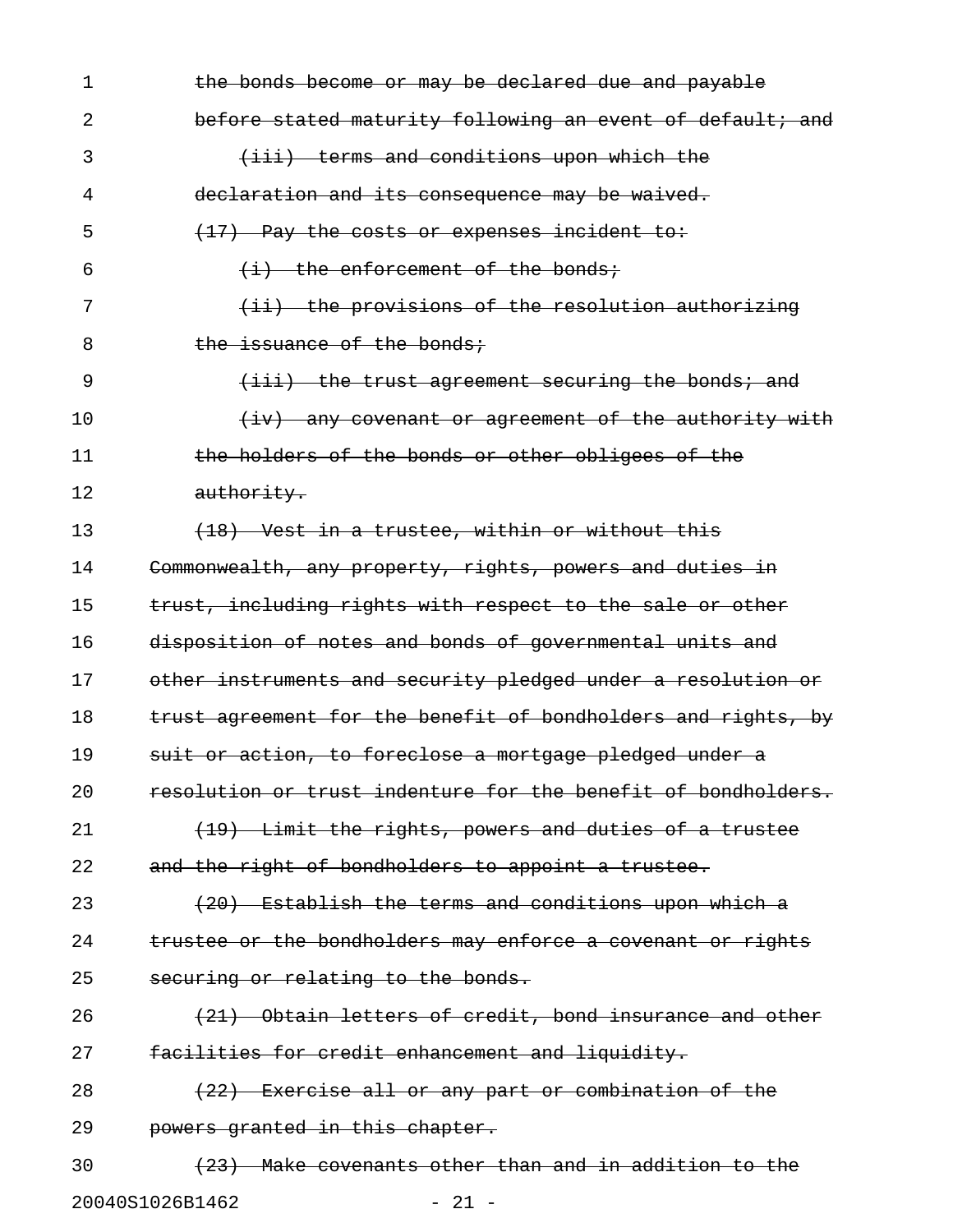~~the bonds become or may be declared due and payable before stated maturity following an event of default; and~~

~~(iii) terms and conditions upon which the declaration and its consequence may be waived.~~

~~(17) Pay the costs or expenses incident to:~~

~~(i) the enforcement of the bonds;~~

~~(ii) the provisions of the resolution authorizing the issuance of the bonds;~~

~~(iii) the trust agreement securing the bonds; and~~

~~(iv) any covenant or agreement of the authority with the holders of the bonds or other obligees of the authority.~~

~~(18) Vest in a trustee, within or without this Commonwealth, any property, rights, powers and duties in trust, including rights with respect to the sale or other disposition of notes and bonds of governmental units and other instruments and security pledged under a resolution or trust agreement for the benefit of bondholders and rights, by suit or action, to foreclose a mortgage pledged under a resolution or trust indenture for the benefit of bondholders.~~

~~(19) Limit the rights, powers and duties of a trustee and the right of bondholders to appoint a trustee.~~

~~(20) Establish the terms and conditions upon which a trustee or the bondholders may enforce a covenant or rights securing or relating to the bonds.~~

~~(21) Obtain letters of credit, bond insurance and other facilities for credit enhancement and liquidity.~~

~~(22) Exercise all or any part or combination of the powers granted in this chapter.~~

~~(23) Make covenants other than and in addition to the~~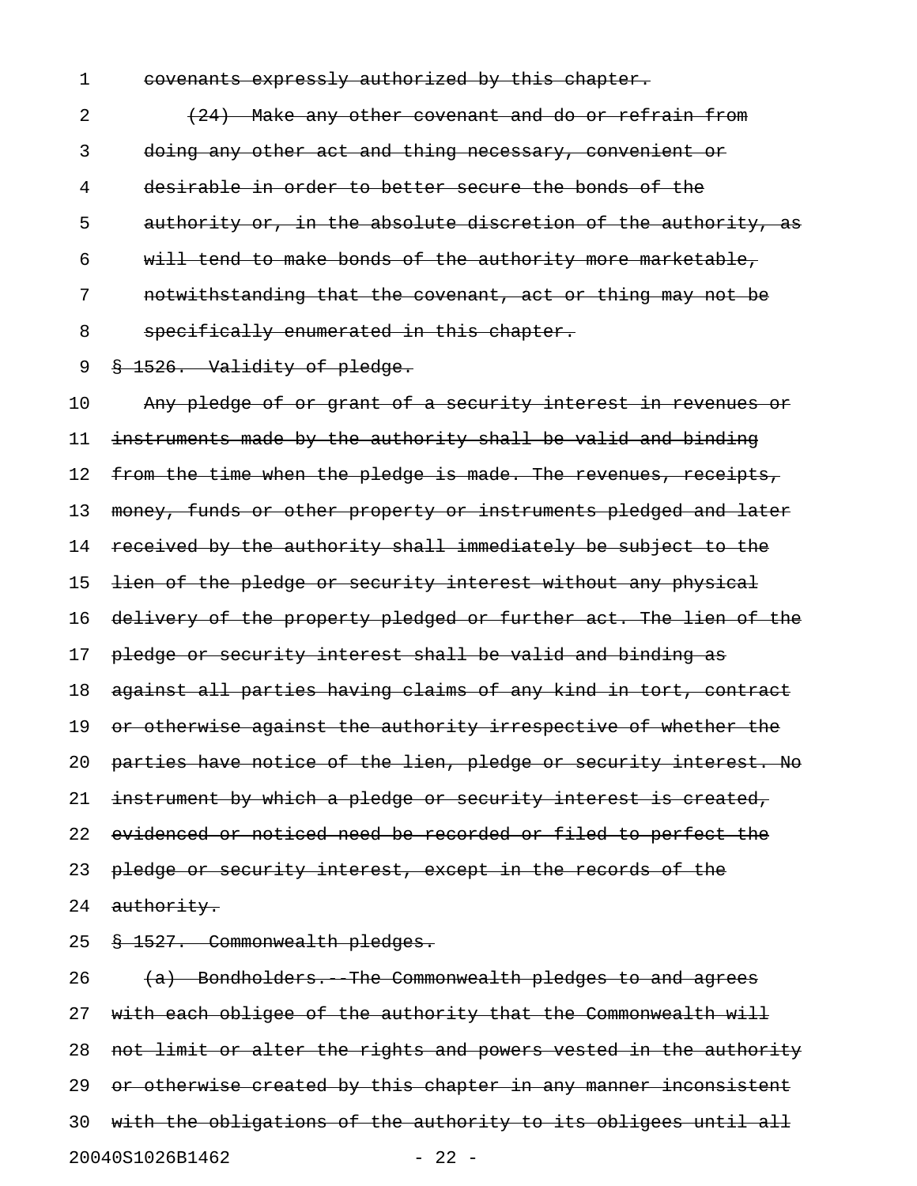~~covenants expressly authorized by this chapter.~~

~~(24) Make any other covenant and do or refrain from doing any other act and thing necessary, convenient or desirable in order to better secure the bonds of the authority or, in the absolute discretion of the authority, as will tend to make bonds of the authority more marketable, notwithstanding that the covenant, act or thing may not be specifically enumerated in this chapter.~~

~~§ 1526. Validity of pledge.~~

~~Any pledge of or grant of a security interest in revenues or instruments made by the authority shall be valid and binding from the time when the pledge is made. The revenues, receipts, money, funds or other property or instruments pledged and later received by the authority shall immediately be subject to the lien of the pledge or security interest without any physical delivery of the property pledged or further act. The lien of the pledge or security interest shall be valid and binding as against all parties having claims of any kind in tort, contract or otherwise against the authority irrespective of whether the parties have notice of the lien, pledge or security interest. No instrument by which a pledge or security interest is created, evidenced or noticed need be recorded or filed to perfect the pledge or security interest, except in the records of the authority.~~

~~§ 1527. Commonwealth pledges.~~

~~(a) Bondholders.--The Commonwealth pledges to and agrees with each obligee of the authority that the Commonwealth will not limit or alter the rights and powers vested in the authority or otherwise created by this chapter in any manner inconsistent with the obligations of the authority to its obligees until all~~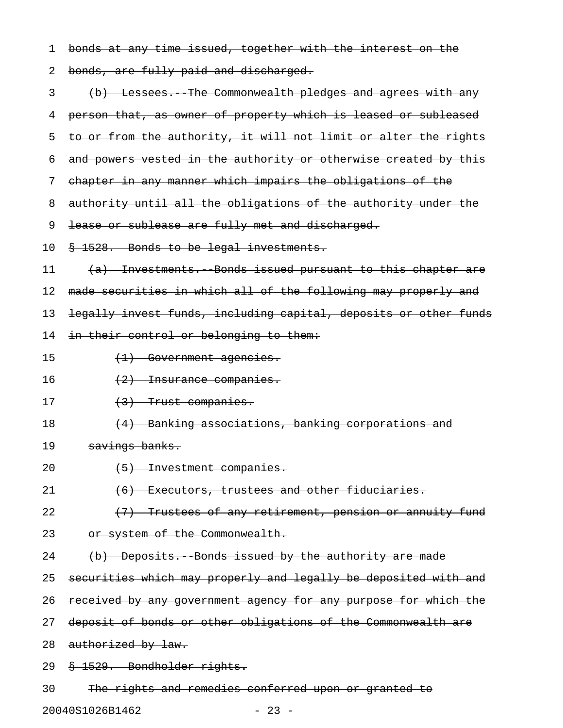~~bonds at any time issued, together with the interest on the bonds, are fully paid and discharged.~~

~~(b) Lessees.--The Commonwealth pledges and agrees with any person that, as owner of property which is leased or subleased to or from the authority, it will not limit or alter the rights and powers vested in the authority or otherwise created by this chapter in any manner which impairs the obligations of the authority until all the obligations of the authority under the lease or sublease are fully met and discharged.~~

~~§ 1528. Bonds to be legal investments.~~

~~(a) Investments.--Bonds issued pursuant to this chapter are made securities in which all of the following may properly and legally invest funds, including capital, deposits or other funds in their control or belonging to them:~~

~~(1) Government agencies.~~

~~(2) Insurance companies.~~

~~(3) Trust companies.~~

~~(4) Banking associations, banking corporations and savings banks.~~

~~(5) Investment companies.~~

~~(6) Executors, trustees and other fiduciaries.~~

~~(7) Trustees of any retirement, pension or annuity fund or system of the Commonwealth.~~

~~(b) Deposits.--Bonds issued by the authority are made securities which may properly and legally be deposited with and received by any government agency for any purpose for which the deposit of bonds or other obligations of the Commonwealth are authorized by law.~~

~~§ 1529. Bondholder rights.~~

~~The rights and remedies conferred upon or granted to~~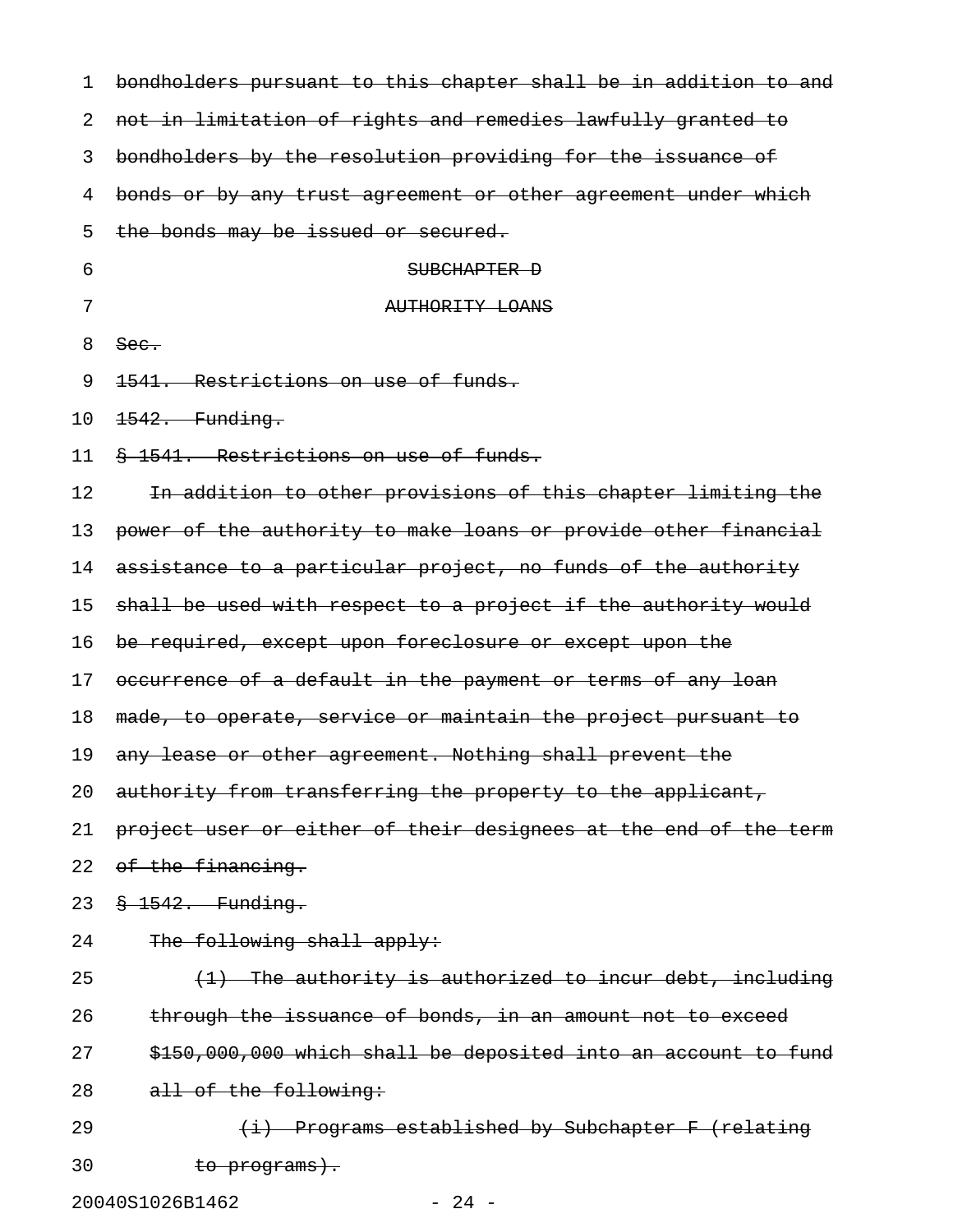bondholders pursuant to this chapter shall be in addition to and not in limitation of rights and remedies lawfully granted to bondholders by the resolution providing for the issuance of bonds or by any trust agreement or other agreement under which the bonds may be issued or secured.

SUBCHAPTER D

AUTHORITY LOANS

Sec.

1541. Restrictions on use of funds.

1542. Funding.

§ 1541. Restrictions on use of funds.

In addition to other provisions of this chapter limiting the power of the authority to make loans or provide other financial assistance to a particular project, no funds of the authority shall be used with respect to a project if the authority would be required, except upon foreclosure or except upon the occurrence of a default in the payment or terms of any loan made, to operate, service or maintain the project pursuant to any lease or other agreement. Nothing shall prevent the authority from transferring the property to the applicant, project user or either of their designees at the end of the term of the financing.

§ 1542. Funding.

The following shall apply:

(1) The authority is authorized to incur debt, including through the issuance of bonds, in an amount not to exceed $150,000,000 which shall be deposited into an account to fund all of the following:

(i) Programs established by Subchapter F (relating to programs).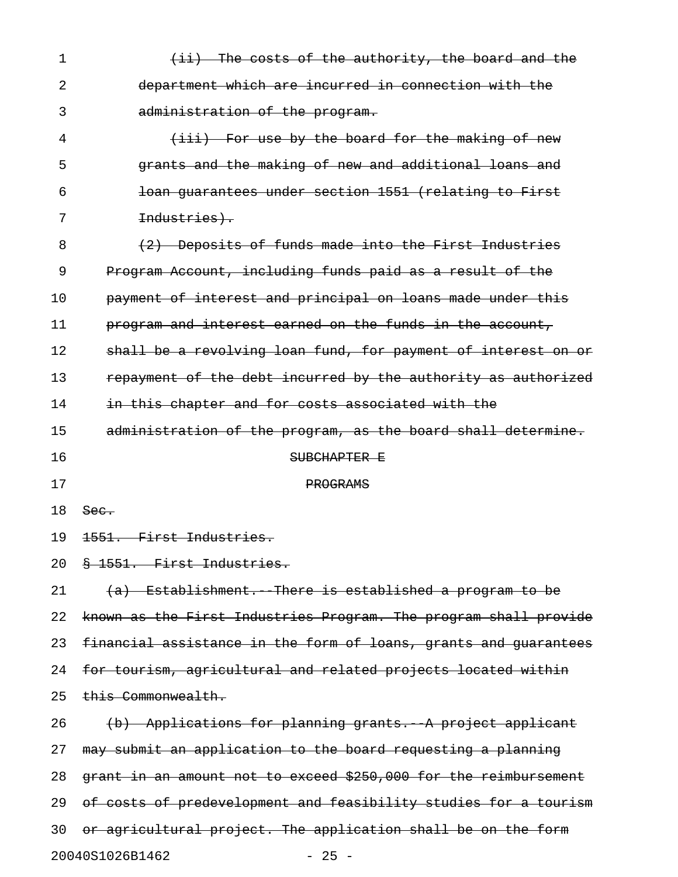~~(ii) The costs of the authority, the board and the department which are incurred in connection with the administration of the program.~~

~~(iii) For use by the board for the making of new grants and the making of new and additional loans and loan guarantees under section 1551 (relating to First Industries).~~

~~(2) Deposits of funds made into the First Industries Program Account, including funds paid as a result of the payment of interest and principal on loans made under this program and interest earned on the funds in the account, shall be a revolving loan fund, for payment of interest on or repayment of the debt incurred by the authority as authorized in this chapter and for costs associated with the administration of the program, as the board shall determine.~~

~~SUBCHAPTER E~~

~~PROGRAMS~~

~~Sec.~~

~~1551. First Industries.~~

~~§ 1551. First Industries.~~

~~(a) Establishment.--There is established a program to be known as the First Industries Program. The program shall provide financial assistance in the form of loans, grants and guarantees for tourism, agricultural and related projects located within this Commonwealth.~~

~~(b) Applications for planning grants.--A project applicant may submit an application to the board requesting a planning grant in an amount not to exceed $250,000 for the reimbursement of costs of predevelopment and feasibility studies for a tourism or agricultural project. The application shall be on the form~~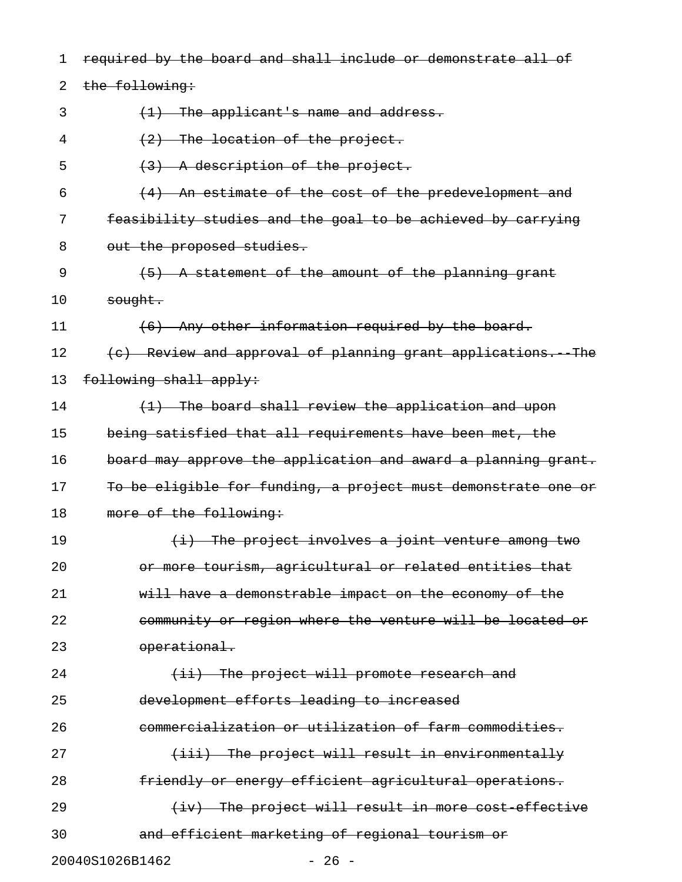~~required by the board and shall include or demonstrate all of the following:~~

~~(1) The applicant's name and address.~~

~~(2) The location of the project.~~

~~(3) A description of the project.~~

~~(4) An estimate of the cost of the predevelopment and feasibility studies and the goal to be achieved by carrying out the proposed studies.~~

~~(5) A statement of the amount of the planning grant sought.~~

~~(6) Any other information required by the board.~~

~~(c) Review and approval of planning grant applications.--The following shall apply:~~

~~(1) The board shall review the application and upon being satisfied that all requirements have been met, the board may approve the application and award a planning grant. To be eligible for funding, a project must demonstrate one or more of the following:~~

~~(i) The project involves a joint venture among two or more tourism, agricultural or related entities that will have a demonstrable impact on the economy of the community or region where the venture will be located or operational.~~

~~(ii) The project will promote research and development efforts leading to increased commercialization or utilization of farm commodities.~~

~~(iii) The project will result in environmentally friendly or energy efficient agricultural operations.~~

~~(iv) The project will result in more cost-effective and efficient marketing of regional tourism or~~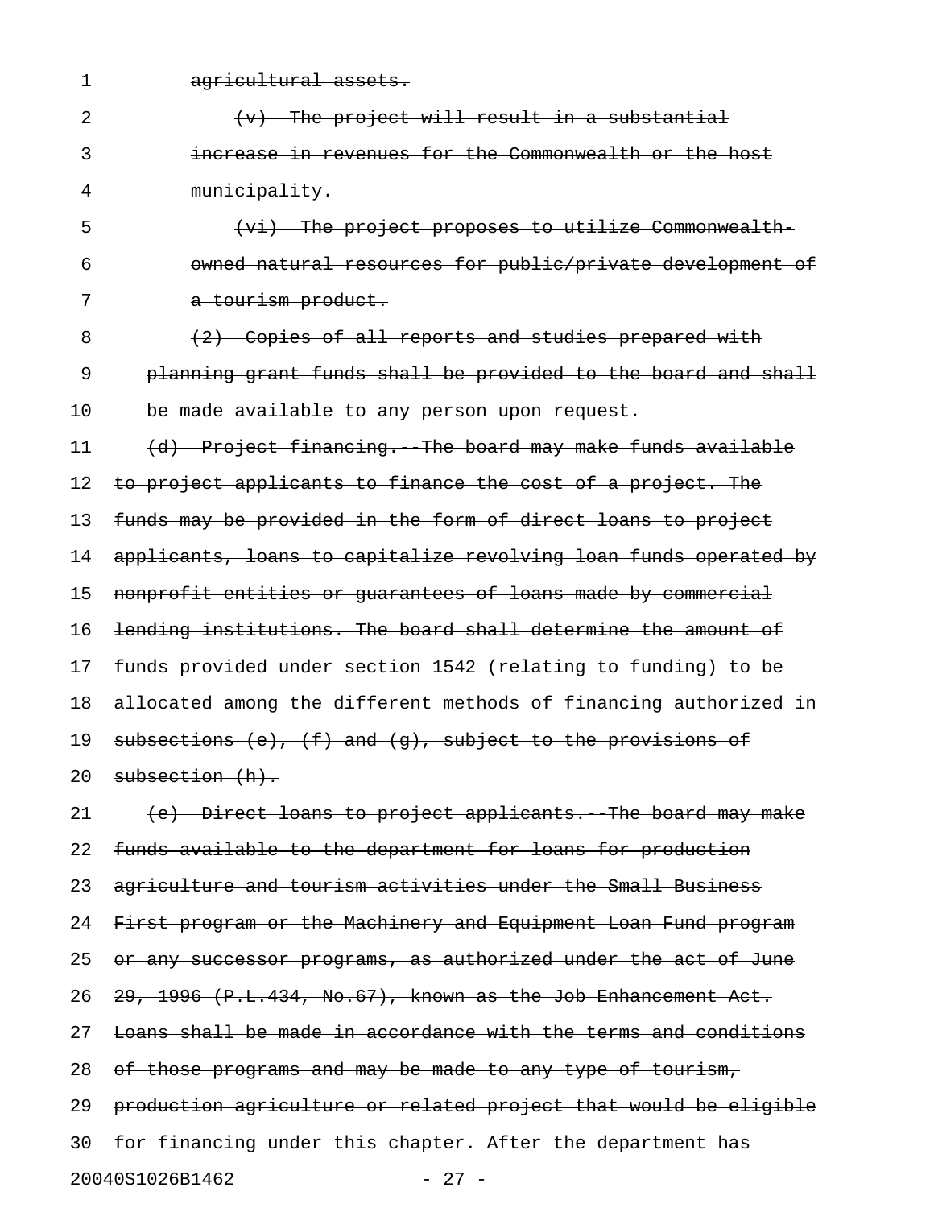~~agricultural assets.~~

~~(v) The project will result in a substantial increase in revenues for the Commonwealth or the host municipality.~~

~~(vi) The project proposes to utilize Commonwealth-owned natural resources for public/private development of a tourism product.~~

~~(2) Copies of all reports and studies prepared with planning grant funds shall be provided to the board and shall be made available to any person upon request.~~

~~(d) Project financing.--The board may make funds available to project applicants to finance the cost of a project. The funds may be provided in the form of direct loans to project applicants, loans to capitalize revolving loan funds operated by nonprofit entities or guarantees of loans made by commercial lending institutions. The board shall determine the amount of funds provided under section 1542 (relating to funding) to be allocated among the different methods of financing authorized in subsections (e), (f) and (g), subject to the provisions of subsection (h).~~

~~(e) Direct loans to project applicants.--The board may make funds available to the department for loans for production agriculture and tourism activities under the Small Business First program or the Machinery and Equipment Loan Fund program or any successor programs, as authorized under the act of June 29, 1996 (P.L.434, No.67), known as the Job Enhancement Act. Loans shall be made in accordance with the terms and conditions of those programs and may be made to any type of tourism, production agriculture or related project that would be eligible for financing under this chapter. After the department has~~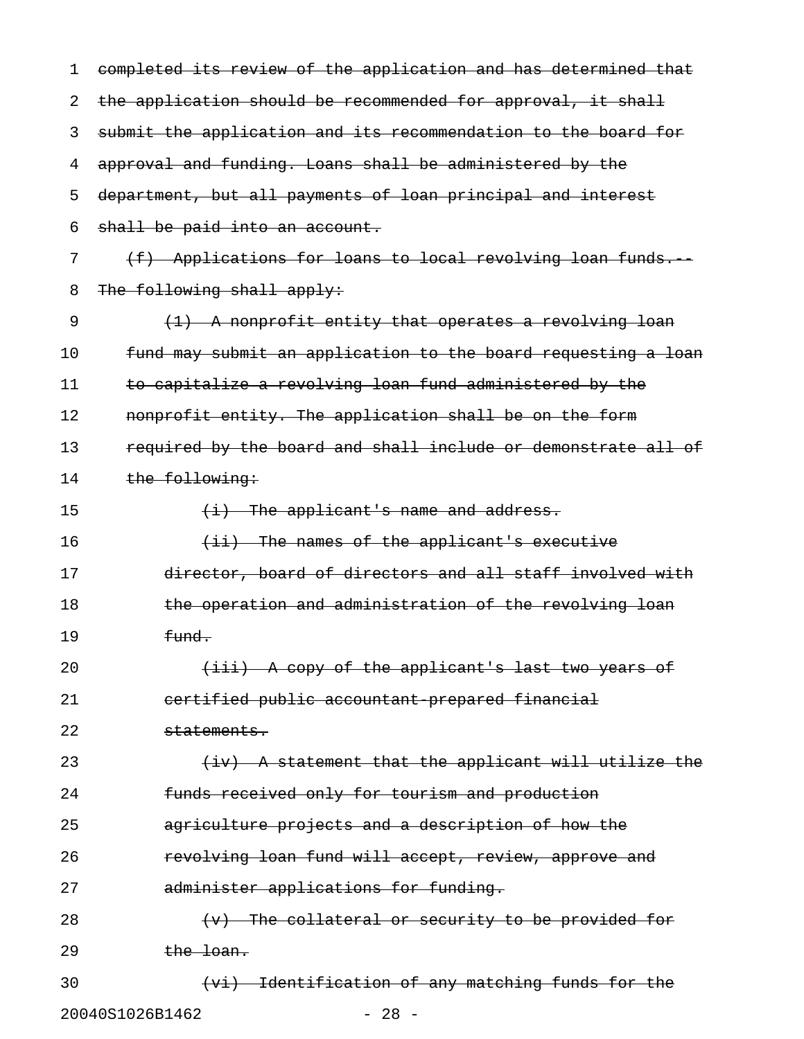~~completed its review of the application and has determined that the application should be recommended for approval, it shall submit the application and its recommendation to the board for approval and funding. Loans shall be administered by the department, but all payments of loan principal and interest shall be paid into an account.~~

~~(f) Applications for loans to local revolving loan funds.-- The following shall apply:~~

~~(1) A nonprofit entity that operates a revolving loan fund may submit an application to the board requesting a loan to capitalize a revolving loan fund administered by the nonprofit entity. The application shall be on the form required by the board and shall include or demonstrate all of the following:~~

~~(i) The applicant's name and address.~~

~~(ii) The names of the applicant's executive director, board of directors and all staff involved with the operation and administration of the revolving loan fund.~~

~~(iii) A copy of the applicant's last two years of certified public accountant-prepared financial statements.~~

~~(iv) A statement that the applicant will utilize the funds received only for tourism and production agriculture projects and a description of how the revolving loan fund will accept, review, approve and administer applications for funding.~~

~~(v) The collateral or security to be provided for the loan.~~

~~(vi) Identification of any matching funds for the~~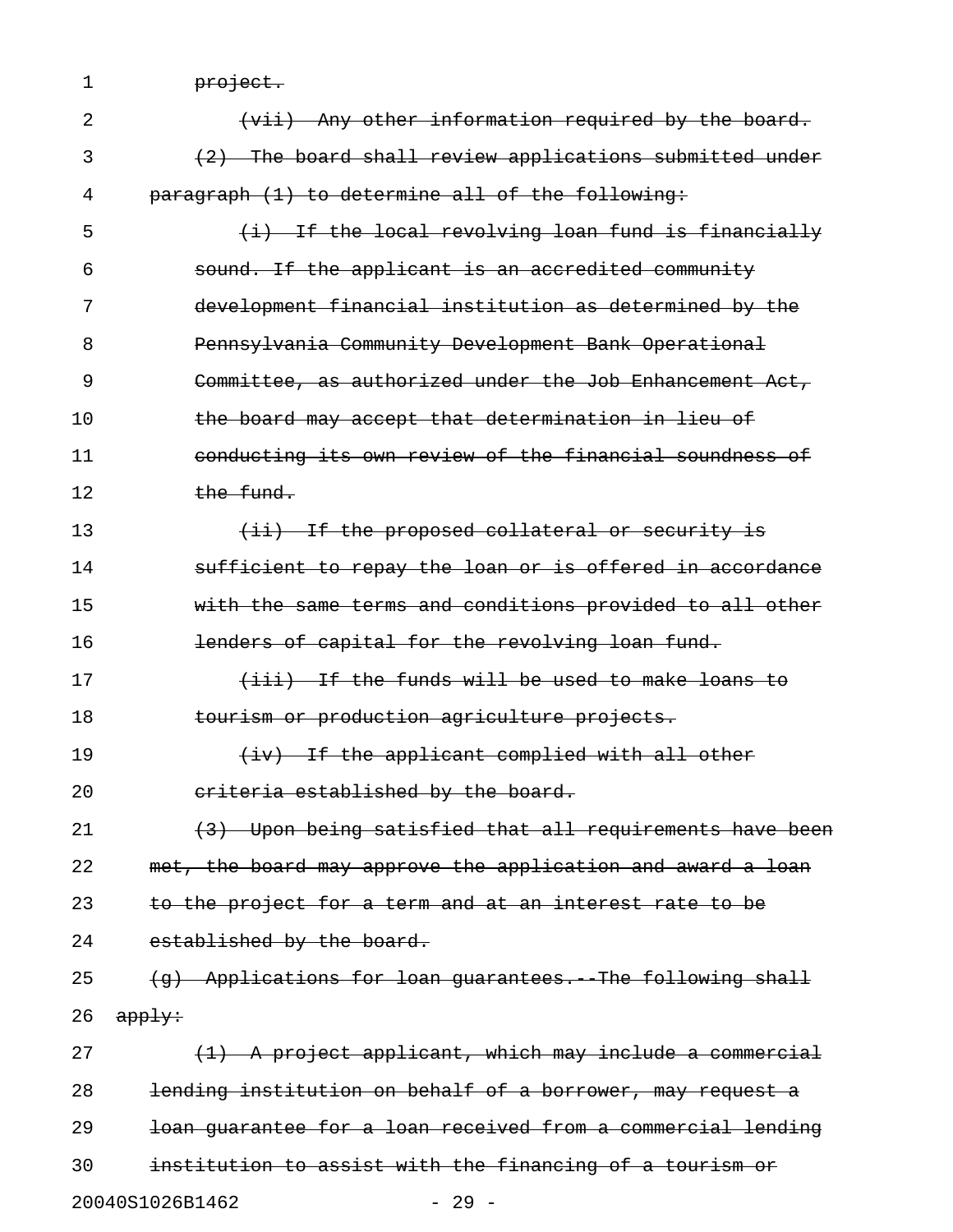project.

(vii) Any other information required by the board.

(2) The board shall review applications submitted under paragraph (1) to determine all of the following:

(i) If the local revolving loan fund is financially sound. If the applicant is an accredited community development financial institution as determined by the Pennsylvania Community Development Bank Operational Committee, as authorized under the Job Enhancement Act, the board may accept that determination in lieu of conducting its own review of the financial soundness of the fund.

(ii) If the proposed collateral or security is sufficient to repay the loan or is offered in accordance with the same terms and conditions provided to all other lenders of capital for the revolving loan fund.

(iii) If the funds will be used to make loans to tourism or production agriculture projects.

(iv) If the applicant complied with all other criteria established by the board.

(3) Upon being satisfied that all requirements have been met, the board may approve the application and award a loan to the project for a term and at an interest rate to be established by the board.

(g) Applications for loan guarantees.--The following shall apply:

(1) A project applicant, which may include a commercial lending institution on behalf of a borrower, may request a loan guarantee for a loan received from a commercial lending institution to assist with the financing of a tourism or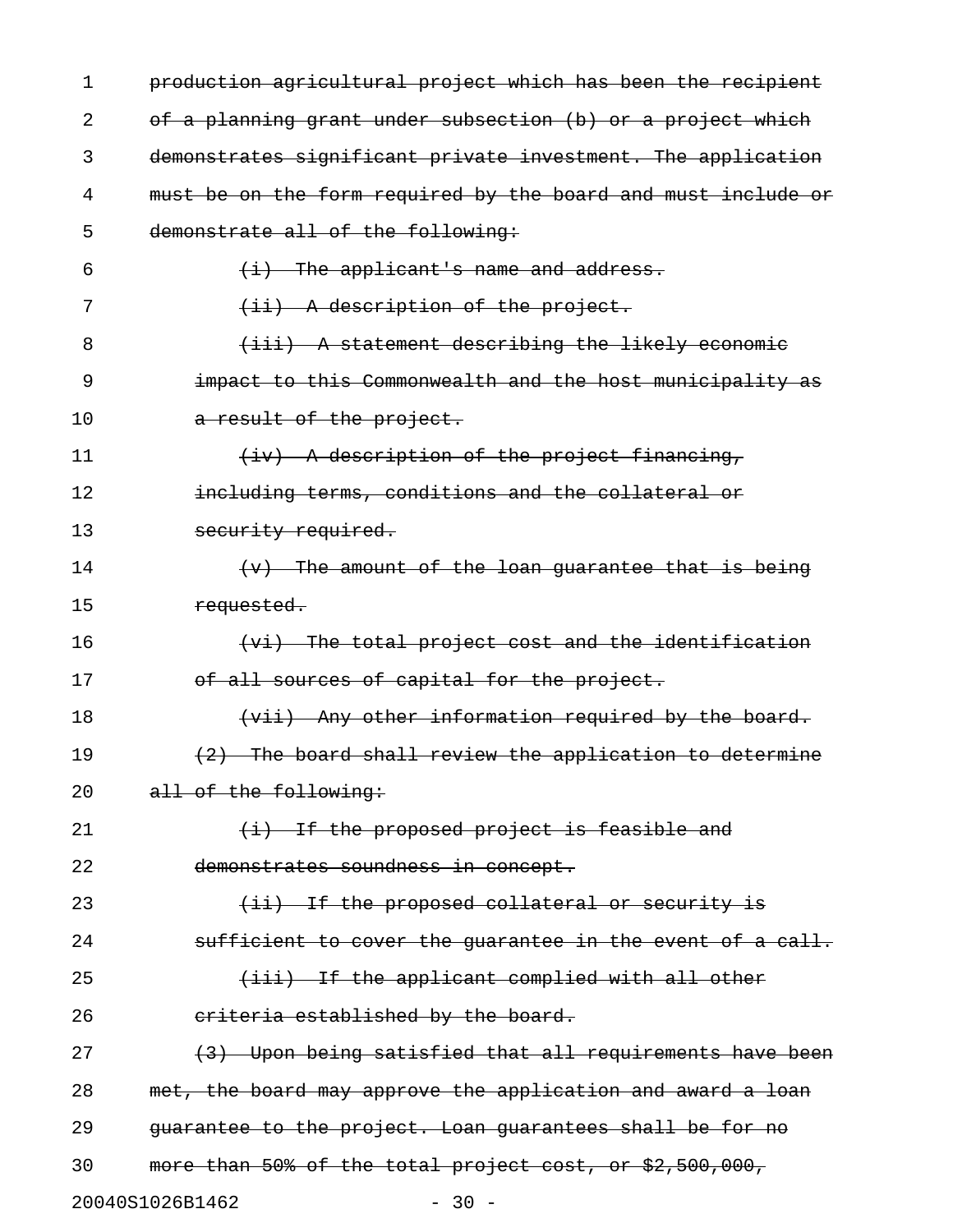~~production agricultural project which has been the recipient of a planning grant under subsection (b) or a project which demonstrates significant private investment. The application must be on the form required by the board and must include or demonstrate all of the following:~~

~~(i) The applicant's name and address.~~

~~(ii) A description of the project.~~

~~(iii) A statement describing the likely economic impact to this Commonwealth and the host municipality as a result of the project.~~

~~(iv) A description of the project financing, including terms, conditions and the collateral or security required.~~

~~(v) The amount of the loan guarantee that is being requested.~~

~~(vi) The total project cost and the identification of all sources of capital for the project.~~

~~(vii) Any other information required by the board.~~

~~(2) The board shall review the application to determine all of the following:~~

~~(i) If the proposed project is feasible and demonstrates soundness in concept.~~

~~(ii) If the proposed collateral or security is sufficient to cover the guarantee in the event of a call.~~

~~(iii) If the applicant complied with all other criteria established by the board.~~

~~(3) Upon being satisfied that all requirements have been met, the board may approve the application and award a loan guarantee to the project. Loan guarantees shall be for no more than 50% of the total project cost, or $2,500,000,~~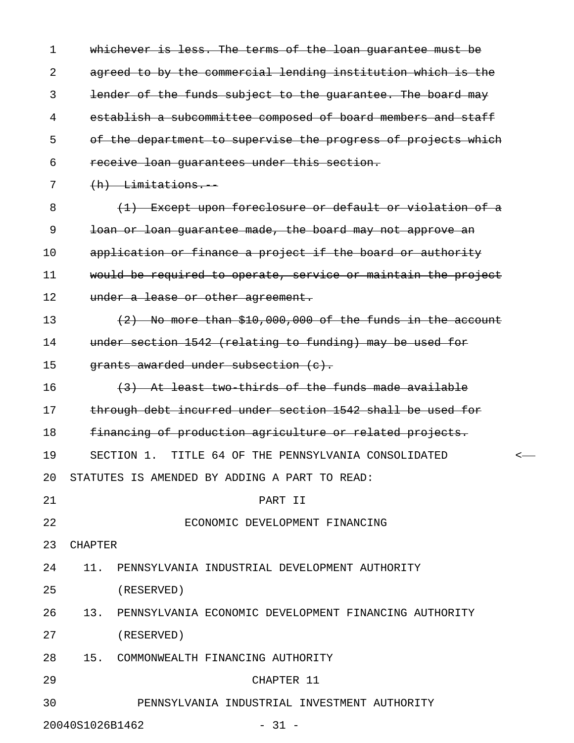~~whichever is less. The terms of the loan guarantee must be agreed to by the commercial lending institution which is the lender of the funds subject to the guarantee. The board may establish a subcommittee composed of board members and staff of the department to supervise the progress of projects which receive loan guarantees under this section.~~

~~(h) Limitations.--~~

~~(1) Except upon foreclosure or default or violation of a loan or loan guarantee made, the board may not approve an application or finance a project if the board or authority would be required to operate, service or maintain the project under a lease or other agreement.~~

~~(2) No more than $10,000,000 of the funds in the account under section 1542 (relating to funding) may be used for grants awarded under subsection (c).~~

~~(3) At least two-thirds of the funds made available through debt incurred under section 1542 shall be used for financing of production agriculture or related projects.~~

SECTION 1. TITLE 64 OF THE PENNSYLVANIA CONSOLIDATED STATUTES IS AMENDED BY ADDING A PART TO READ:

PART II

ECONOMIC DEVELOPMENT FINANCING

CHAPTER

11. PENNSYLVANIA INDUSTRIAL DEVELOPMENT AUTHORITY (RESERVED)

13. PENNSYLVANIA ECONOMIC DEVELOPMENT FINANCING AUTHORITY (RESERVED)

15. COMMONWEALTH FINANCING AUTHORITY

CHAPTER 11

PENNSYLVANIA INDUSTRIAL INVESTMENT AUTHORITY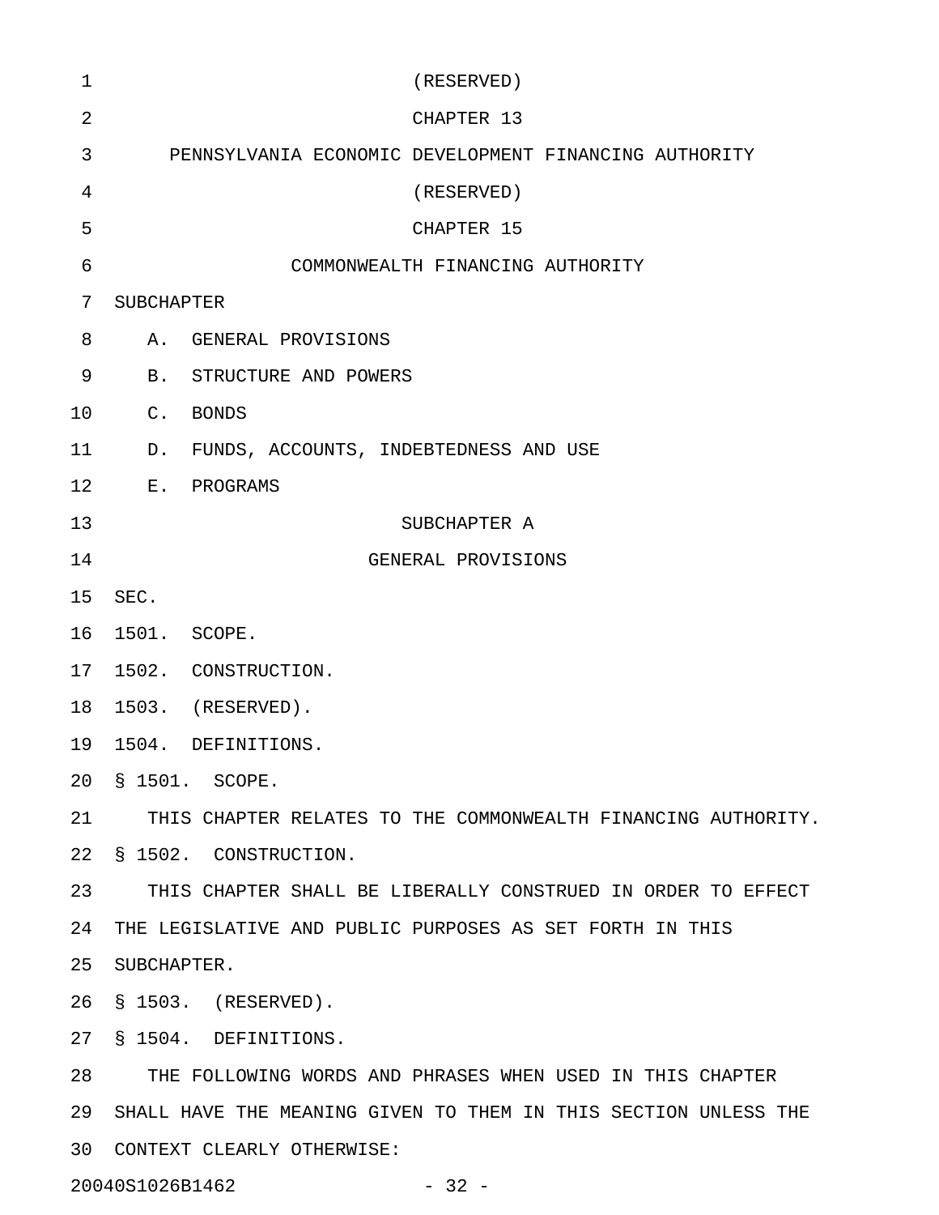(RESERVED)

CHAPTER 13

PENNSYLVANIA ECONOMIC DEVELOPMENT FINANCING AUTHORITY

(RESERVED)

CHAPTER 15

COMMONWEALTH FINANCING AUTHORITY

SUBCHAPTER

A. GENERAL PROVISIONS

B. STRUCTURE AND POWERS

C. BONDS

D. FUNDS, ACCOUNTS, INDEBTEDNESS AND USE

E. PROGRAMS

SUBCHAPTER A

GENERAL PROVISIONS

SEC.

1501. SCOPE.

1502. CONSTRUCTION.

1503. (RESERVED).

1504. DEFINITIONS.

§ 1501. SCOPE.

THIS CHAPTER RELATES TO THE COMMONWEALTH FINANCING AUTHORITY.

§ 1502. CONSTRUCTION.

THIS CHAPTER SHALL BE LIBERALLY CONSTRUED IN ORDER TO EFFECT THE LEGISLATIVE AND PUBLIC PURPOSES AS SET FORTH IN THIS SUBCHAPTER.

§ 1503. (RESERVED).

§ 1504. DEFINITIONS.

THE FOLLOWING WORDS AND PHRASES WHEN USED IN THIS CHAPTER SHALL HAVE THE MEANING GIVEN TO THEM IN THIS SECTION UNLESS THE CONTEXT CLEARLY OTHERWISE: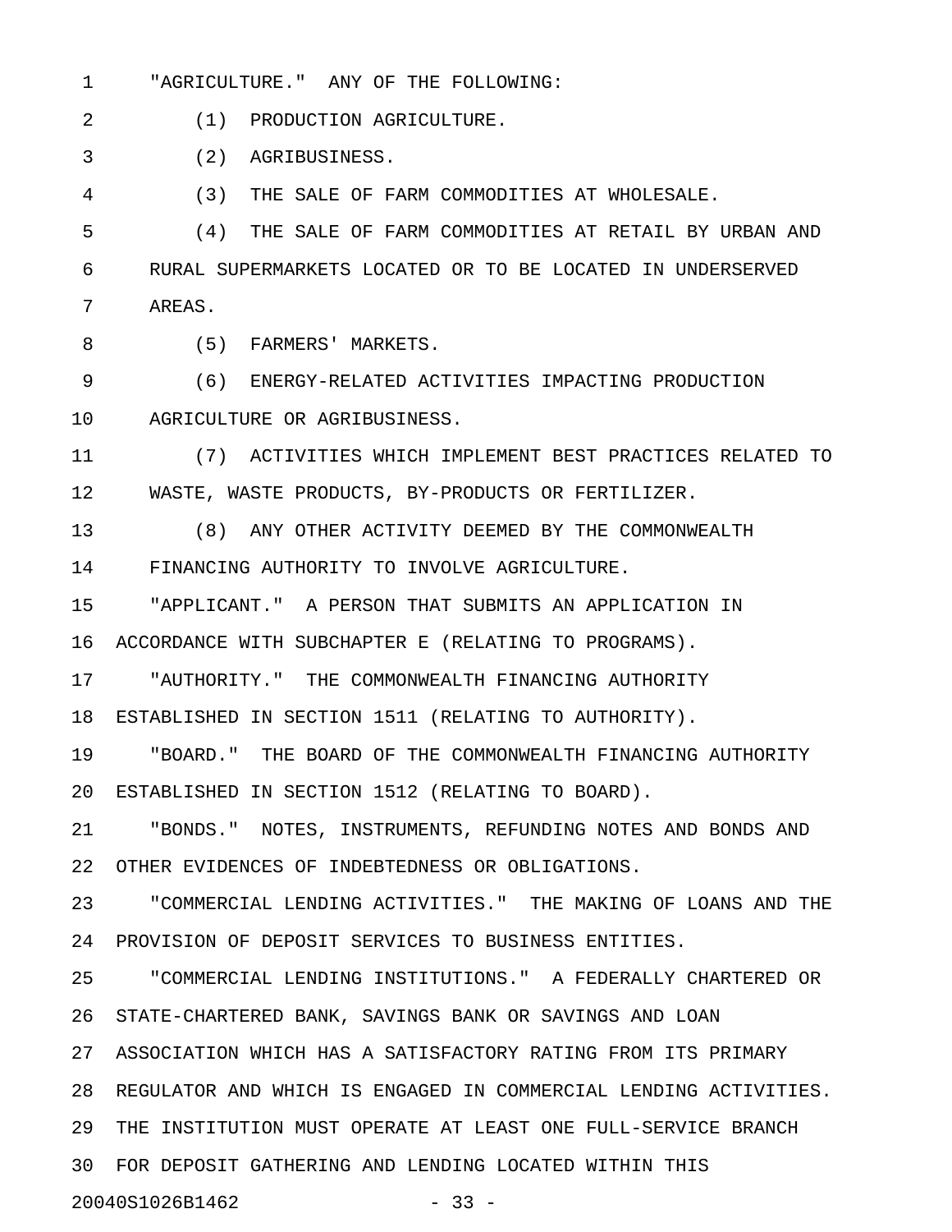"AGRICULTURE." ANY OF THE FOLLOWING:

(1) PRODUCTION AGRICULTURE.

(2) AGRIBUSINESS.

(3) THE SALE OF FARM COMMODITIES AT WHOLESALE.

(4) THE SALE OF FARM COMMODITIES AT RETAIL BY URBAN AND RURAL SUPERMARKETS LOCATED OR TO BE LOCATED IN UNDERSERVED AREAS.

(5) FARMERS' MARKETS.

(6) ENERGY-RELATED ACTIVITIES IMPACTING PRODUCTION AGRICULTURE OR AGRIBUSINESS.

(7) ACTIVITIES WHICH IMPLEMENT BEST PRACTICES RELATED TO WASTE, WASTE PRODUCTS, BY-PRODUCTS OR FERTILIZER.

(8) ANY OTHER ACTIVITY DEEMED BY THE COMMONWEALTH FINANCING AUTHORITY TO INVOLVE AGRICULTURE.

"APPLICANT." A PERSON THAT SUBMITS AN APPLICATION IN ACCORDANCE WITH SUBCHAPTER E (RELATING TO PROGRAMS).

"AUTHORITY." THE COMMONWEALTH FINANCING AUTHORITY ESTABLISHED IN SECTION 1511 (RELATING TO AUTHORITY).

"BOARD." THE BOARD OF THE COMMONWEALTH FINANCING AUTHORITY ESTABLISHED IN SECTION 1512 (RELATING TO BOARD).

"BONDS." NOTES, INSTRUMENTS, REFUNDING NOTES AND BONDS AND OTHER EVIDENCES OF INDEBTEDNESS OR OBLIGATIONS.

"COMMERCIAL LENDING ACTIVITIES." THE MAKING OF LOANS AND THE PROVISION OF DEPOSIT SERVICES TO BUSINESS ENTITIES.

"COMMERCIAL LENDING INSTITUTIONS." A FEDERALLY CHARTERED OR STATE-CHARTERED BANK, SAVINGS BANK OR SAVINGS AND LOAN ASSOCIATION WHICH HAS A SATISFACTORY RATING FROM ITS PRIMARY REGULATOR AND WHICH IS ENGAGED IN COMMERCIAL LENDING ACTIVITIES. THE INSTITUTION MUST OPERATE AT LEAST ONE FULL-SERVICE BRANCH FOR DEPOSIT GATHERING AND LENDING LOCATED WITHIN THIS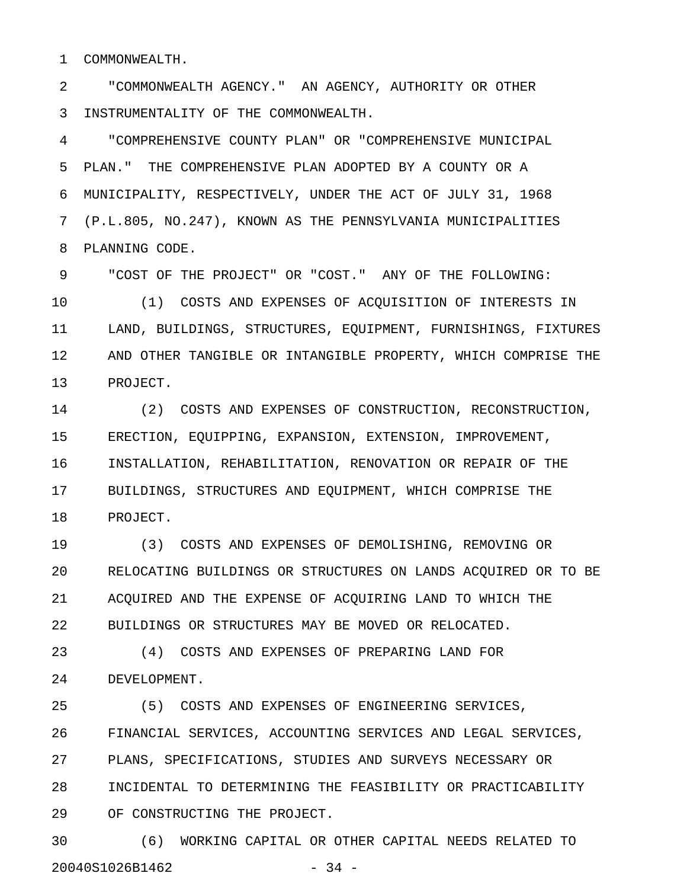COMMONWEALTH.

"COMMONWEALTH AGENCY." AN AGENCY, AUTHORITY OR OTHER INSTRUMENTALITY OF THE COMMONWEALTH.

"COMPREHENSIVE COUNTY PLAN" OR "COMPREHENSIVE MUNICIPAL PLAN." THE COMPREHENSIVE PLAN ADOPTED BY A COUNTY OR A MUNICIPALITY, RESPECTIVELY, UNDER THE ACT OF JULY 31, 1968 (P.L.805, NO.247), KNOWN AS THE PENNSYLVANIA MUNICIPALITIES PLANNING CODE.

"COST OF THE PROJECT" OR "COST." ANY OF THE FOLLOWING:

(1) COSTS AND EXPENSES OF ACQUISITION OF INTERESTS IN LAND, BUILDINGS, STRUCTURES, EQUIPMENT, FURNISHINGS, FIXTURES AND OTHER TANGIBLE OR INTANGIBLE PROPERTY, WHICH COMPRISE THE PROJECT.

(2) COSTS AND EXPENSES OF CONSTRUCTION, RECONSTRUCTION, ERECTION, EQUIPPING, EXPANSION, EXTENSION, IMPROVEMENT, INSTALLATION, REHABILITATION, RENOVATION OR REPAIR OF THE BUILDINGS, STRUCTURES AND EQUIPMENT, WHICH COMPRISE THE PROJECT.

(3) COSTS AND EXPENSES OF DEMOLISHING, REMOVING OR RELOCATING BUILDINGS OR STRUCTURES ON LANDS ACQUIRED OR TO BE ACQUIRED AND THE EXPENSE OF ACQUIRING LAND TO WHICH THE BUILDINGS OR STRUCTURES MAY BE MOVED OR RELOCATED.

(4) COSTS AND EXPENSES OF PREPARING LAND FOR DEVELOPMENT.

(5) COSTS AND EXPENSES OF ENGINEERING SERVICES, FINANCIAL SERVICES, ACCOUNTING SERVICES AND LEGAL SERVICES, PLANS, SPECIFICATIONS, STUDIES AND SURVEYS NECESSARY OR INCIDENTAL TO DETERMINING THE FEASIBILITY OR PRACTICABILITY OF CONSTRUCTING THE PROJECT.

(6) WORKING CAPITAL OR OTHER CAPITAL NEEDS RELATED TO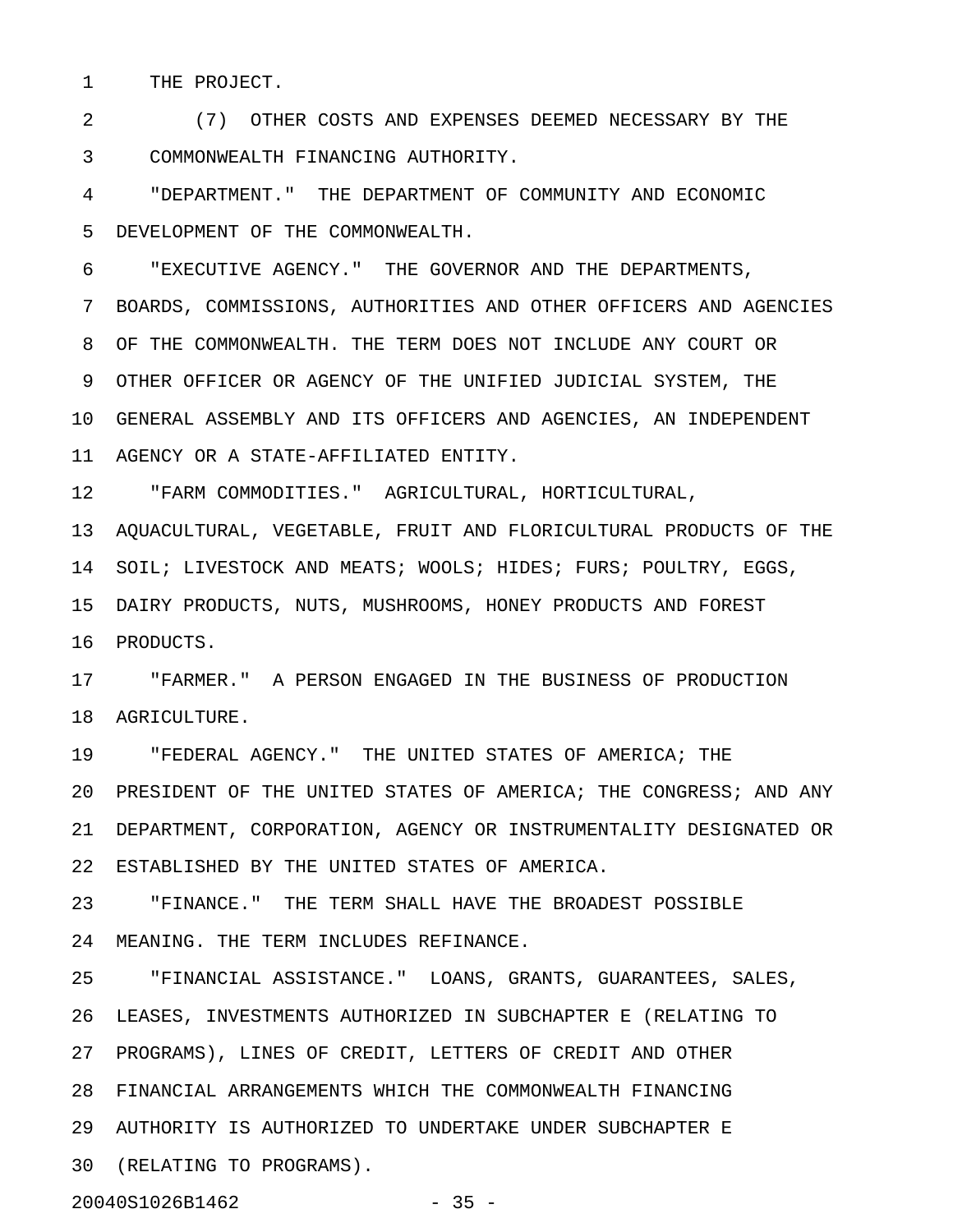THE PROJECT.

(7) OTHER COSTS AND EXPENSES DEEMED NECESSARY BY THE COMMONWEALTH FINANCING AUTHORITY.

"DEPARTMENT." THE DEPARTMENT OF COMMUNITY AND ECONOMIC DEVELOPMENT OF THE COMMONWEALTH.

"EXECUTIVE AGENCY." THE GOVERNOR AND THE DEPARTMENTS, BOARDS, COMMISSIONS, AUTHORITIES AND OTHER OFFICERS AND AGENCIES OF THE COMMONWEALTH. THE TERM DOES NOT INCLUDE ANY COURT OR OTHER OFFICER OR AGENCY OF THE UNIFIED JUDICIAL SYSTEM, THE GENERAL ASSEMBLY AND ITS OFFICERS AND AGENCIES, AN INDEPENDENT AGENCY OR A STATE-AFFILIATED ENTITY.

"FARM COMMODITIES." AGRICULTURAL, HORTICULTURAL, AQUACULTURAL, VEGETABLE, FRUIT AND FLORICULTURAL PRODUCTS OF THE SOIL; LIVESTOCK AND MEATS; WOOLS; HIDES; FURS; POULTRY, EGGS, DAIRY PRODUCTS, NUTS, MUSHROOMS, HONEY PRODUCTS AND FOREST PRODUCTS.

"FARMER." A PERSON ENGAGED IN THE BUSINESS OF PRODUCTION AGRICULTURE.

"FEDERAL AGENCY." THE UNITED STATES OF AMERICA; THE PRESIDENT OF THE UNITED STATES OF AMERICA; THE CONGRESS; AND ANY DEPARTMENT, CORPORATION, AGENCY OR INSTRUMENTALITY DESIGNATED OR ESTABLISHED BY THE UNITED STATES OF AMERICA.

"FINANCE." THE TERM SHALL HAVE THE BROADEST POSSIBLE MEANING. THE TERM INCLUDES REFINANCE.

"FINANCIAL ASSISTANCE." LOANS, GRANTS, GUARANTEES, SALES, LEASES, INVESTMENTS AUTHORIZED IN SUBCHAPTER E (RELATING TO PROGRAMS), LINES OF CREDIT, LETTERS OF CREDIT AND OTHER FINANCIAL ARRANGEMENTS WHICH THE COMMONWEALTH FINANCING AUTHORITY IS AUTHORIZED TO UNDERTAKE UNDER SUBCHAPTER E (RELATING TO PROGRAMS).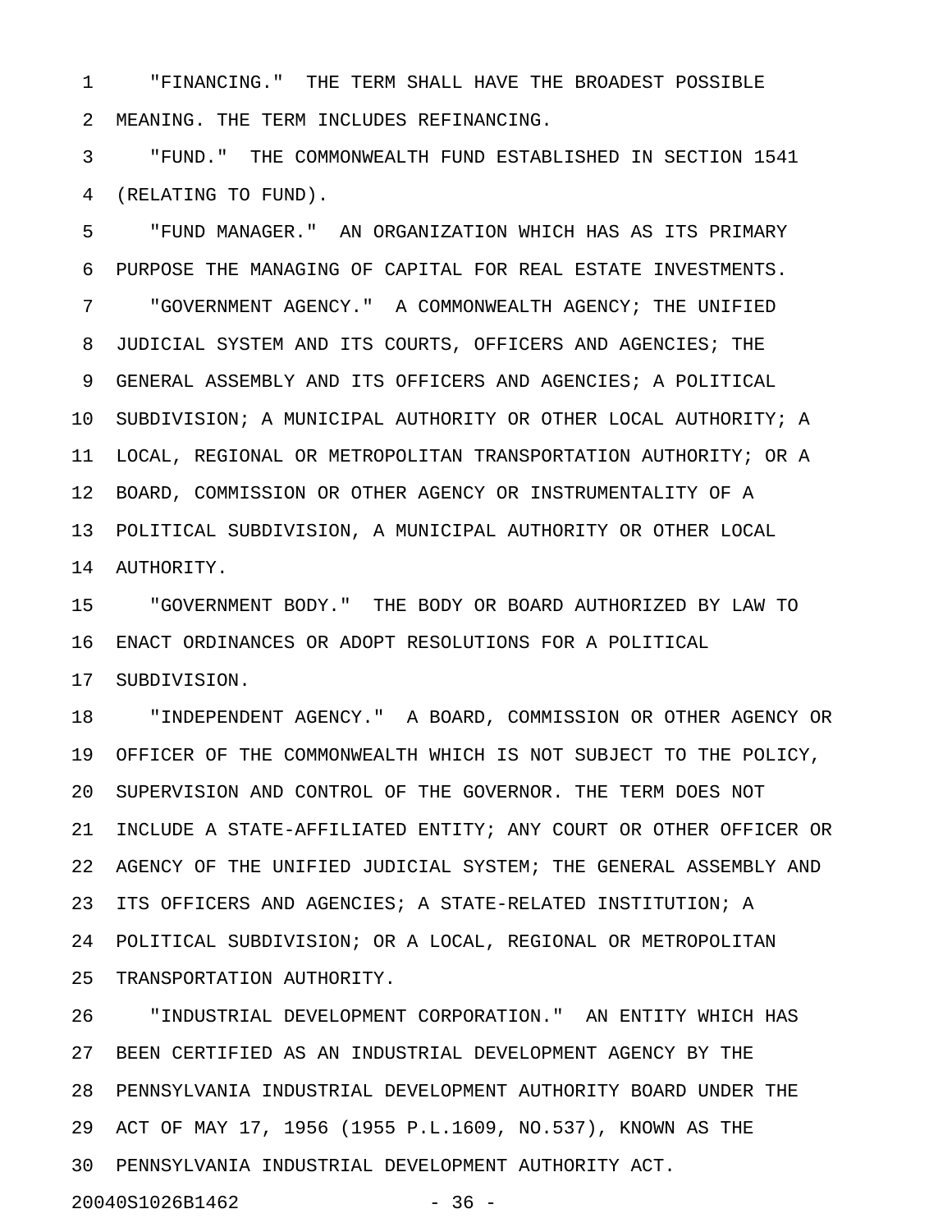"FINANCING." THE TERM SHALL HAVE THE BROADEST POSSIBLE MEANING. THE TERM INCLUDES REFINANCING.

"FUND." THE COMMONWEALTH FUND ESTABLISHED IN SECTION 1541 (RELATING TO FUND).

"FUND MANAGER." AN ORGANIZATION WHICH HAS AS ITS PRIMARY PURPOSE THE MANAGING OF CAPITAL FOR REAL ESTATE INVESTMENTS.

"GOVERNMENT AGENCY." A COMMONWEALTH AGENCY; THE UNIFIED JUDICIAL SYSTEM AND ITS COURTS, OFFICERS AND AGENCIES; THE GENERAL ASSEMBLY AND ITS OFFICERS AND AGENCIES; A POLITICAL SUBDIVISION; A MUNICIPAL AUTHORITY OR OTHER LOCAL AUTHORITY; A LOCAL, REGIONAL OR METROPOLITAN TRANSPORTATION AUTHORITY; OR A BOARD, COMMISSION OR OTHER AGENCY OR INSTRUMENTALITY OF A POLITICAL SUBDIVISION, A MUNICIPAL AUTHORITY OR OTHER LOCAL AUTHORITY.

"GOVERNMENT BODY." THE BODY OR BOARD AUTHORIZED BY LAW TO ENACT ORDINANCES OR ADOPT RESOLUTIONS FOR A POLITICAL SUBDIVISION.

"INDEPENDENT AGENCY." A BOARD, COMMISSION OR OTHER AGENCY OR OFFICER OF THE COMMONWEALTH WHICH IS NOT SUBJECT TO THE POLICY, SUPERVISION AND CONTROL OF THE GOVERNOR. THE TERM DOES NOT INCLUDE A STATE-AFFILIATED ENTITY; ANY COURT OR OTHER OFFICER OR AGENCY OF THE UNIFIED JUDICIAL SYSTEM; THE GENERAL ASSEMBLY AND ITS OFFICERS AND AGENCIES; A STATE-RELATED INSTITUTION; A POLITICAL SUBDIVISION; OR A LOCAL, REGIONAL OR METROPOLITAN TRANSPORTATION AUTHORITY.

"INDUSTRIAL DEVELOPMENT CORPORATION." AN ENTITY WHICH HAS BEEN CERTIFIED AS AN INDUSTRIAL DEVELOPMENT AGENCY BY THE PENNSYLVANIA INDUSTRIAL DEVELOPMENT AUTHORITY BOARD UNDER THE ACT OF MAY 17, 1956 (1955 P.L.1609, NO.537), KNOWN AS THE PENNSYLVANIA INDUSTRIAL DEVELOPMENT AUTHORITY ACT.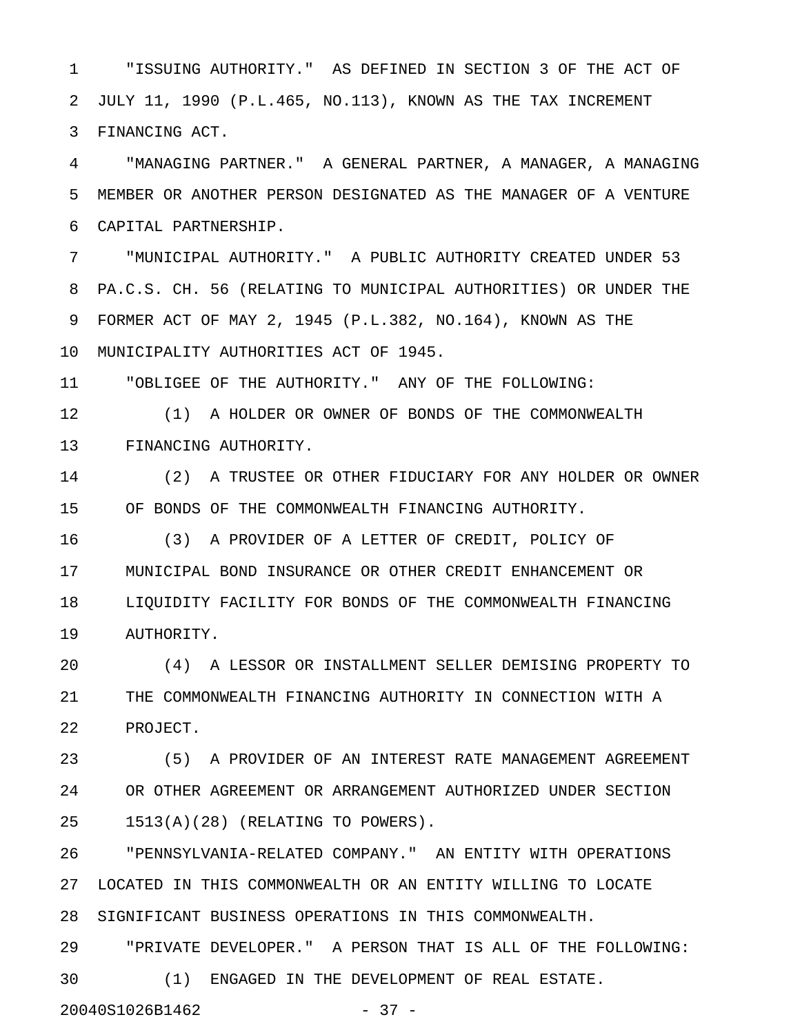"ISSUING AUTHORITY." AS DEFINED IN SECTION 3 OF THE ACT OF JULY 11, 1990 (P.L.465, NO.113), KNOWN AS THE TAX INCREMENT FINANCING ACT.

"MANAGING PARTNER." A GENERAL PARTNER, A MANAGER, A MANAGING MEMBER OR ANOTHER PERSON DESIGNATED AS THE MANAGER OF A VENTURE CAPITAL PARTNERSHIP.

"MUNICIPAL AUTHORITY." A PUBLIC AUTHORITY CREATED UNDER 53 PA.C.S. CH. 56 (RELATING TO MUNICIPAL AUTHORITIES) OR UNDER THE FORMER ACT OF MAY 2, 1945 (P.L.382, NO.164), KNOWN AS THE MUNICIPALITY AUTHORITIES ACT OF 1945.

"OBLIGEE OF THE AUTHORITY." ANY OF THE FOLLOWING:

(1) A HOLDER OR OWNER OF BONDS OF THE COMMONWEALTH FINANCING AUTHORITY.

(2) A TRUSTEE OR OTHER FIDUCIARY FOR ANY HOLDER OR OWNER OF BONDS OF THE COMMONWEALTH FINANCING AUTHORITY.

(3) A PROVIDER OF A LETTER OF CREDIT, POLICY OF MUNICIPAL BOND INSURANCE OR OTHER CREDIT ENHANCEMENT OR LIQUIDITY FACILITY FOR BONDS OF THE COMMONWEALTH FINANCING AUTHORITY.

(4) A LESSOR OR INSTALLMENT SELLER DEMISING PROPERTY TO THE COMMONWEALTH FINANCING AUTHORITY IN CONNECTION WITH A PROJECT.

(5) A PROVIDER OF AN INTEREST RATE MANAGEMENT AGREEMENT OR OTHER AGREEMENT OR ARRANGEMENT AUTHORIZED UNDER SECTION 1513(A)(28) (RELATING TO POWERS).

"PENNSYLVANIA-RELATED COMPANY." AN ENTITY WITH OPERATIONS LOCATED IN THIS COMMONWEALTH OR AN ENTITY WILLING TO LOCATE SIGNIFICANT BUSINESS OPERATIONS IN THIS COMMONWEALTH.

"PRIVATE DEVELOPER." A PERSON THAT IS ALL OF THE FOLLOWING:

(1) ENGAGED IN THE DEVELOPMENT OF REAL ESTATE.

20040S1026B1462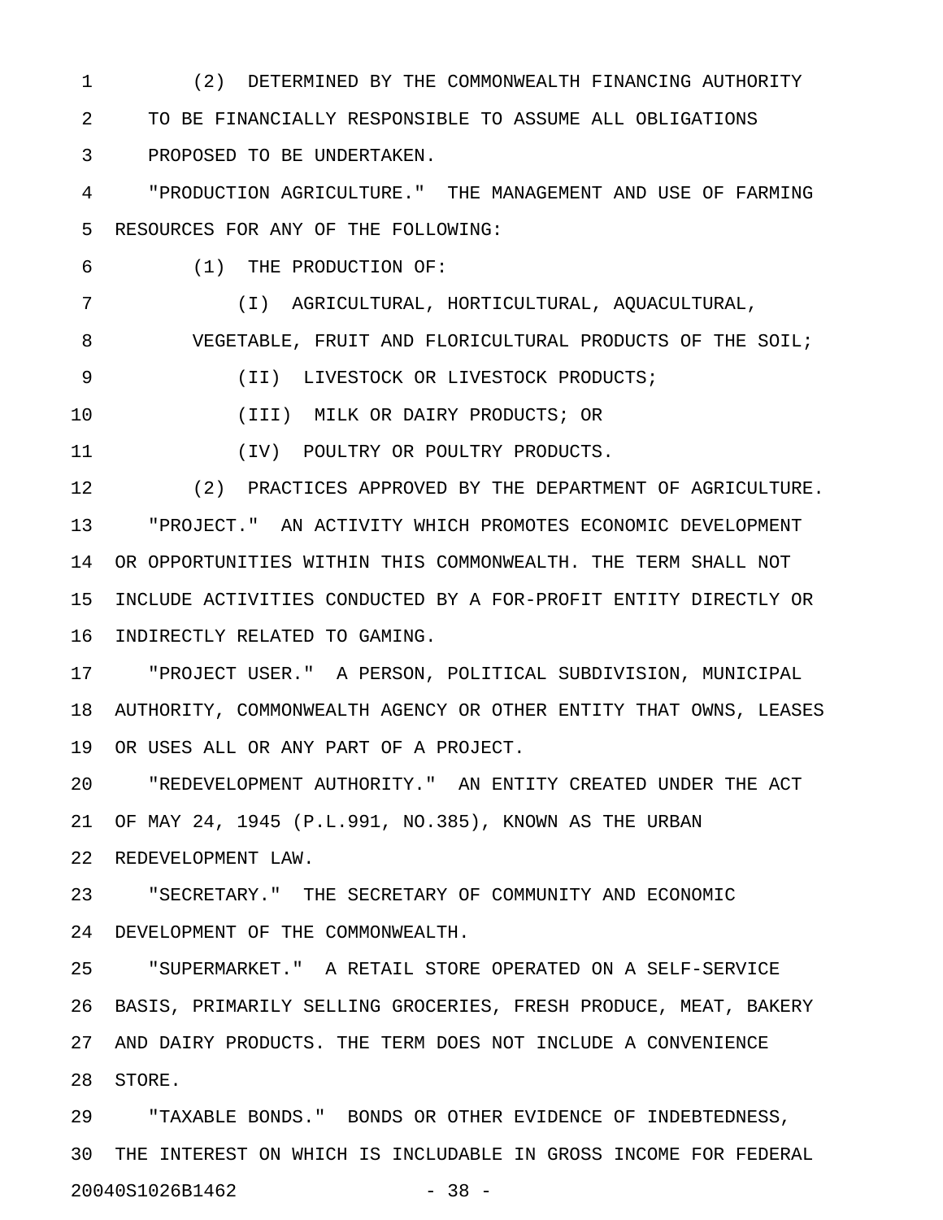(2) DETERMINED BY THE COMMONWEALTH FINANCING AUTHORITY TO BE FINANCIALLY RESPONSIBLE TO ASSUME ALL OBLIGATIONS PROPOSED TO BE UNDERTAKEN.

"PRODUCTION AGRICULTURE." THE MANAGEMENT AND USE OF FARMING RESOURCES FOR ANY OF THE FOLLOWING:

(1) THE PRODUCTION OF:

(I) AGRICULTURAL, HORTICULTURAL, AQUACULTURAL, VEGETABLE, FRUIT AND FLORICULTURAL PRODUCTS OF THE SOIL;

(II) LIVESTOCK OR LIVESTOCK PRODUCTS;

(III) MILK OR DAIRY PRODUCTS; OR

(IV) POULTRY OR POULTRY PRODUCTS.

(2) PRACTICES APPROVED BY THE DEPARTMENT OF AGRICULTURE.

"PROJECT." AN ACTIVITY WHICH PROMOTES ECONOMIC DEVELOPMENT OR OPPORTUNITIES WITHIN THIS COMMONWEALTH. THE TERM SHALL NOT INCLUDE ACTIVITIES CONDUCTED BY A FOR-PROFIT ENTITY DIRECTLY OR INDIRECTLY RELATED TO GAMING.

"PROJECT USER." A PERSON, POLITICAL SUBDIVISION, MUNICIPAL AUTHORITY, COMMONWEALTH AGENCY OR OTHER ENTITY THAT OWNS, LEASES OR USES ALL OR ANY PART OF A PROJECT.

"REDEVELOPMENT AUTHORITY." AN ENTITY CREATED UNDER THE ACT OF MAY 24, 1945 (P.L.991, NO.385), KNOWN AS THE URBAN REDEVELOPMENT LAW.

"SECRETARY." THE SECRETARY OF COMMUNITY AND ECONOMIC DEVELOPMENT OF THE COMMONWEALTH.

"SUPERMARKET." A RETAIL STORE OPERATED ON A SELF-SERVICE BASIS, PRIMARILY SELLING GROCERIES, FRESH PRODUCE, MEAT, BAKERY AND DAIRY PRODUCTS. THE TERM DOES NOT INCLUDE A CONVENIENCE STORE.

"TAXABLE BONDS." BONDS OR OTHER EVIDENCE OF INDEBTEDNESS, THE INTEREST ON WHICH IS INCLUDABLE IN GROSS INCOME FOR FEDERAL

20040S1026B1462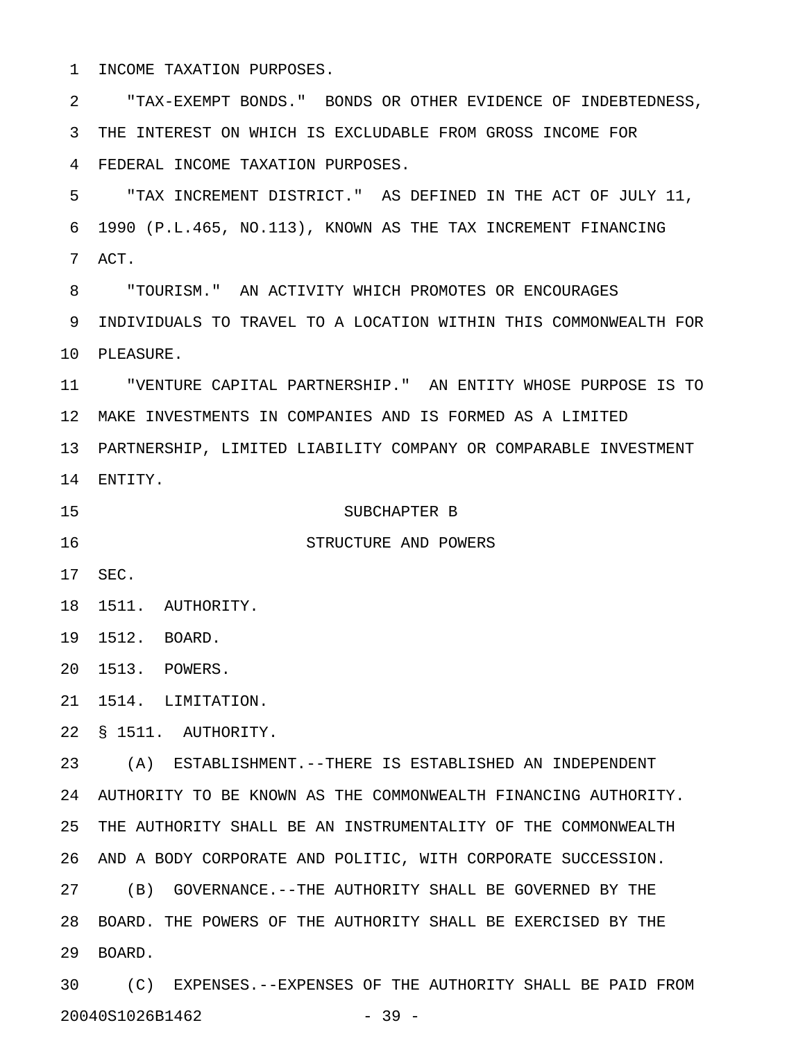INCOME TAXATION PURPOSES.

"TAX-EXEMPT BONDS." BONDS OR OTHER EVIDENCE OF INDEBTEDNESS, THE INTEREST ON WHICH IS EXCLUDABLE FROM GROSS INCOME FOR FEDERAL INCOME TAXATION PURPOSES.

"TAX INCREMENT DISTRICT." AS DEFINED IN THE ACT OF JULY 11, 1990 (P.L.465, NO.113), KNOWN AS THE TAX INCREMENT FINANCING ACT.

"TOURISM." AN ACTIVITY WHICH PROMOTES OR ENCOURAGES INDIVIDUALS TO TRAVEL TO A LOCATION WITHIN THIS COMMONWEALTH FOR PLEASURE.

"VENTURE CAPITAL PARTNERSHIP." AN ENTITY WHOSE PURPOSE IS TO MAKE INVESTMENTS IN COMPANIES AND IS FORMED AS A LIMITED PARTNERSHIP, LIMITED LIABILITY COMPANY OR COMPARABLE INVESTMENT ENTITY.

## SUBCHAPTER B
## STRUCTURE AND POWERS

SEC.

1511. AUTHORITY.

1512. BOARD.

1513. POWERS.

1514. LIMITATION.

### § 1511. AUTHORITY.

(A) ESTABLISHMENT.--THERE IS ESTABLISHED AN INDEPENDENT AUTHORITY TO BE KNOWN AS THE COMMONWEALTH FINANCING AUTHORITY. THE AUTHORITY SHALL BE AN INSTRUMENTALITY OF THE COMMONWEALTH AND A BODY CORPORATE AND POLITIC, WITH CORPORATE SUCCESSION.

(B) GOVERNANCE.--THE AUTHORITY SHALL BE GOVERNED BY THE BOARD. THE POWERS OF THE AUTHORITY SHALL BE EXERCISED BY THE BOARD.

(C) EXPENSES.--EXPENSES OF THE AUTHORITY SHALL BE PAID FROM

20040S1026B1462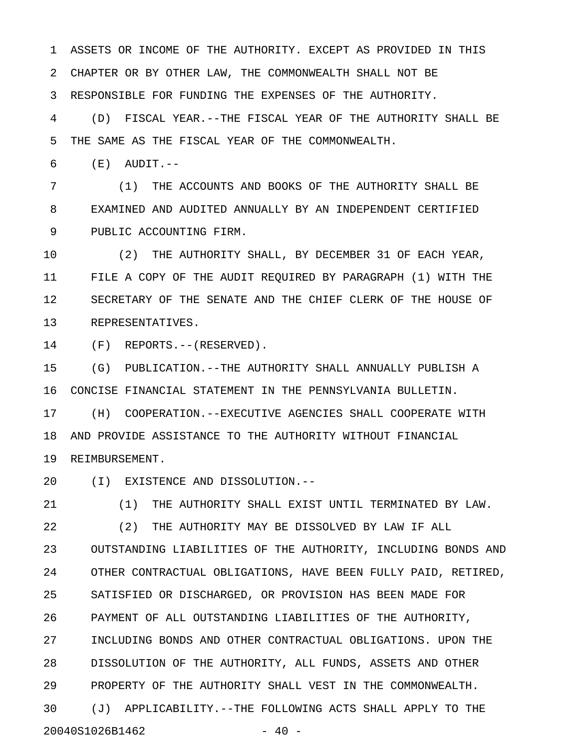ASSETS OR INCOME OF THE AUTHORITY. EXCEPT AS PROVIDED IN THIS CHAPTER OR BY OTHER LAW, THE COMMONWEALTH SHALL NOT BE RESPONSIBLE FOR FUNDING THE EXPENSES OF THE AUTHORITY.

(D) FISCAL YEAR.--THE FISCAL YEAR OF THE AUTHORITY SHALL BE THE SAME AS THE FISCAL YEAR OF THE COMMONWEALTH.

(E) AUDIT.--

(1) THE ACCOUNTS AND BOOKS OF THE AUTHORITY SHALL BE EXAMINED AND AUDITED ANNUALLY BY AN INDEPENDENT CERTIFIED PUBLIC ACCOUNTING FIRM.

(2) THE AUTHORITY SHALL, BY DECEMBER 31 OF EACH YEAR, FILE A COPY OF THE AUDIT REQUIRED BY PARAGRAPH (1) WITH THE SECRETARY OF THE SENATE AND THE CHIEF CLERK OF THE HOUSE OF REPRESENTATIVES.

(F) REPORTS.--(RESERVED).

(G) PUBLICATION.--THE AUTHORITY SHALL ANNUALLY PUBLISH A CONCISE FINANCIAL STATEMENT IN THE PENNSYLVANIA BULLETIN.

(H) COOPERATION.--EXECUTIVE AGENCIES SHALL COOPERATE WITH AND PROVIDE ASSISTANCE TO THE AUTHORITY WITHOUT FINANCIAL REIMBURSEMENT.

(I) EXISTENCE AND DISSOLUTION.--

(1) THE AUTHORITY SHALL EXIST UNTIL TERMINATED BY LAW.

(2) THE AUTHORITY MAY BE DISSOLVED BY LAW IF ALL OUTSTANDING LIABILITIES OF THE AUTHORITY, INCLUDING BONDS AND OTHER CONTRACTUAL OBLIGATIONS, HAVE BEEN FULLY PAID, RETIRED, SATISFIED OR DISCHARGED, OR PROVISION HAS BEEN MADE FOR PAYMENT OF ALL OUTSTANDING LIABILITIES OF THE AUTHORITY, INCLUDING BONDS AND OTHER CONTRACTUAL OBLIGATIONS. UPON THE DISSOLUTION OF THE AUTHORITY, ALL FUNDS, ASSETS AND OTHER PROPERTY OF THE AUTHORITY SHALL VEST IN THE COMMONWEALTH.

(J) APPLICABILITY.--THE FOLLOWING ACTS SHALL APPLY TO THE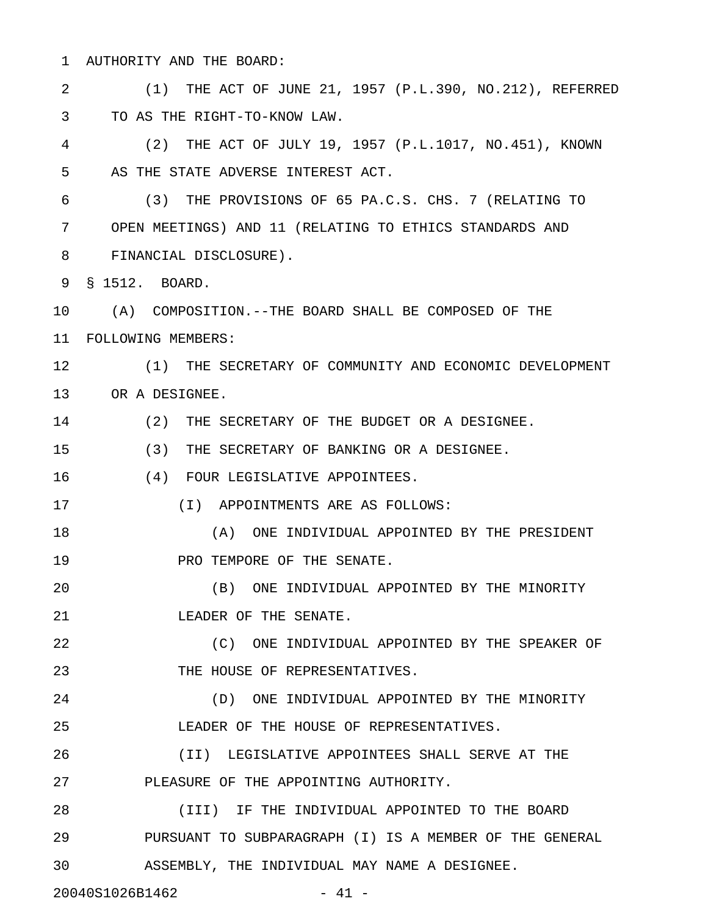AUTHORITY AND THE BOARD:

(1) THE ACT OF JUNE 21, 1957 (P.L.390, NO.212), REFERRED TO AS THE RIGHT-TO-KNOW LAW.

(2) THE ACT OF JULY 19, 1957 (P.L.1017, NO.451), KNOWN AS THE STATE ADVERSE INTEREST ACT.

(3) THE PROVISIONS OF 65 PA.C.S. CHS. 7 (RELATING TO OPEN MEETINGS) AND 11 (RELATING TO ETHICS STANDARDS AND FINANCIAL DISCLOSURE).

§ 1512. BOARD.

(A) COMPOSITION.--THE BOARD SHALL BE COMPOSED OF THE FOLLOWING MEMBERS:

(1) THE SECRETARY OF COMMUNITY AND ECONOMIC DEVELOPMENT OR A DESIGNEE.

(2) THE SECRETARY OF THE BUDGET OR A DESIGNEE.

(3) THE SECRETARY OF BANKING OR A DESIGNEE.

(4) FOUR LEGISLATIVE APPOINTEES.

(I) APPOINTMENTS ARE AS FOLLOWS:

(A) ONE INDIVIDUAL APPOINTED BY THE PRESIDENT PRO TEMPORE OF THE SENATE.

(B) ONE INDIVIDUAL APPOINTED BY THE MINORITY LEADER OF THE SENATE.

(C) ONE INDIVIDUAL APPOINTED BY THE SPEAKER OF THE HOUSE OF REPRESENTATIVES.

(D) ONE INDIVIDUAL APPOINTED BY THE MINORITY LEADER OF THE HOUSE OF REPRESENTATIVES.

(II) LEGISLATIVE APPOINTEES SHALL SERVE AT THE PLEASURE OF THE APPOINTING AUTHORITY.

(III) IF THE INDIVIDUAL APPOINTED TO THE BOARD PURSUANT TO SUBPARAGRAPH (I) IS A MEMBER OF THE GENERAL ASSEMBLY, THE INDIVIDUAL MAY NAME A DESIGNEE.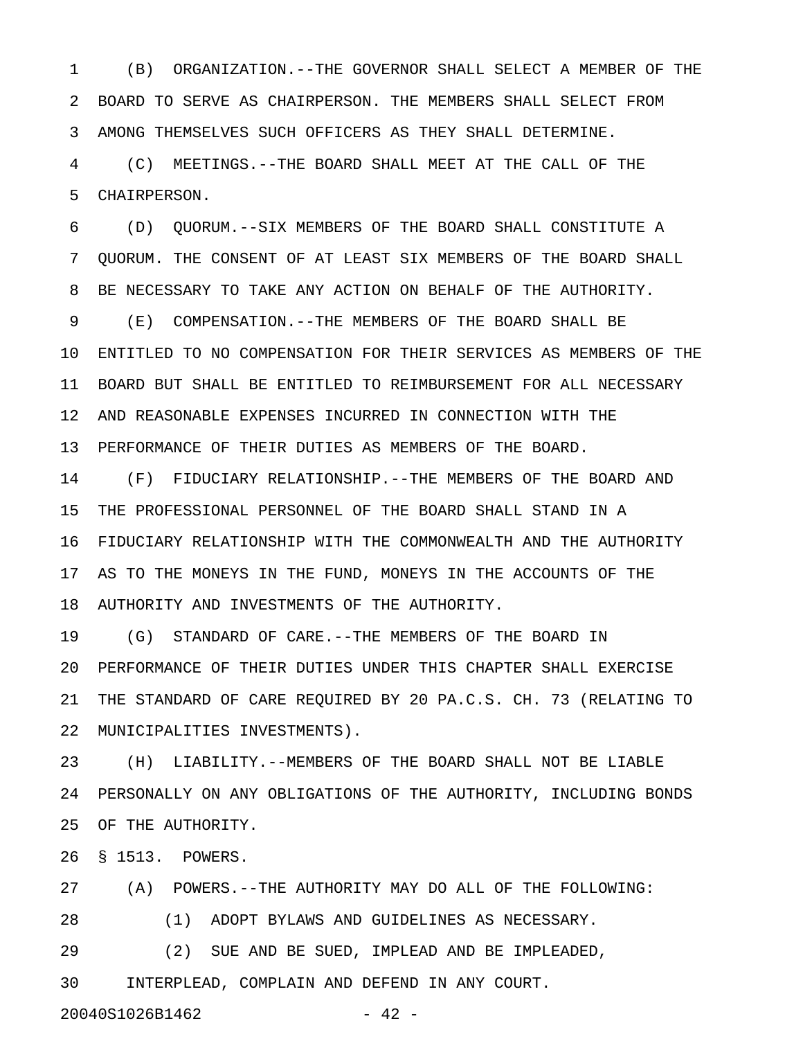(B) ORGANIZATION.--THE GOVERNOR SHALL SELECT A MEMBER OF THE BOARD TO SERVE AS CHAIRPERSON. THE MEMBERS SHALL SELECT FROM AMONG THEMSELVES SUCH OFFICERS AS THEY SHALL DETERMINE.

(C) MEETINGS.--THE BOARD SHALL MEET AT THE CALL OF THE CHAIRPERSON.

(D) QUORUM.--SIX MEMBERS OF THE BOARD SHALL CONSTITUTE A QUORUM. THE CONSENT OF AT LEAST SIX MEMBERS OF THE BOARD SHALL BE NECESSARY TO TAKE ANY ACTION ON BEHALF OF THE AUTHORITY.

(E) COMPENSATION.--THE MEMBERS OF THE BOARD SHALL BE ENTITLED TO NO COMPENSATION FOR THEIR SERVICES AS MEMBERS OF THE BOARD BUT SHALL BE ENTITLED TO REIMBURSEMENT FOR ALL NECESSARY AND REASONABLE EXPENSES INCURRED IN CONNECTION WITH THE PERFORMANCE OF THEIR DUTIES AS MEMBERS OF THE BOARD.

(F) FIDUCIARY RELATIONSHIP.--THE MEMBERS OF THE BOARD AND THE PROFESSIONAL PERSONNEL OF THE BOARD SHALL STAND IN A FIDUCIARY RELATIONSHIP WITH THE COMMONWEALTH AND THE AUTHORITY AS TO THE MONEYS IN THE FUND, MONEYS IN THE ACCOUNTS OF THE AUTHORITY AND INVESTMENTS OF THE AUTHORITY.

(G) STANDARD OF CARE.--THE MEMBERS OF THE BOARD IN PERFORMANCE OF THEIR DUTIES UNDER THIS CHAPTER SHALL EXERCISE THE STANDARD OF CARE REQUIRED BY 20 PA.C.S. CH. 73 (RELATING TO MUNICIPALITIES INVESTMENTS).

(H) LIABILITY.--MEMBERS OF THE BOARD SHALL NOT BE LIABLE PERSONALLY ON ANY OBLIGATIONS OF THE AUTHORITY, INCLUDING BONDS OF THE AUTHORITY.

§ 1513. POWERS.

(A) POWERS.--THE AUTHORITY MAY DO ALL OF THE FOLLOWING:

(1) ADOPT BYLAWS AND GUIDELINES AS NECESSARY.

(2) SUE AND BE SUED, IMPLEAD AND BE IMPLEADED, INTERPLEAD, COMPLAIN AND DEFEND IN ANY COURT.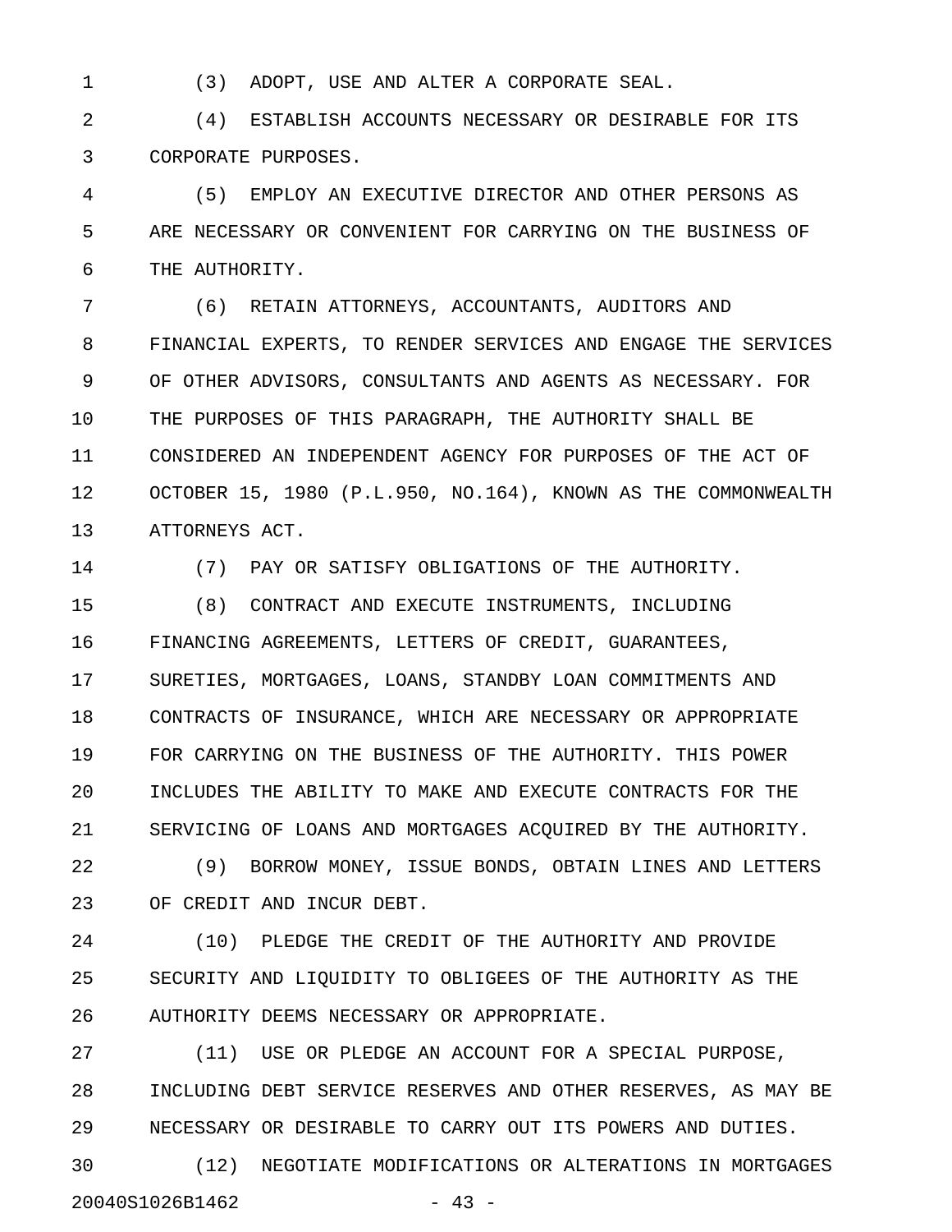(3) ADOPT, USE AND ALTER A CORPORATE SEAL.

(4) ESTABLISH ACCOUNTS NECESSARY OR DESIRABLE FOR ITS CORPORATE PURPOSES.

(5) EMPLOY AN EXECUTIVE DIRECTOR AND OTHER PERSONS AS ARE NECESSARY OR CONVENIENT FOR CARRYING ON THE BUSINESS OF THE AUTHORITY.

(6) RETAIN ATTORNEYS, ACCOUNTANTS, AUDITORS AND FINANCIAL EXPERTS, TO RENDER SERVICES AND ENGAGE THE SERVICES OF OTHER ADVISORS, CONSULTANTS AND AGENTS AS NECESSARY. FOR THE PURPOSES OF THIS PARAGRAPH, THE AUTHORITY SHALL BE CONSIDERED AN INDEPENDENT AGENCY FOR PURPOSES OF THE ACT OF OCTOBER 15, 1980 (P.L.950, NO.164), KNOWN AS THE COMMONWEALTH ATTORNEYS ACT.

(7) PAY OR SATISFY OBLIGATIONS OF THE AUTHORITY.

(8) CONTRACT AND EXECUTE INSTRUMENTS, INCLUDING FINANCING AGREEMENTS, LETTERS OF CREDIT, GUARANTEES, SURETIES, MORTGAGES, LOANS, STANDBY LOAN COMMITMENTS AND CONTRACTS OF INSURANCE, WHICH ARE NECESSARY OR APPROPRIATE FOR CARRYING ON THE BUSINESS OF THE AUTHORITY. THIS POWER INCLUDES THE ABILITY TO MAKE AND EXECUTE CONTRACTS FOR THE SERVICING OF LOANS AND MORTGAGES ACQUIRED BY THE AUTHORITY.

(9) BORROW MONEY, ISSUE BONDS, OBTAIN LINES AND LETTERS OF CREDIT AND INCUR DEBT.

(10) PLEDGE THE CREDIT OF THE AUTHORITY AND PROVIDE SECURITY AND LIQUIDITY TO OBLIGEES OF THE AUTHORITY AS THE AUTHORITY DEEMS NECESSARY OR APPROPRIATE.

(11) USE OR PLEDGE AN ACCOUNT FOR A SPECIAL PURPOSE, INCLUDING DEBT SERVICE RESERVES AND OTHER RESERVES, AS MAY BE NECESSARY OR DESIRABLE TO CARRY OUT ITS POWERS AND DUTIES.

(12) NEGOTIATE MODIFICATIONS OR ALTERATIONS IN MORTGAGES

20040S1026B1462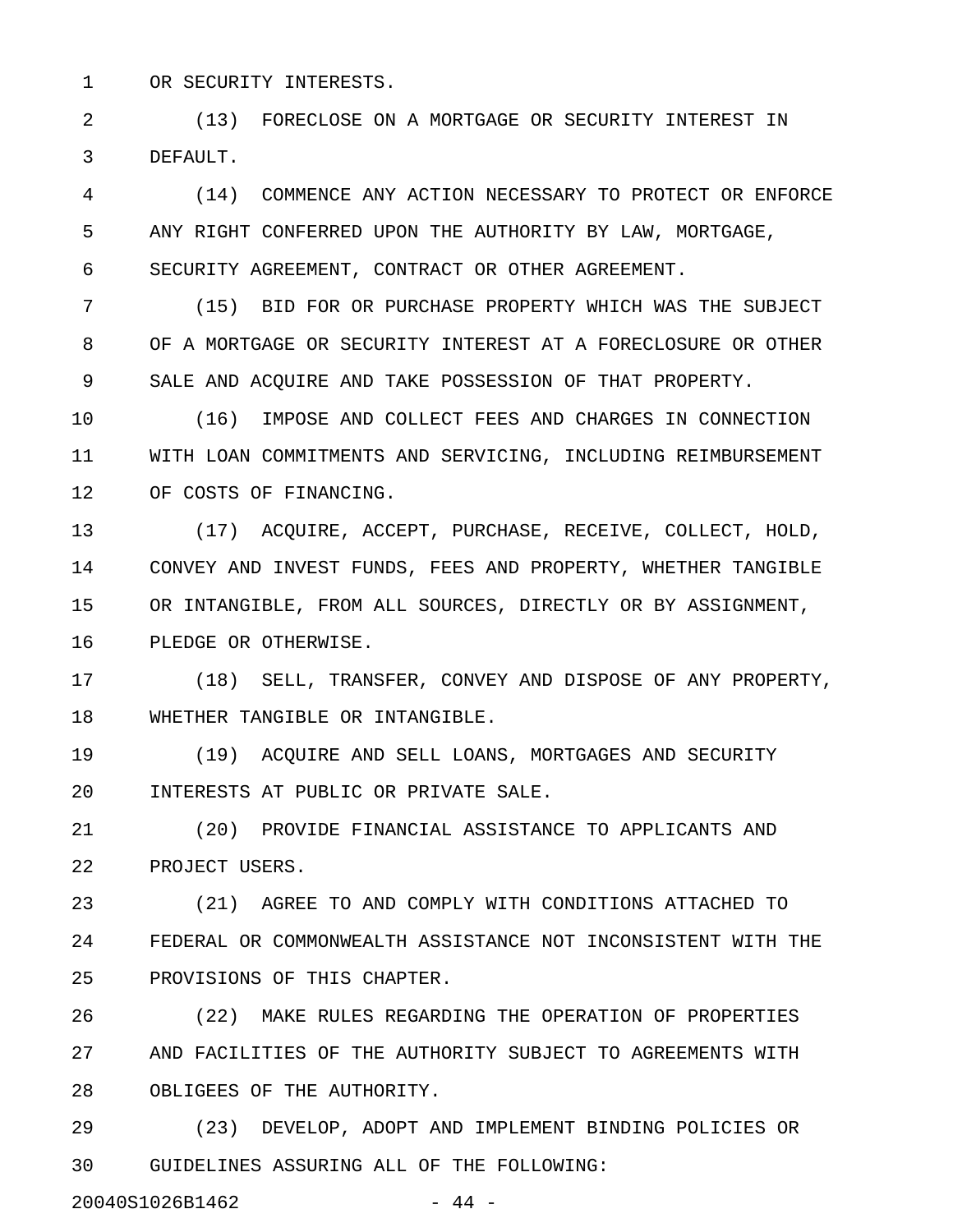OR SECURITY INTERESTS.

(13) FORECLOSE ON A MORTGAGE OR SECURITY INTEREST IN DEFAULT.

(14) COMMENCE ANY ACTION NECESSARY TO PROTECT OR ENFORCE ANY RIGHT CONFERRED UPON THE AUTHORITY BY LAW, MORTGAGE, SECURITY AGREEMENT, CONTRACT OR OTHER AGREEMENT.

(15) BID FOR OR PURCHASE PROPERTY WHICH WAS THE SUBJECT OF A MORTGAGE OR SECURITY INTEREST AT A FORECLOSURE OR OTHER SALE AND ACQUIRE AND TAKE POSSESSION OF THAT PROPERTY.

(16) IMPOSE AND COLLECT FEES AND CHARGES IN CONNECTION WITH LOAN COMMITMENTS AND SERVICING, INCLUDING REIMBURSEMENT OF COSTS OF FINANCING.

(17) ACQUIRE, ACCEPT, PURCHASE, RECEIVE, COLLECT, HOLD, CONVEY AND INVEST FUNDS, FEES AND PROPERTY, WHETHER TANGIBLE OR INTANGIBLE, FROM ALL SOURCES, DIRECTLY OR BY ASSIGNMENT, PLEDGE OR OTHERWISE.

(18) SELL, TRANSFER, CONVEY AND DISPOSE OF ANY PROPERTY, WHETHER TANGIBLE OR INTANGIBLE.

(19) ACQUIRE AND SELL LOANS, MORTGAGES AND SECURITY INTERESTS AT PUBLIC OR PRIVATE SALE.

(20) PROVIDE FINANCIAL ASSISTANCE TO APPLICANTS AND PROJECT USERS.

(21) AGREE TO AND COMPLY WITH CONDITIONS ATTACHED TO FEDERAL OR COMMONWEALTH ASSISTANCE NOT INCONSISTENT WITH THE PROVISIONS OF THIS CHAPTER.

(22) MAKE RULES REGARDING THE OPERATION OF PROPERTIES AND FACILITIES OF THE AUTHORITY SUBJECT TO AGREEMENTS WITH OBLIGEES OF THE AUTHORITY.

(23) DEVELOP, ADOPT AND IMPLEMENT BINDING POLICIES OR GUIDELINES ASSURING ALL OF THE FOLLOWING: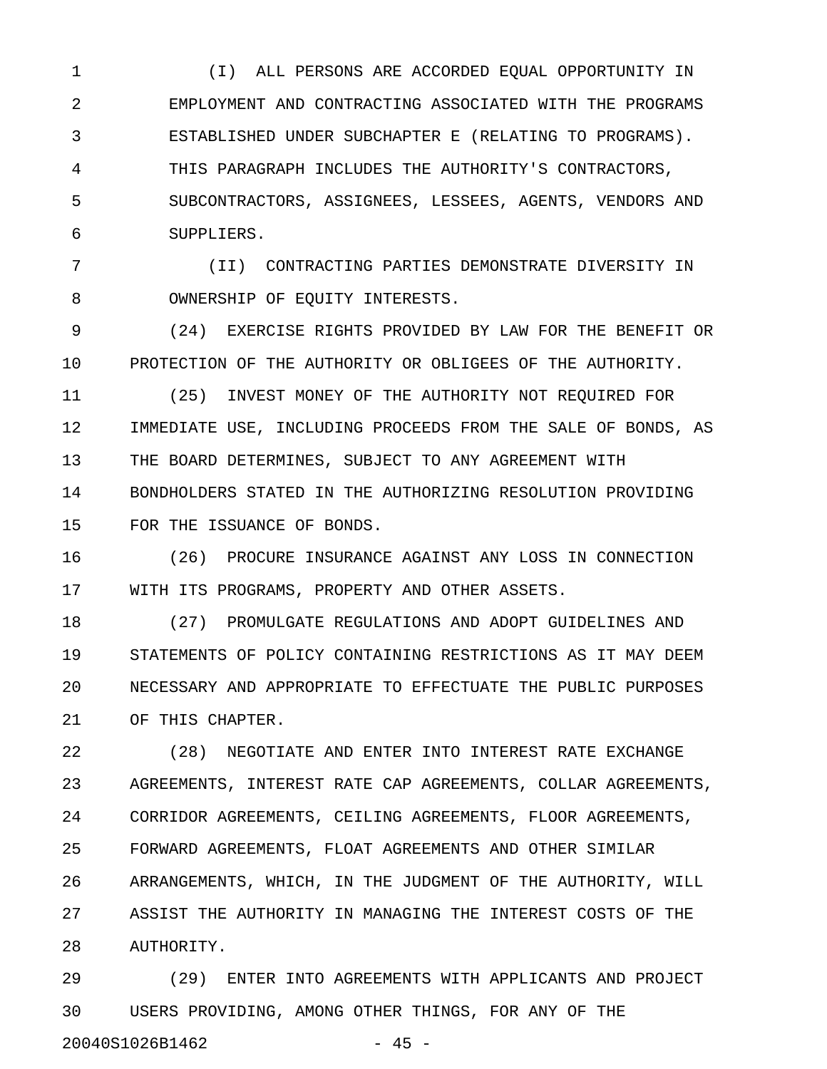(I) ALL PERSONS ARE ACCORDED EQUAL OPPORTUNITY IN EMPLOYMENT AND CONTRACTING ASSOCIATED WITH THE PROGRAMS ESTABLISHED UNDER SUBCHAPTER E (RELATING TO PROGRAMS). THIS PARAGRAPH INCLUDES THE AUTHORITY'S CONTRACTORS, SUBCONTRACTORS, ASSIGNEES, LESSEES, AGENTS, VENDORS AND SUPPLIERS.

(II) CONTRACTING PARTIES DEMONSTRATE DIVERSITY IN OWNERSHIP OF EQUITY INTERESTS.

(24) EXERCISE RIGHTS PROVIDED BY LAW FOR THE BENEFIT OR PROTECTION OF THE AUTHORITY OR OBLIGEES OF THE AUTHORITY.

(25) INVEST MONEY OF THE AUTHORITY NOT REQUIRED FOR IMMEDIATE USE, INCLUDING PROCEEDS FROM THE SALE OF BONDS, AS THE BOARD DETERMINES, SUBJECT TO ANY AGREEMENT WITH BONDHOLDERS STATED IN THE AUTHORIZING RESOLUTION PROVIDING FOR THE ISSUANCE OF BONDS.

(26) PROCURE INSURANCE AGAINST ANY LOSS IN CONNECTION WITH ITS PROGRAMS, PROPERTY AND OTHER ASSETS.

(27) PROMULGATE REGULATIONS AND ADOPT GUIDELINES AND STATEMENTS OF POLICY CONTAINING RESTRICTIONS AS IT MAY DEEM NECESSARY AND APPROPRIATE TO EFFECTUATE THE PUBLIC PURPOSES OF THIS CHAPTER.

(28) NEGOTIATE AND ENTER INTO INTEREST RATE EXCHANGE AGREEMENTS, INTEREST RATE CAP AGREEMENTS, COLLAR AGREEMENTS, CORRIDOR AGREEMENTS, CEILING AGREEMENTS, FLOOR AGREEMENTS, FORWARD AGREEMENTS, FLOAT AGREEMENTS AND OTHER SIMILAR ARRANGEMENTS, WHICH, IN THE JUDGMENT OF THE AUTHORITY, WILL ASSIST THE AUTHORITY IN MANAGING THE INTEREST COSTS OF THE AUTHORITY.

(29) ENTER INTO AGREEMENTS WITH APPLICANTS AND PROJECT USERS PROVIDING, AMONG OTHER THINGS, FOR ANY OF THE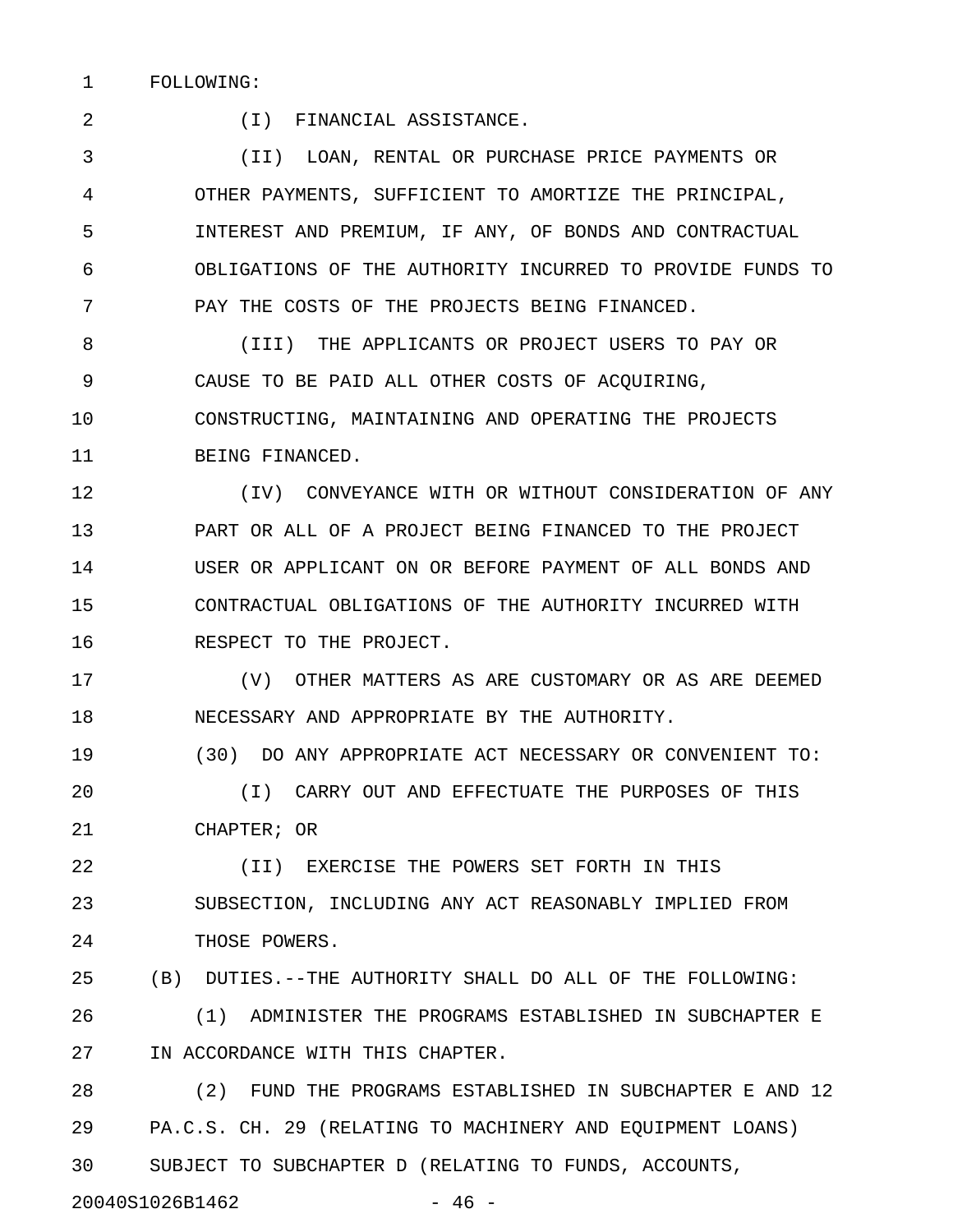FOLLOWING:

(I) FINANCIAL ASSISTANCE.

(II) LOAN, RENTAL OR PURCHASE PRICE PAYMENTS OR OTHER PAYMENTS, SUFFICIENT TO AMORTIZE THE PRINCIPAL, INTEREST AND PREMIUM, IF ANY, OF BONDS AND CONTRACTUAL OBLIGATIONS OF THE AUTHORITY INCURRED TO PROVIDE FUNDS TO PAY THE COSTS OF THE PROJECTS BEING FINANCED.

(III) THE APPLICANTS OR PROJECT USERS TO PAY OR CAUSE TO BE PAID ALL OTHER COSTS OF ACQUIRING, CONSTRUCTING, MAINTAINING AND OPERATING THE PROJECTS BEING FINANCED.

(IV) CONVEYANCE WITH OR WITHOUT CONSIDERATION OF ANY PART OR ALL OF A PROJECT BEING FINANCED TO THE PROJECT USER OR APPLICANT ON OR BEFORE PAYMENT OF ALL BONDS AND CONTRACTUAL OBLIGATIONS OF THE AUTHORITY INCURRED WITH RESPECT TO THE PROJECT.

(V) OTHER MATTERS AS ARE CUSTOMARY OR AS ARE DEEMED NECESSARY AND APPROPRIATE BY THE AUTHORITY.

(30) DO ANY APPROPRIATE ACT NECESSARY OR CONVENIENT TO:

(I) CARRY OUT AND EFFECTUATE THE PURPOSES OF THIS CHAPTER; OR

(II) EXERCISE THE POWERS SET FORTH IN THIS SUBSECTION, INCLUDING ANY ACT REASONABLY IMPLIED FROM THOSE POWERS.

(B) DUTIES.--THE AUTHORITY SHALL DO ALL OF THE FOLLOWING:

(1) ADMINISTER THE PROGRAMS ESTABLISHED IN SUBCHAPTER E IN ACCORDANCE WITH THIS CHAPTER.

(2) FUND THE PROGRAMS ESTABLISHED IN SUBCHAPTER E AND 12 PA.C.S. CH. 29 (RELATING TO MACHINERY AND EQUIPMENT LOANS) SUBJECT TO SUBCHAPTER D (RELATING TO FUNDS, ACCOUNTS,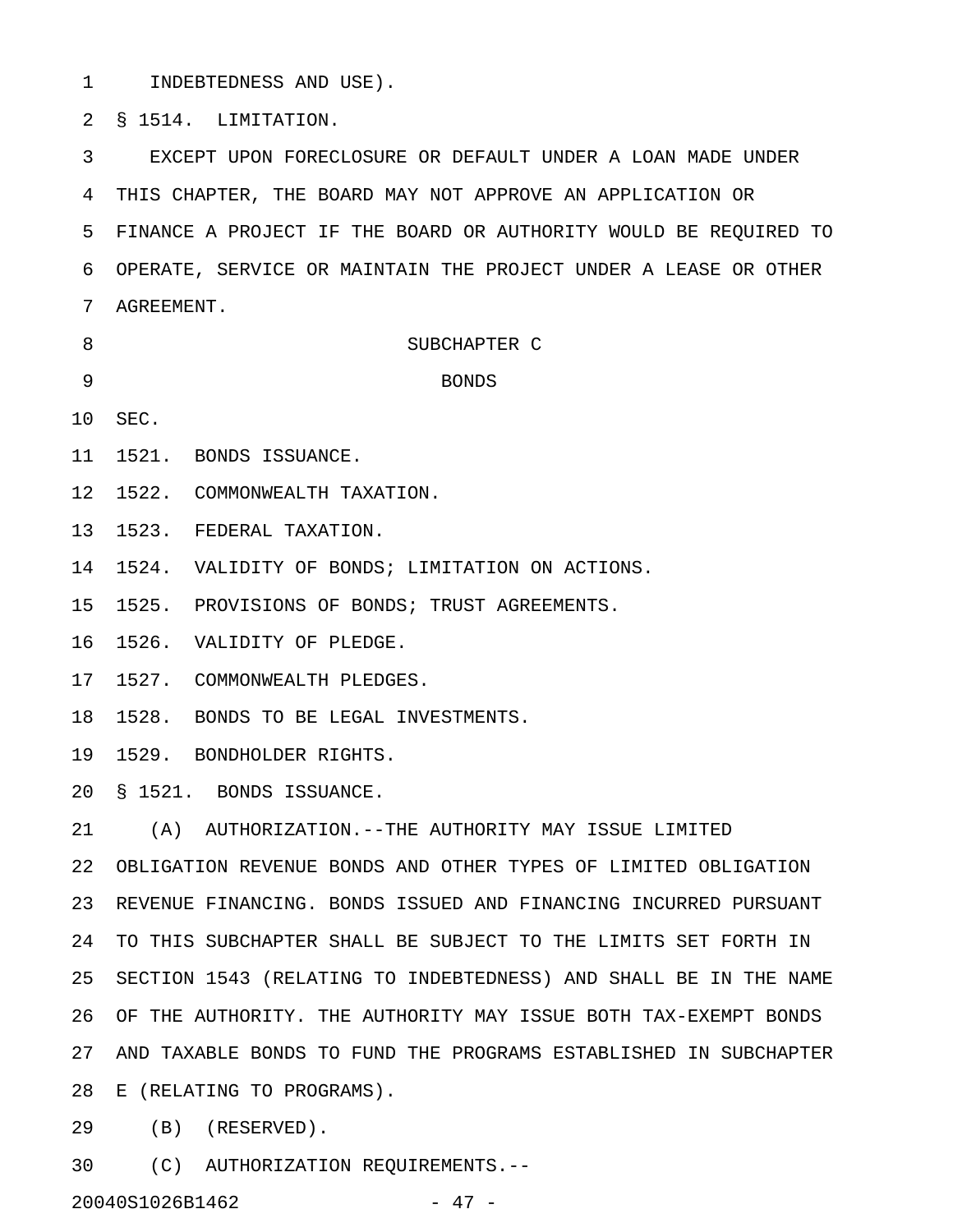INDEBTEDNESS AND USE).

§ 1514. LIMITATION.

EXCEPT UPON FORECLOSURE OR DEFAULT UNDER A LOAN MADE UNDER THIS CHAPTER, THE BOARD MAY NOT APPROVE AN APPLICATION OR FINANCE A PROJECT IF THE BOARD OR AUTHORITY WOULD BE REQUIRED TO OPERATE, SERVICE OR MAINTAIN THE PROJECT UNDER A LEASE OR OTHER AGREEMENT.

SUBCHAPTER C

BONDS

SEC.

1521. BONDS ISSUANCE.

1522. COMMONWEALTH TAXATION.

1523. FEDERAL TAXATION.

1524. VALIDITY OF BONDS; LIMITATION ON ACTIONS.

1525. PROVISIONS OF BONDS; TRUST AGREEMENTS.

1526. VALIDITY OF PLEDGE.

1527. COMMONWEALTH PLEDGES.

1528. BONDS TO BE LEGAL INVESTMENTS.

1529. BONDHOLDER RIGHTS.

§ 1521. BONDS ISSUANCE.

(A) AUTHORIZATION.--THE AUTHORITY MAY ISSUE LIMITED OBLIGATION REVENUE BONDS AND OTHER TYPES OF LIMITED OBLIGATION REVENUE FINANCING. BONDS ISSUED AND FINANCING INCURRED PURSUANT TO THIS SUBCHAPTER SHALL BE SUBJECT TO THE LIMITS SET FORTH IN SECTION 1543 (RELATING TO INDEBTEDNESS) AND SHALL BE IN THE NAME OF THE AUTHORITY. THE AUTHORITY MAY ISSUE BOTH TAX-EXEMPT BONDS AND TAXABLE BONDS TO FUND THE PROGRAMS ESTABLISHED IN SUBCHAPTER E (RELATING TO PROGRAMS).

(B) (RESERVED).

(C) AUTHORIZATION REQUIREMENTS.--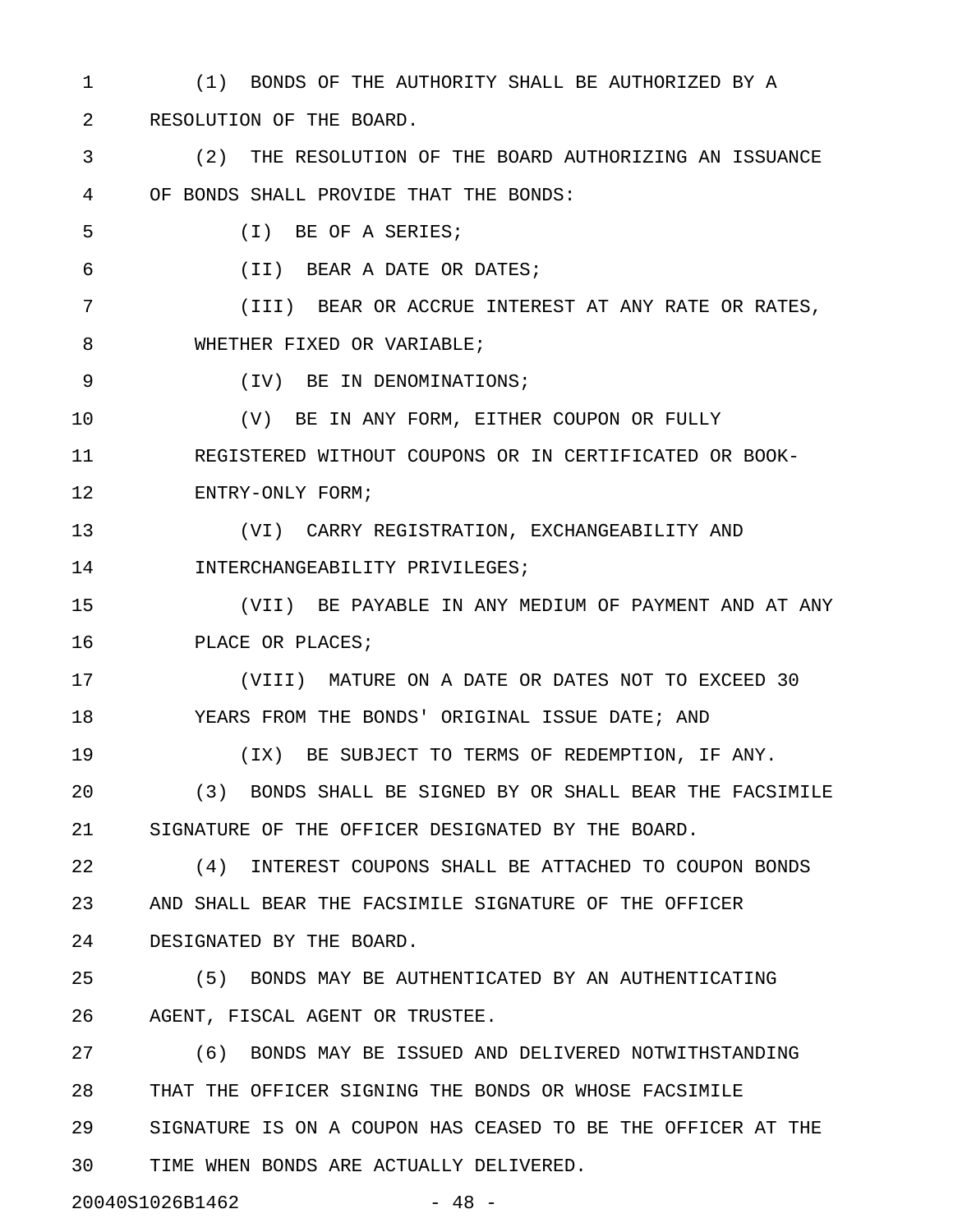(1) BONDS OF THE AUTHORITY SHALL BE AUTHORIZED BY A RESOLUTION OF THE BOARD.

(2) THE RESOLUTION OF THE BOARD AUTHORIZING AN ISSUANCE OF BONDS SHALL PROVIDE THAT THE BONDS:

(I) BE OF A SERIES;

(II) BEAR A DATE OR DATES;

(III) BEAR OR ACCRUE INTEREST AT ANY RATE OR RATES, WHETHER FIXED OR VARIABLE;

(IV) BE IN DENOMINATIONS;

(V) BE IN ANY FORM, EITHER COUPON OR FULLY REGISTERED WITHOUT COUPONS OR IN CERTIFICATED OR BOOK-ENTRY-ONLY FORM;

(VI) CARRY REGISTRATION, EXCHANGEABILITY AND INTERCHANGEABILITY PRIVILEGES;

(VII) BE PAYABLE IN ANY MEDIUM OF PAYMENT AND AT ANY PLACE OR PLACES;

(VIII) MATURE ON A DATE OR DATES NOT TO EXCEED 30 YEARS FROM THE BONDS' ORIGINAL ISSUE DATE; AND

(IX) BE SUBJECT TO TERMS OF REDEMPTION, IF ANY.

(3) BONDS SHALL BE SIGNED BY OR SHALL BEAR THE FACSIMILE SIGNATURE OF THE OFFICER DESIGNATED BY THE BOARD.

(4) INTEREST COUPONS SHALL BE ATTACHED TO COUPON BONDS AND SHALL BEAR THE FACSIMILE SIGNATURE OF THE OFFICER DESIGNATED BY THE BOARD.

(5) BONDS MAY BE AUTHENTICATED BY AN AUTHENTICATING AGENT, FISCAL AGENT OR TRUSTEE.

(6) BONDS MAY BE ISSUED AND DELIVERED NOTWITHSTANDING THAT THE OFFICER SIGNING THE BONDS OR WHOSE FACSIMILE SIGNATURE IS ON A COUPON HAS CEASED TO BE THE OFFICER AT THE TIME WHEN BONDS ARE ACTUALLY DELIVERED.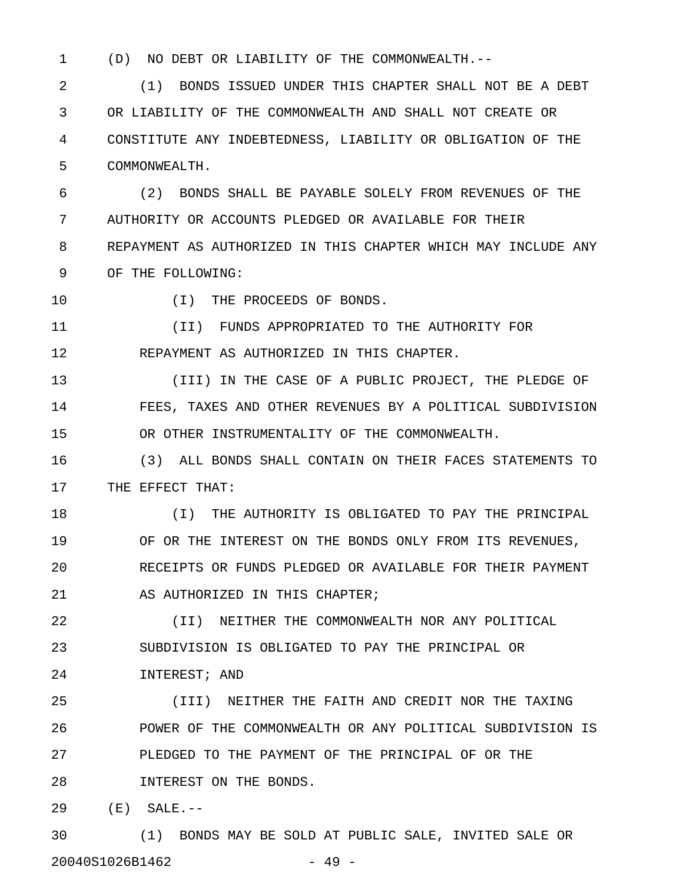(D) NO DEBT OR LIABILITY OF THE COMMONWEALTH.--

(1) BONDS ISSUED UNDER THIS CHAPTER SHALL NOT BE A DEBT OR LIABILITY OF THE COMMONWEALTH AND SHALL NOT CREATE OR CONSTITUTE ANY INDEBTEDNESS, LIABILITY OR OBLIGATION OF THE COMMONWEALTH.

(2) BONDS SHALL BE PAYABLE SOLELY FROM REVENUES OF THE AUTHORITY OR ACCOUNTS PLEDGED OR AVAILABLE FOR THEIR REPAYMENT AS AUTHORIZED IN THIS CHAPTER WHICH MAY INCLUDE ANY OF THE FOLLOWING:

(I) THE PROCEEDS OF BONDS.

(II) FUNDS APPROPRIATED TO THE AUTHORITY FOR REPAYMENT AS AUTHORIZED IN THIS CHAPTER.

(III) IN THE CASE OF A PUBLIC PROJECT, THE PLEDGE OF FEES, TAXES AND OTHER REVENUES BY A POLITICAL SUBDIVISION OR OTHER INSTRUMENTALITY OF THE COMMONWEALTH.

(3) ALL BONDS SHALL CONTAIN ON THEIR FACES STATEMENTS TO THE EFFECT THAT:

(I) THE AUTHORITY IS OBLIGATED TO PAY THE PRINCIPAL OF OR THE INTEREST ON THE BONDS ONLY FROM ITS REVENUES, RECEIPTS OR FUNDS PLEDGED OR AVAILABLE FOR THEIR PAYMENT AS AUTHORIZED IN THIS CHAPTER;

(II) NEITHER THE COMMONWEALTH NOR ANY POLITICAL SUBDIVISION IS OBLIGATED TO PAY THE PRINCIPAL OR INTEREST; AND

(III) NEITHER THE FAITH AND CREDIT NOR THE TAXING POWER OF THE COMMONWEALTH OR ANY POLITICAL SUBDIVISION IS PLEDGED TO THE PAYMENT OF THE PRINCIPAL OF OR THE INTEREST ON THE BONDS.

(E) SALE.--

(1) BONDS MAY BE SOLD AT PUBLIC SALE, INVITED SALE OR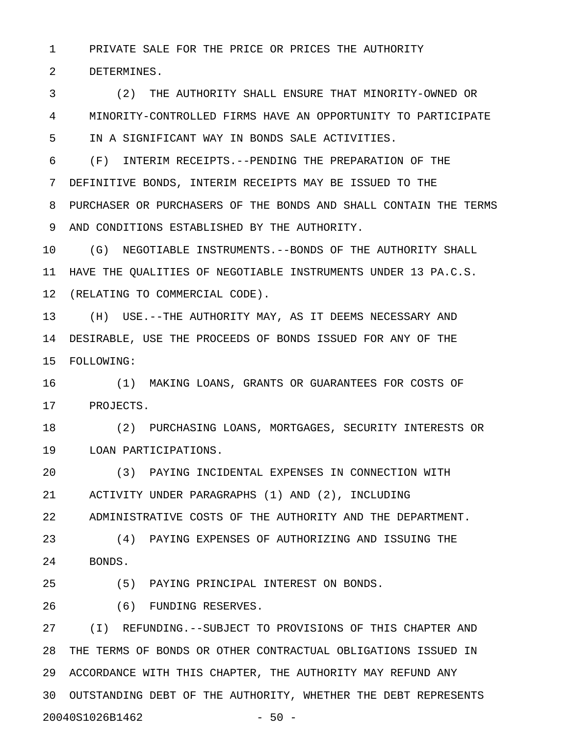PRIVATE SALE FOR THE PRICE OR PRICES THE AUTHORITY DETERMINES.

(2) THE AUTHORITY SHALL ENSURE THAT MINORITY-OWNED OR MINORITY-CONTROLLED FIRMS HAVE AN OPPORTUNITY TO PARTICIPATE IN A SIGNIFICANT WAY IN BONDS SALE ACTIVITIES.

(F) INTERIM RECEIPTS.--PENDING THE PREPARATION OF THE DEFINITIVE BONDS, INTERIM RECEIPTS MAY BE ISSUED TO THE PURCHASER OR PURCHASERS OF THE BONDS AND SHALL CONTAIN THE TERMS AND CONDITIONS ESTABLISHED BY THE AUTHORITY.

(G) NEGOTIABLE INSTRUMENTS.--BONDS OF THE AUTHORITY SHALL HAVE THE QUALITIES OF NEGOTIABLE INSTRUMENTS UNDER 13 PA.C.S. (RELATING TO COMMERCIAL CODE).

(H) USE.--THE AUTHORITY MAY, AS IT DEEMS NECESSARY AND DESIRABLE, USE THE PROCEEDS OF BONDS ISSUED FOR ANY OF THE FOLLOWING:

(1) MAKING LOANS, GRANTS OR GUARANTEES FOR COSTS OF PROJECTS.

(2) PURCHASING LOANS, MORTGAGES, SECURITY INTERESTS OR LOAN PARTICIPATIONS.

(3) PAYING INCIDENTAL EXPENSES IN CONNECTION WITH ACTIVITY UNDER PARAGRAPHS (1) AND (2), INCLUDING ADMINISTRATIVE COSTS OF THE AUTHORITY AND THE DEPARTMENT.

(4) PAYING EXPENSES OF AUTHORIZING AND ISSUING THE BONDS.

(5) PAYING PRINCIPAL INTEREST ON BONDS.

(6) FUNDING RESERVES.

(I) REFUNDING.--SUBJECT TO PROVISIONS OF THIS CHAPTER AND THE TERMS OF BONDS OR OTHER CONTRACTUAL OBLIGATIONS ISSUED IN ACCORDANCE WITH THIS CHAPTER, THE AUTHORITY MAY REFUND ANY OUTSTANDING DEBT OF THE AUTHORITY, WHETHER THE DEBT REPRESENTS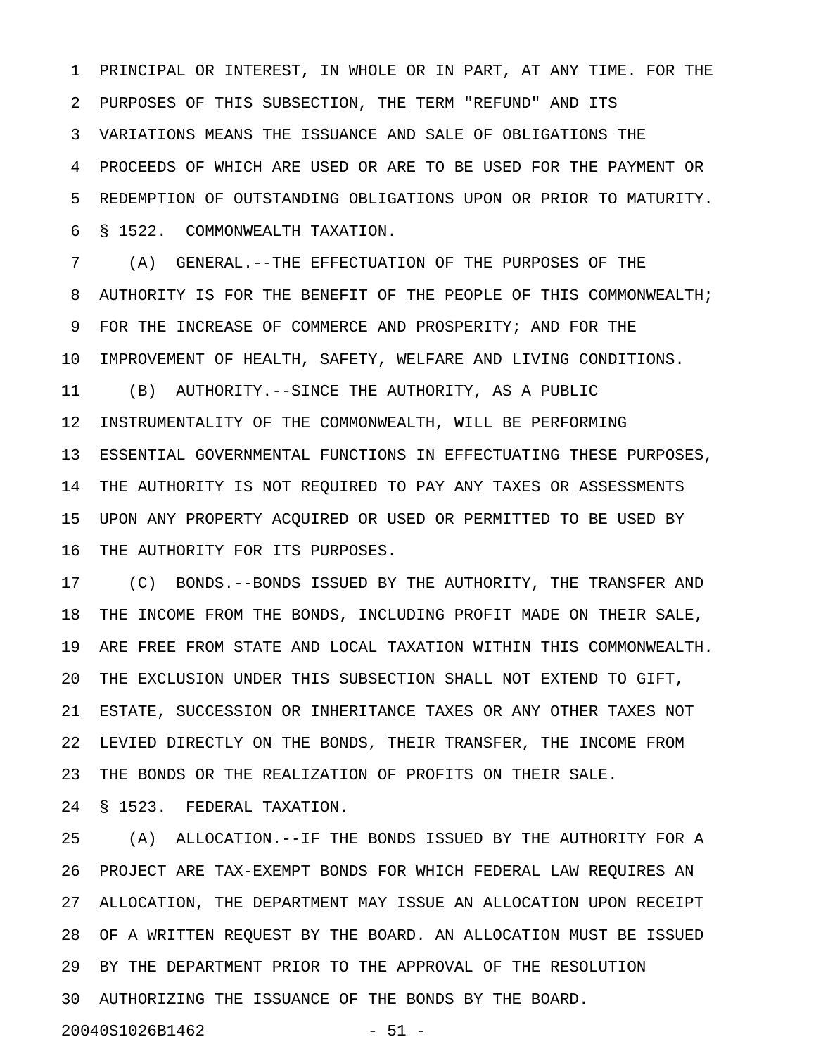PRINCIPAL OR INTEREST, IN WHOLE OR IN PART, AT ANY TIME. FOR THE PURPOSES OF THIS SUBSECTION, THE TERM "REFUND" AND ITS VARIATIONS MEANS THE ISSUANCE AND SALE OF OBLIGATIONS THE PROCEEDS OF WHICH ARE USED OR ARE TO BE USED FOR THE PAYMENT OR REDEMPTION OF OUTSTANDING OBLIGATIONS UPON OR PRIOR TO MATURITY.

§ 1522. COMMONWEALTH TAXATION.

(A) GENERAL.--THE EFFECTUATION OF THE PURPOSES OF THE AUTHORITY IS FOR THE BENEFIT OF THE PEOPLE OF THIS COMMONWEALTH; FOR THE INCREASE OF COMMERCE AND PROSPERITY; AND FOR THE IMPROVEMENT OF HEALTH, SAFETY, WELFARE AND LIVING CONDITIONS.

(B) AUTHORITY.--SINCE THE AUTHORITY, AS A PUBLIC INSTRUMENTALITY OF THE COMMONWEALTH, WILL BE PERFORMING ESSENTIAL GOVERNMENTAL FUNCTIONS IN EFFECTUATING THESE PURPOSES, THE AUTHORITY IS NOT REQUIRED TO PAY ANY TAXES OR ASSESSMENTS UPON ANY PROPERTY ACQUIRED OR USED OR PERMITTED TO BE USED BY THE AUTHORITY FOR ITS PURPOSES.

(C) BONDS.--BONDS ISSUED BY THE AUTHORITY, THE TRANSFER AND THE INCOME FROM THE BONDS, INCLUDING PROFIT MADE ON THEIR SALE, ARE FREE FROM STATE AND LOCAL TAXATION WITHIN THIS COMMONWEALTH. THE EXCLUSION UNDER THIS SUBSECTION SHALL NOT EXTEND TO GIFT, ESTATE, SUCCESSION OR INHERITANCE TAXES OR ANY OTHER TAXES NOT LEVIED DIRECTLY ON THE BONDS, THEIR TRANSFER, THE INCOME FROM THE BONDS OR THE REALIZATION OF PROFITS ON THEIR SALE.

§ 1523. FEDERAL TAXATION.

(A) ALLOCATION.--IF THE BONDS ISSUED BY THE AUTHORITY FOR A PROJECT ARE TAX-EXEMPT BONDS FOR WHICH FEDERAL LAW REQUIRES AN ALLOCATION, THE DEPARTMENT MAY ISSUE AN ALLOCATION UPON RECEIPT OF A WRITTEN REQUEST BY THE BOARD. AN ALLOCATION MUST BE ISSUED BY THE DEPARTMENT PRIOR TO THE APPROVAL OF THE RESOLUTION AUTHORIZING THE ISSUANCE OF THE BONDS BY THE BOARD.

20040S1026B1462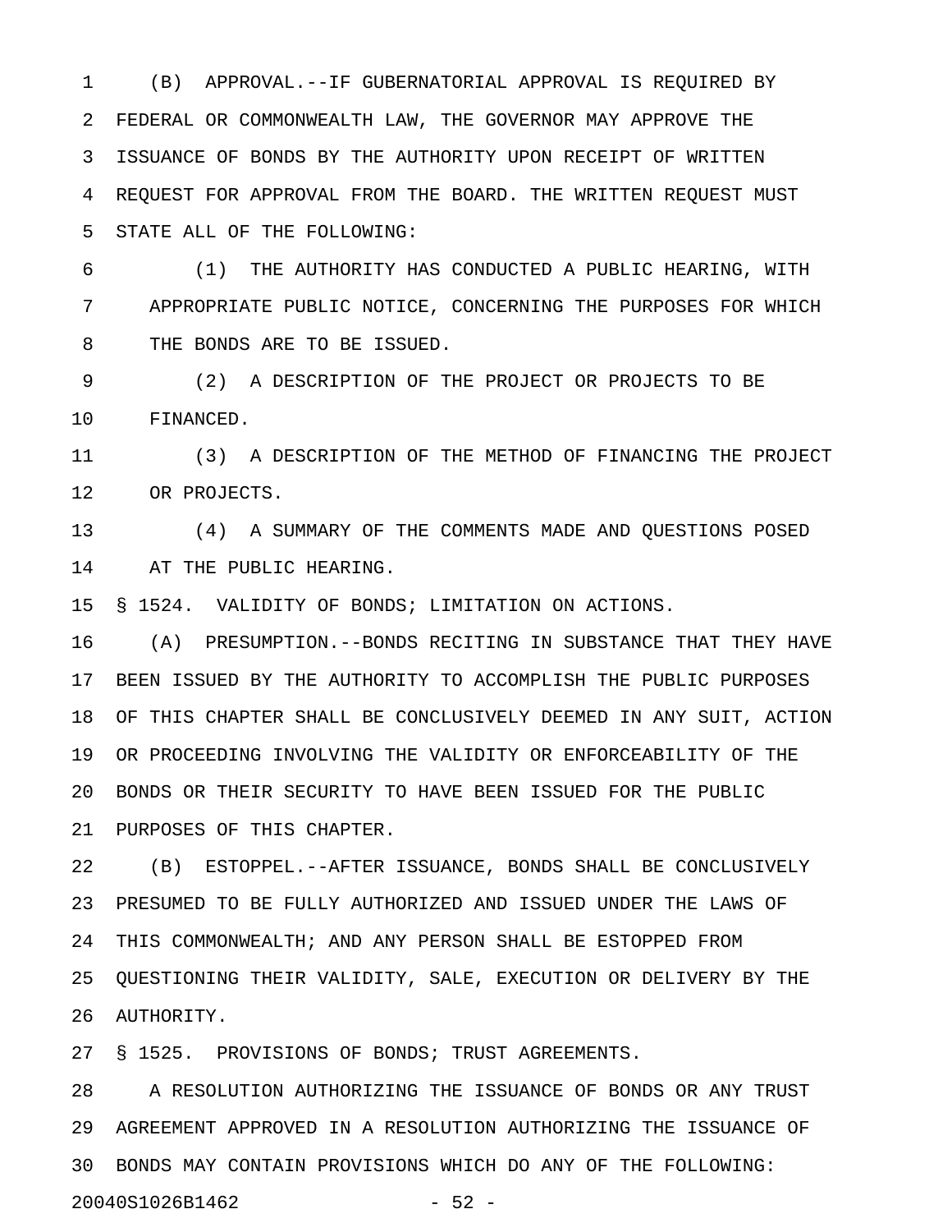(B) APPROVAL.--IF GUBERNATORIAL APPROVAL IS REQUIRED BY FEDERAL OR COMMONWEALTH LAW, THE GOVERNOR MAY APPROVE THE ISSUANCE OF BONDS BY THE AUTHORITY UPON RECEIPT OF WRITTEN REQUEST FOR APPROVAL FROM THE BOARD. THE WRITTEN REQUEST MUST STATE ALL OF THE FOLLOWING:

(1) THE AUTHORITY HAS CONDUCTED A PUBLIC HEARING, WITH APPROPRIATE PUBLIC NOTICE, CONCERNING THE PURPOSES FOR WHICH THE BONDS ARE TO BE ISSUED.

(2) A DESCRIPTION OF THE PROJECT OR PROJECTS TO BE FINANCED.

(3) A DESCRIPTION OF THE METHOD OF FINANCING THE PROJECT OR PROJECTS.

(4) A SUMMARY OF THE COMMENTS MADE AND QUESTIONS POSED AT THE PUBLIC HEARING.

§ 1524. VALIDITY OF BONDS; LIMITATION ON ACTIONS.

(A) PRESUMPTION.--BONDS RECITING IN SUBSTANCE THAT THEY HAVE BEEN ISSUED BY THE AUTHORITY TO ACCOMPLISH THE PUBLIC PURPOSES OF THIS CHAPTER SHALL BE CONCLUSIVELY DEEMED IN ANY SUIT, ACTION OR PROCEEDING INVOLVING THE VALIDITY OR ENFORCEABILITY OF THE BONDS OR THEIR SECURITY TO HAVE BEEN ISSUED FOR THE PUBLIC PURPOSES OF THIS CHAPTER.

(B) ESTOPPEL.--AFTER ISSUANCE, BONDS SHALL BE CONCLUSIVELY PRESUMED TO BE FULLY AUTHORIZED AND ISSUED UNDER THE LAWS OF THIS COMMONWEALTH; AND ANY PERSON SHALL BE ESTOPPED FROM QUESTIONING THEIR VALIDITY, SALE, EXECUTION OR DELIVERY BY THE AUTHORITY.

§ 1525. PROVISIONS OF BONDS; TRUST AGREEMENTS.

A RESOLUTION AUTHORIZING THE ISSUANCE OF BONDS OR ANY TRUST AGREEMENT APPROVED IN A RESOLUTION AUTHORIZING THE ISSUANCE OF BONDS MAY CONTAIN PROVISIONS WHICH DO ANY OF THE FOLLOWING:

20040S1026B1462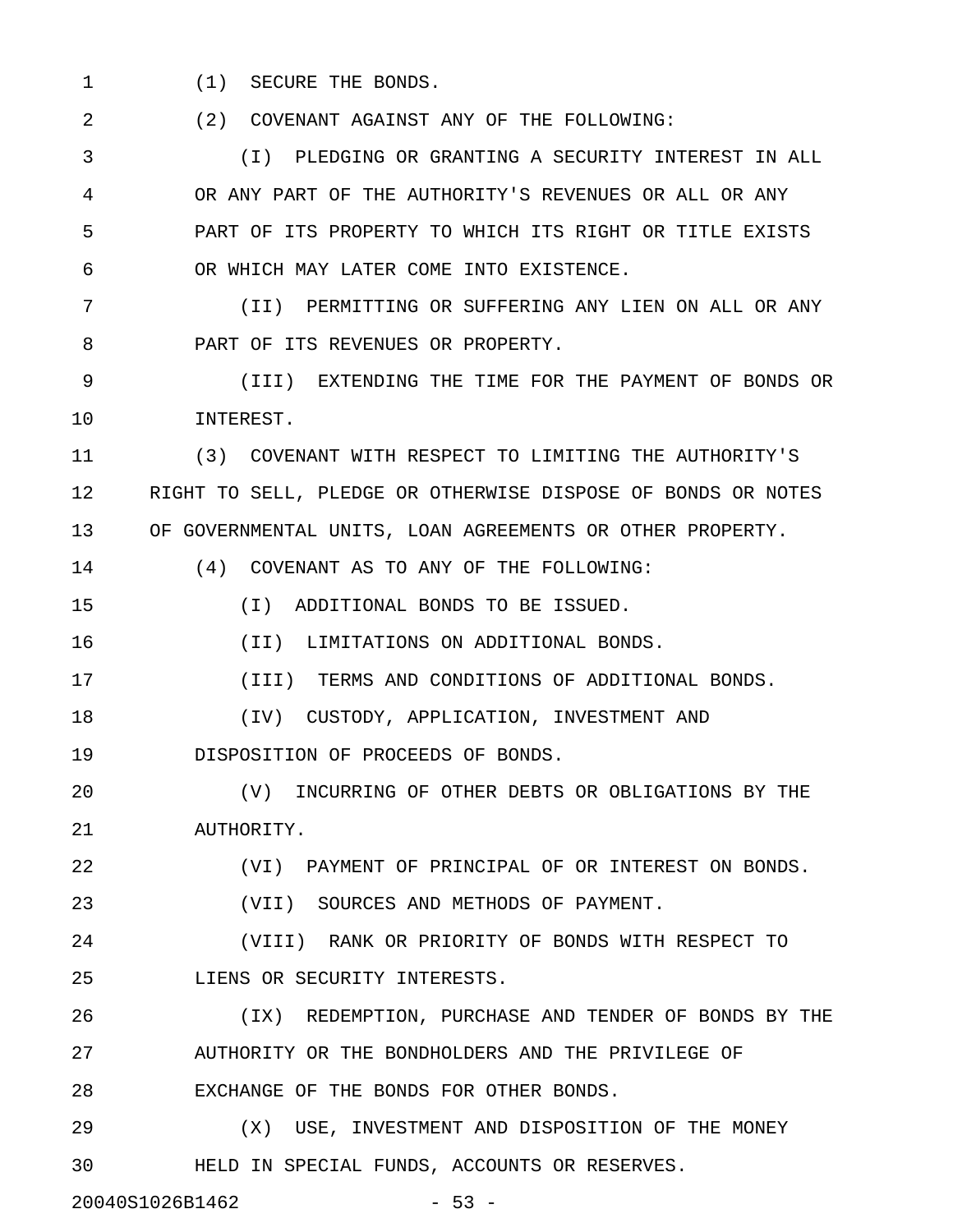(1) SECURE THE BONDS.

(2) COVENANT AGAINST ANY OF THE FOLLOWING:

(I) PLEDGING OR GRANTING A SECURITY INTEREST IN ALL OR ANY PART OF THE AUTHORITY'S REVENUES OR ALL OR ANY PART OF ITS PROPERTY TO WHICH ITS RIGHT OR TITLE EXISTS OR WHICH MAY LATER COME INTO EXISTENCE.

(II) PERMITTING OR SUFFERING ANY LIEN ON ALL OR ANY PART OF ITS REVENUES OR PROPERTY.

(III) EXTENDING THE TIME FOR THE PAYMENT OF BONDS OR INTEREST.

(3) COVENANT WITH RESPECT TO LIMITING THE AUTHORITY'S RIGHT TO SELL, PLEDGE OR OTHERWISE DISPOSE OF BONDS OR NOTES OF GOVERNMENTAL UNITS, LOAN AGREEMENTS OR OTHER PROPERTY.

(4) COVENANT AS TO ANY OF THE FOLLOWING:

(I) ADDITIONAL BONDS TO BE ISSUED.

(II) LIMITATIONS ON ADDITIONAL BONDS.

(III) TERMS AND CONDITIONS OF ADDITIONAL BONDS.

(IV) CUSTODY, APPLICATION, INVESTMENT AND DISPOSITION OF PROCEEDS OF BONDS.

(V) INCURRING OF OTHER DEBTS OR OBLIGATIONS BY THE AUTHORITY.

(VI) PAYMENT OF PRINCIPAL OF OR INTEREST ON BONDS.

(VII) SOURCES AND METHODS OF PAYMENT.

(VIII) RANK OR PRIORITY OF BONDS WITH RESPECT TO LIENS OR SECURITY INTERESTS.

(IX) REDEMPTION, PURCHASE AND TENDER OF BONDS BY THE AUTHORITY OR THE BONDHOLDERS AND THE PRIVILEGE OF EXCHANGE OF THE BONDS FOR OTHER BONDS.

(X) USE, INVESTMENT AND DISPOSITION OF THE MONEY HELD IN SPECIAL FUNDS, ACCOUNTS OR RESERVES.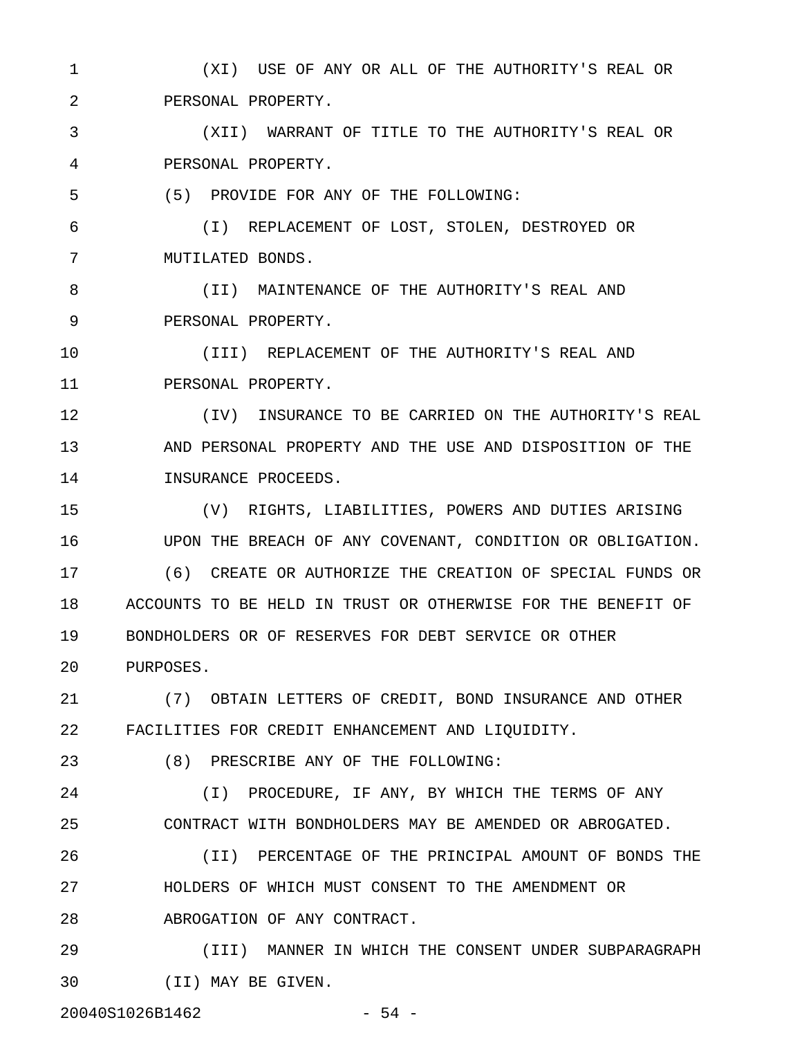(XI) USE OF ANY OR ALL OF THE AUTHORITY'S REAL OR PERSONAL PROPERTY.

(XII) WARRANT OF TITLE TO THE AUTHORITY'S REAL OR PERSONAL PROPERTY.

(5) PROVIDE FOR ANY OF THE FOLLOWING:

(I) REPLACEMENT OF LOST, STOLEN, DESTROYED OR MUTILATED BONDS.

(II) MAINTENANCE OF THE AUTHORITY'S REAL AND PERSONAL PROPERTY.

(III) REPLACEMENT OF THE AUTHORITY'S REAL AND PERSONAL PROPERTY.

(IV) INSURANCE TO BE CARRIED ON THE AUTHORITY'S REAL AND PERSONAL PROPERTY AND THE USE AND DISPOSITION OF THE INSURANCE PROCEEDS.

(V) RIGHTS, LIABILITIES, POWERS AND DUTIES ARISING UPON THE BREACH OF ANY COVENANT, CONDITION OR OBLIGATION.

(6) CREATE OR AUTHORIZE THE CREATION OF SPECIAL FUNDS OR ACCOUNTS TO BE HELD IN TRUST OR OTHERWISE FOR THE BENEFIT OF BONDHOLDERS OR OF RESERVES FOR DEBT SERVICE OR OTHER PURPOSES.

(7) OBTAIN LETTERS OF CREDIT, BOND INSURANCE AND OTHER FACILITIES FOR CREDIT ENHANCEMENT AND LIQUIDITY.

(8) PRESCRIBE ANY OF THE FOLLOWING:

(I) PROCEDURE, IF ANY, BY WHICH THE TERMS OF ANY CONTRACT WITH BONDHOLDERS MAY BE AMENDED OR ABROGATED.

(II) PERCENTAGE OF THE PRINCIPAL AMOUNT OF BONDS THE HOLDERS OF WHICH MUST CONSENT TO THE AMENDMENT OR ABROGATION OF ANY CONTRACT.

(III) MANNER IN WHICH THE CONSENT UNDER SUBPARAGRAPH (II) MAY BE GIVEN.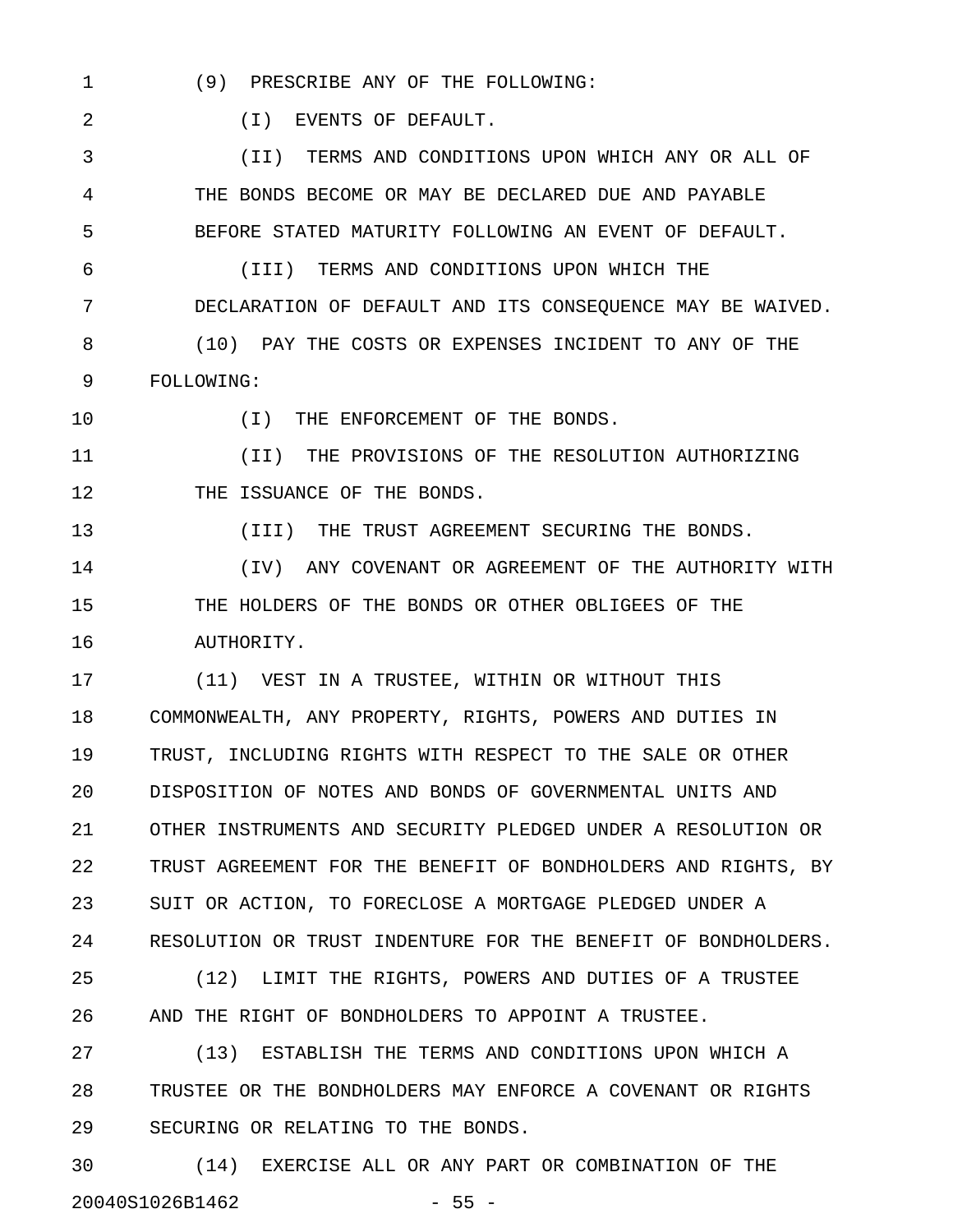(9) PRESCRIBE ANY OF THE FOLLOWING:

(I) EVENTS OF DEFAULT.

(II) TERMS AND CONDITIONS UPON WHICH ANY OR ALL OF THE BONDS BECOME OR MAY BE DECLARED DUE AND PAYABLE BEFORE STATED MATURITY FOLLOWING AN EVENT OF DEFAULT.

(III) TERMS AND CONDITIONS UPON WHICH THE DECLARATION OF DEFAULT AND ITS CONSEQUENCE MAY BE WAIVED.

(10) PAY THE COSTS OR EXPENSES INCIDENT TO ANY OF THE FOLLOWING:

(I) THE ENFORCEMENT OF THE BONDS.

(II) THE PROVISIONS OF THE RESOLUTION AUTHORIZING THE ISSUANCE OF THE BONDS.

(III) THE TRUST AGREEMENT SECURING THE BONDS.

(IV) ANY COVENANT OR AGREEMENT OF THE AUTHORITY WITH THE HOLDERS OF THE BONDS OR OTHER OBLIGEES OF THE AUTHORITY.

(11) VEST IN A TRUSTEE, WITHIN OR WITHOUT THIS COMMONWEALTH, ANY PROPERTY, RIGHTS, POWERS AND DUTIES IN TRUST, INCLUDING RIGHTS WITH RESPECT TO THE SALE OR OTHER DISPOSITION OF NOTES AND BONDS OF GOVERNMENTAL UNITS AND OTHER INSTRUMENTS AND SECURITY PLEDGED UNDER A RESOLUTION OR TRUST AGREEMENT FOR THE BENEFIT OF BONDHOLDERS AND RIGHTS, BY SUIT OR ACTION, TO FORECLOSE A MORTGAGE PLEDGED UNDER A RESOLUTION OR TRUST INDENTURE FOR THE BENEFIT OF BONDHOLDERS.

(12) LIMIT THE RIGHTS, POWERS AND DUTIES OF A TRUSTEE AND THE RIGHT OF BONDHOLDERS TO APPOINT A TRUSTEE.

(13) ESTABLISH THE TERMS AND CONDITIONS UPON WHICH A TRUSTEE OR THE BONDHOLDERS MAY ENFORCE A COVENANT OR RIGHTS SECURING OR RELATING TO THE BONDS.

(14) EXERCISE ALL OR ANY PART OR COMBINATION OF THE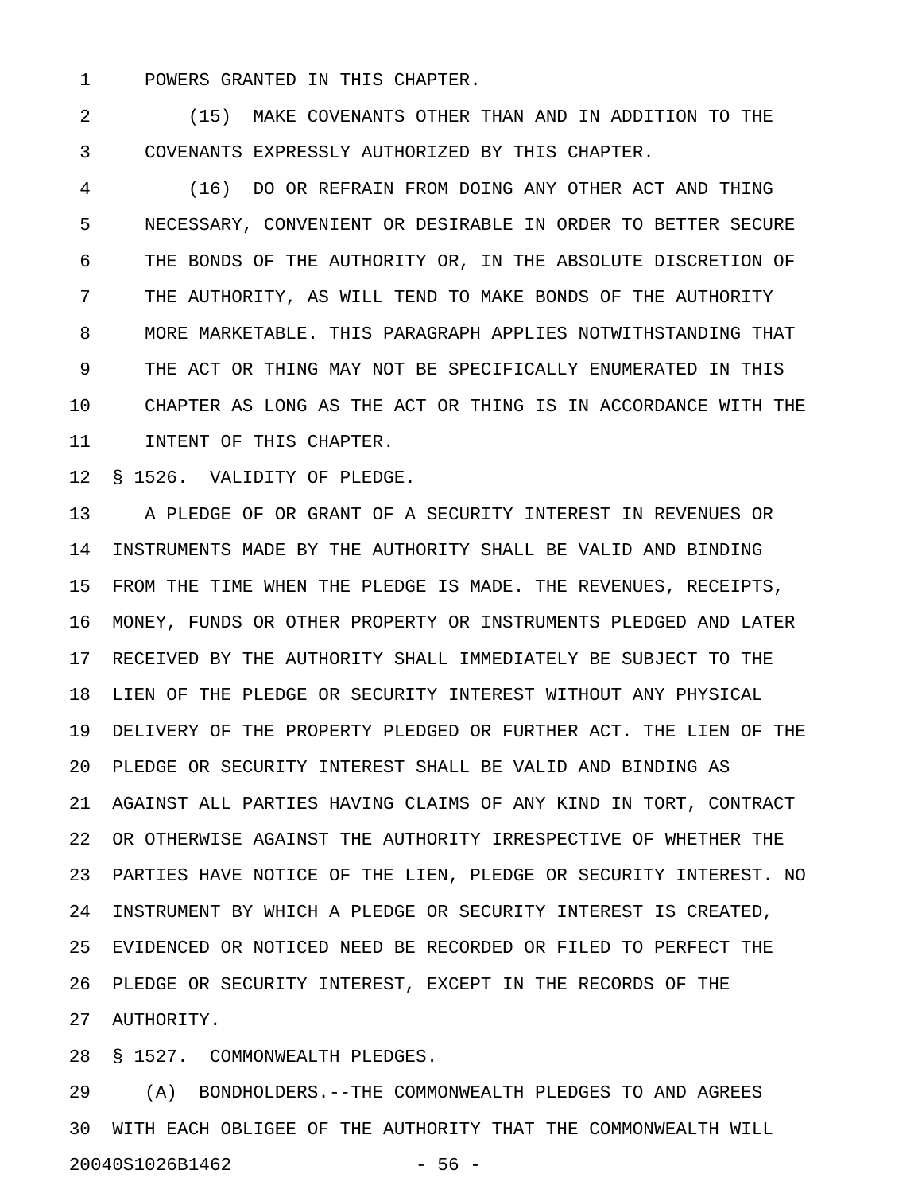POWERS GRANTED IN THIS CHAPTER.

(15) MAKE COVENANTS OTHER THAN AND IN ADDITION TO THE COVENANTS EXPRESSLY AUTHORIZED BY THIS CHAPTER.

(16) DO OR REFRAIN FROM DOING ANY OTHER ACT AND THING NECESSARY, CONVENIENT OR DESIRABLE IN ORDER TO BETTER SECURE THE BONDS OF THE AUTHORITY OR, IN THE ABSOLUTE DISCRETION OF THE AUTHORITY, AS WILL TEND TO MAKE BONDS OF THE AUTHORITY MORE MARKETABLE. THIS PARAGRAPH APPLIES NOTWITHSTANDING THAT THE ACT OR THING MAY NOT BE SPECIFICALLY ENUMERATED IN THIS CHAPTER AS LONG AS THE ACT OR THING IS IN ACCORDANCE WITH THE INTENT OF THIS CHAPTER.

§ 1526. VALIDITY OF PLEDGE.

A PLEDGE OF OR GRANT OF A SECURITY INTEREST IN REVENUES OR INSTRUMENTS MADE BY THE AUTHORITY SHALL BE VALID AND BINDING FROM THE TIME WHEN THE PLEDGE IS MADE. THE REVENUES, RECEIPTS, MONEY, FUNDS OR OTHER PROPERTY OR INSTRUMENTS PLEDGED AND LATER RECEIVED BY THE AUTHORITY SHALL IMMEDIATELY BE SUBJECT TO THE LIEN OF THE PLEDGE OR SECURITY INTEREST WITHOUT ANY PHYSICAL DELIVERY OF THE PROPERTY PLEDGED OR FURTHER ACT. THE LIEN OF THE PLEDGE OR SECURITY INTEREST SHALL BE VALID AND BINDING AS AGAINST ALL PARTIES HAVING CLAIMS OF ANY KIND IN TORT, CONTRACT OR OTHERWISE AGAINST THE AUTHORITY IRRESPECTIVE OF WHETHER THE PARTIES HAVE NOTICE OF THE LIEN, PLEDGE OR SECURITY INTEREST. NO INSTRUMENT BY WHICH A PLEDGE OR SECURITY INTEREST IS CREATED, EVIDENCED OR NOTICED NEED BE RECORDED OR FILED TO PERFECT THE PLEDGE OR SECURITY INTEREST, EXCEPT IN THE RECORDS OF THE AUTHORITY.

§ 1527. COMMONWEALTH PLEDGES.

(A) BONDHOLDERS.--THE COMMONWEALTH PLEDGES TO AND AGREES WITH EACH OBLIGEE OF THE AUTHORITY THAT THE COMMONWEALTH WILL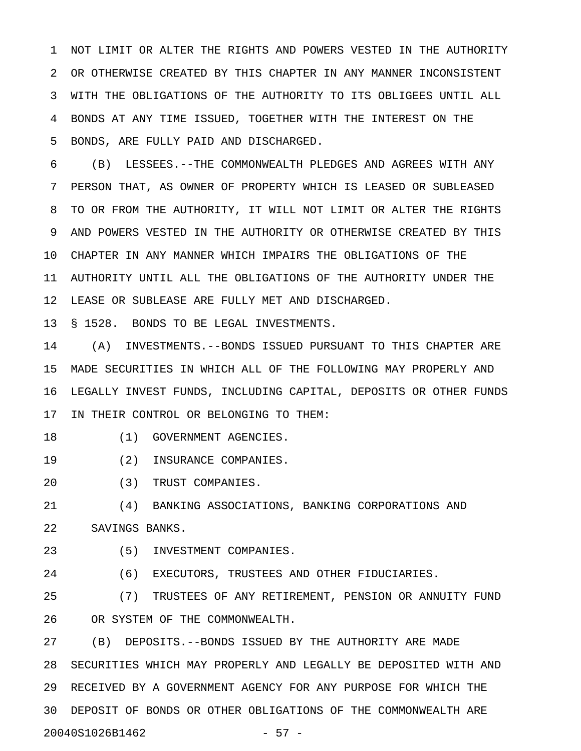NOT LIMIT OR ALTER THE RIGHTS AND POWERS VESTED IN THE AUTHORITY OR OTHERWISE CREATED BY THIS CHAPTER IN ANY MANNER INCONSISTENT WITH THE OBLIGATIONS OF THE AUTHORITY TO ITS OBLIGEES UNTIL ALL BONDS AT ANY TIME ISSUED, TOGETHER WITH THE INTEREST ON THE BONDS, ARE FULLY PAID AND DISCHARGED.

(B) LESSEES.--THE COMMONWEALTH PLEDGES AND AGREES WITH ANY PERSON THAT, AS OWNER OF PROPERTY WHICH IS LEASED OR SUBLEASED TO OR FROM THE AUTHORITY, IT WILL NOT LIMIT OR ALTER THE RIGHTS AND POWERS VESTED IN THE AUTHORITY OR OTHERWISE CREATED BY THIS CHAPTER IN ANY MANNER WHICH IMPAIRS THE OBLIGATIONS OF THE AUTHORITY UNTIL ALL THE OBLIGATIONS OF THE AUTHORITY UNDER THE LEASE OR SUBLEASE ARE FULLY MET AND DISCHARGED.

§ 1528. BONDS TO BE LEGAL INVESTMENTS.

(A) INVESTMENTS.--BONDS ISSUED PURSUANT TO THIS CHAPTER ARE MADE SECURITIES IN WHICH ALL OF THE FOLLOWING MAY PROPERLY AND LEGALLY INVEST FUNDS, INCLUDING CAPITAL, DEPOSITS OR OTHER FUNDS IN THEIR CONTROL OR BELONGING TO THEM:

(1) GOVERNMENT AGENCIES.

(2) INSURANCE COMPANIES.

(3) TRUST COMPANIES.

(4) BANKING ASSOCIATIONS, BANKING CORPORATIONS AND SAVINGS BANKS.

(5) INVESTMENT COMPANIES.

(6) EXECUTORS, TRUSTEES AND OTHER FIDUCIARIES.

(7) TRUSTEES OF ANY RETIREMENT, PENSION OR ANNUITY FUND OR SYSTEM OF THE COMMONWEALTH.

(B) DEPOSITS.--BONDS ISSUED BY THE AUTHORITY ARE MADE SECURITIES WHICH MAY PROPERLY AND LEGALLY BE DEPOSITED WITH AND RECEIVED BY A GOVERNMENT AGENCY FOR ANY PURPOSE FOR WHICH THE DEPOSIT OF BONDS OR OTHER OBLIGATIONS OF THE COMMONWEALTH ARE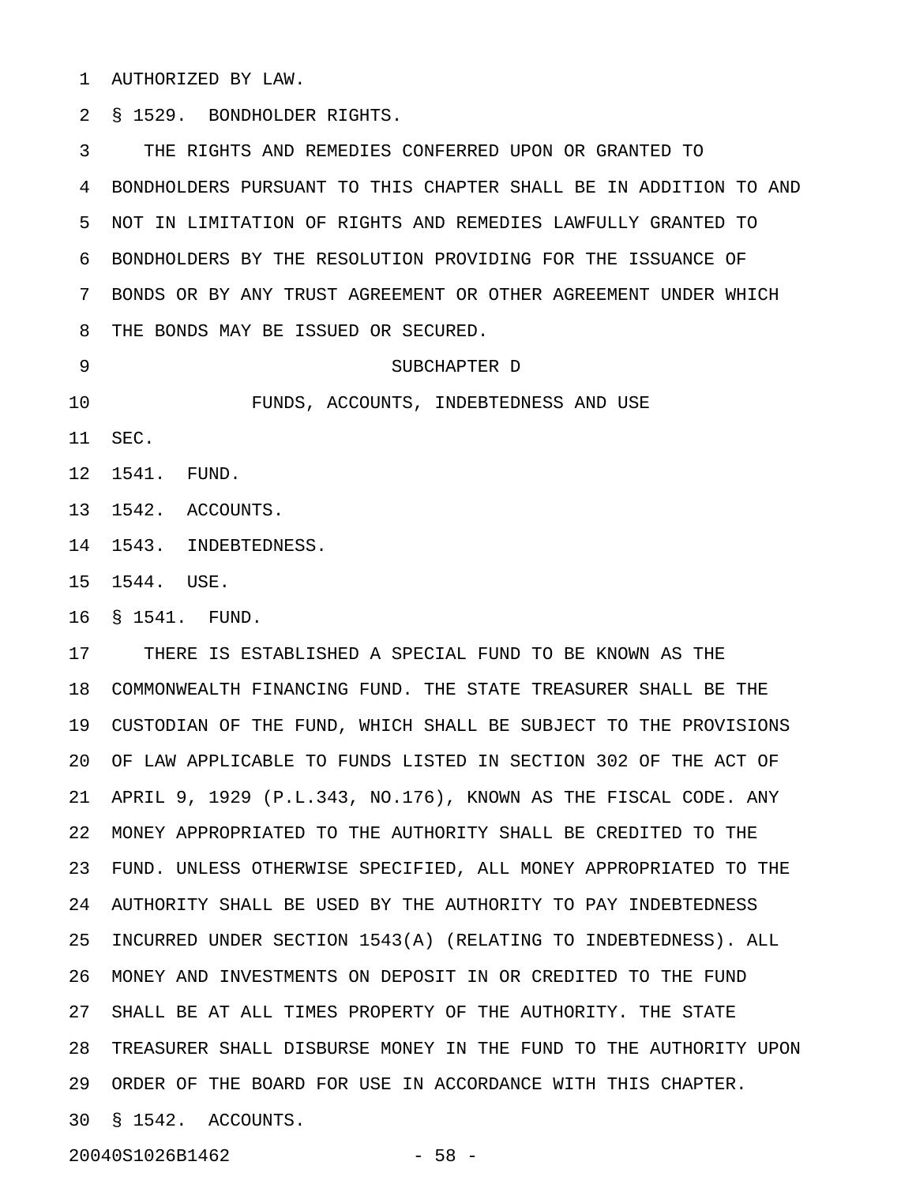AUTHORIZED BY LAW.

§ 1529. BONDHOLDER RIGHTS.

THE RIGHTS AND REMEDIES CONFERRED UPON OR GRANTED TO BONDHOLDERS PURSUANT TO THIS CHAPTER SHALL BE IN ADDITION TO AND NOT IN LIMITATION OF RIGHTS AND REMEDIES LAWFULLY GRANTED TO BONDHOLDERS BY THE RESOLUTION PROVIDING FOR THE ISSUANCE OF BONDS OR BY ANY TRUST AGREEMENT OR OTHER AGREEMENT UNDER WHICH THE BONDS MAY BE ISSUED OR SECURED.

SUBCHAPTER D

FUNDS, ACCOUNTS, INDEBTEDNESS AND USE

SEC.

1541. FUND.

1542. ACCOUNTS.

1543. INDEBTEDNESS.

1544. USE.

§ 1541. FUND.

THERE IS ESTABLISHED A SPECIAL FUND TO BE KNOWN AS THE COMMONWEALTH FINANCING FUND. THE STATE TREASURER SHALL BE THE CUSTODIAN OF THE FUND, WHICH SHALL BE SUBJECT TO THE PROVISIONS OF LAW APPLICABLE TO FUNDS LISTED IN SECTION 302 OF THE ACT OF APRIL 9, 1929 (P.L.343, NO.176), KNOWN AS THE FISCAL CODE. ANY MONEY APPROPRIATED TO THE AUTHORITY SHALL BE CREDITED TO THE FUND. UNLESS OTHERWISE SPECIFIED, ALL MONEY APPROPRIATED TO THE AUTHORITY SHALL BE USED BY THE AUTHORITY TO PAY INDEBTEDNESS INCURRED UNDER SECTION 1543(A) (RELATING TO INDEBTEDNESS). ALL MONEY AND INVESTMENTS ON DEPOSIT IN OR CREDITED TO THE FUND SHALL BE AT ALL TIMES PROPERTY OF THE AUTHORITY. THE STATE TREASURER SHALL DISBURSE MONEY IN THE FUND TO THE AUTHORITY UPON ORDER OF THE BOARD FOR USE IN ACCORDANCE WITH THIS CHAPTER.

§ 1542. ACCOUNTS.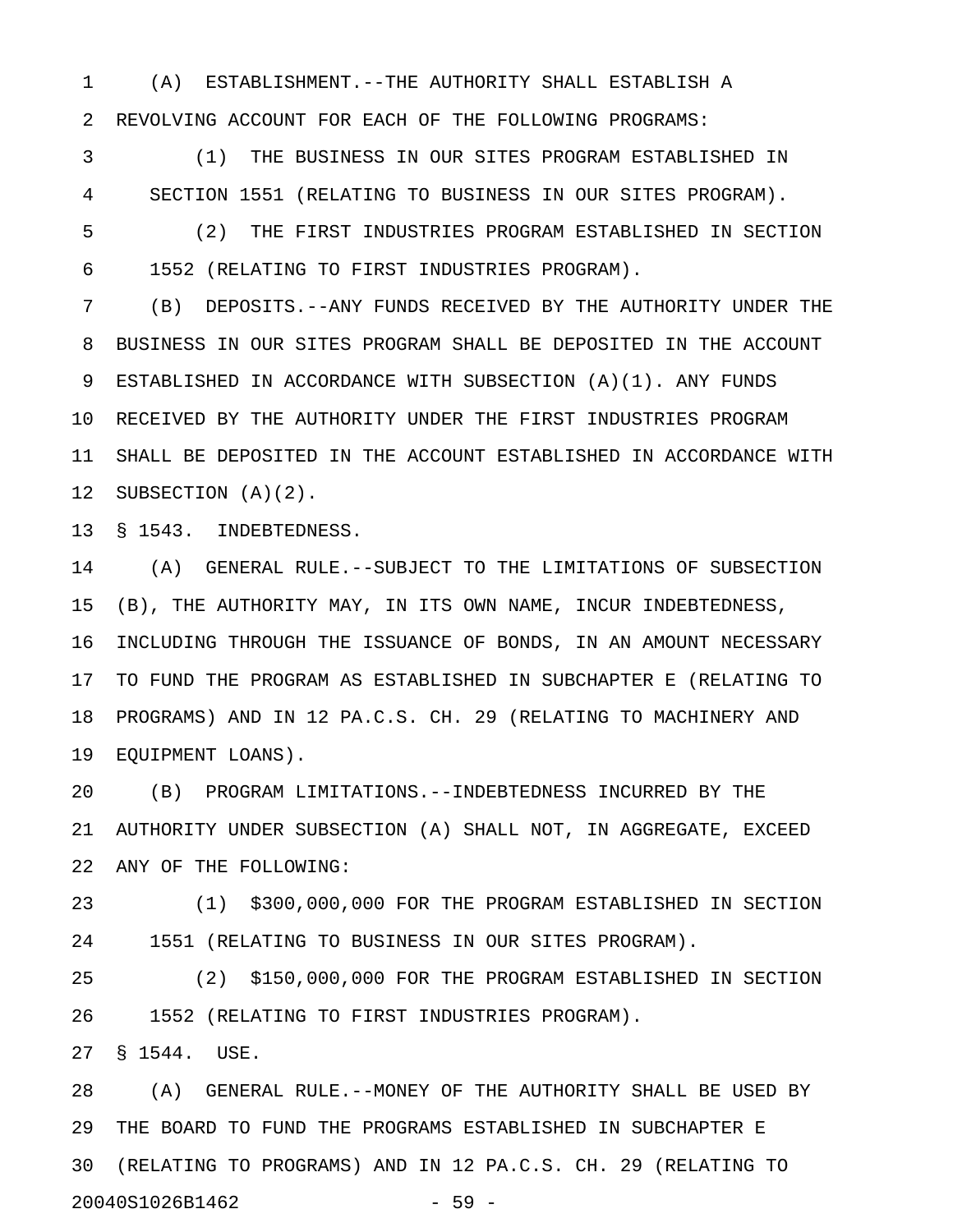(A) ESTABLISHMENT.--THE AUTHORITY SHALL ESTABLISH A REVOLVING ACCOUNT FOR EACH OF THE FOLLOWING PROGRAMS:

(1) THE BUSINESS IN OUR SITES PROGRAM ESTABLISHED IN SECTION 1551 (RELATING TO BUSINESS IN OUR SITES PROGRAM).

(2) THE FIRST INDUSTRIES PROGRAM ESTABLISHED IN SECTION 1552 (RELATING TO FIRST INDUSTRIES PROGRAM).

(B) DEPOSITS.--ANY FUNDS RECEIVED BY THE AUTHORITY UNDER THE BUSINESS IN OUR SITES PROGRAM SHALL BE DEPOSITED IN THE ACCOUNT ESTABLISHED IN ACCORDANCE WITH SUBSECTION (A)(1). ANY FUNDS RECEIVED BY THE AUTHORITY UNDER THE FIRST INDUSTRIES PROGRAM SHALL BE DEPOSITED IN THE ACCOUNT ESTABLISHED IN ACCORDANCE WITH SUBSECTION (A)(2).

§ 1543. INDEBTEDNESS.

(A) GENERAL RULE.--SUBJECT TO THE LIMITATIONS OF SUBSECTION (B), THE AUTHORITY MAY, IN ITS OWN NAME, INCUR INDEBTEDNESS, INCLUDING THROUGH THE ISSUANCE OF BONDS, IN AN AMOUNT NECESSARY TO FUND THE PROGRAM AS ESTABLISHED IN SUBCHAPTER E (RELATING TO PROGRAMS) AND IN 12 PA.C.S. CH. 29 (RELATING TO MACHINERY AND EQUIPMENT LOANS).

(B) PROGRAM LIMITATIONS.--INDEBTEDNESS INCURRED BY THE AUTHORITY UNDER SUBSECTION (A) SHALL NOT, IN AGGREGATE, EXCEED ANY OF THE FOLLOWING:

(1) $300,000,000 FOR THE PROGRAM ESTABLISHED IN SECTION 1551 (RELATING TO BUSINESS IN OUR SITES PROGRAM).

(2) $150,000,000 FOR THE PROGRAM ESTABLISHED IN SECTION 1552 (RELATING TO FIRST INDUSTRIES PROGRAM).

§ 1544. USE.

(A) GENERAL RULE.--MONEY OF THE AUTHORITY SHALL BE USED BY THE BOARD TO FUND THE PROGRAMS ESTABLISHED IN SUBCHAPTER E (RELATING TO PROGRAMS) AND IN 12 PA.C.S. CH. 29 (RELATING TO

20040S1026B1462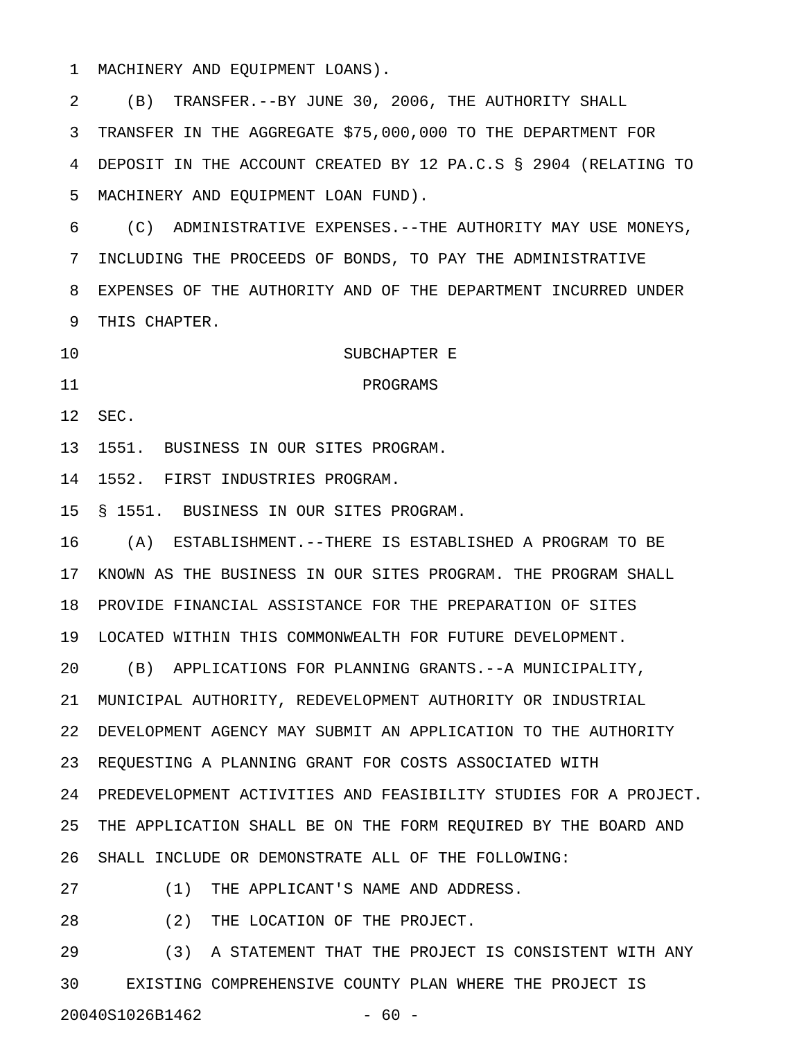MACHINERY AND EQUIPMENT LOANS).

(B) TRANSFER.--BY JUNE 30, 2006, THE AUTHORITY SHALL TRANSFER IN THE AGGREGATE $75,000,000 TO THE DEPARTMENT FOR DEPOSIT IN THE ACCOUNT CREATED BY 12 PA.C.S § 2904 (RELATING TO MACHINERY AND EQUIPMENT LOAN FUND).

(C) ADMINISTRATIVE EXPENSES.--THE AUTHORITY MAY USE MONEYS, INCLUDING THE PROCEEDS OF BONDS, TO PAY THE ADMINISTRATIVE EXPENSES OF THE AUTHORITY AND OF THE DEPARTMENT INCURRED UNDER THIS CHAPTER.

SUBCHAPTER E

PROGRAMS

SEC.

1551. BUSINESS IN OUR SITES PROGRAM.

1552. FIRST INDUSTRIES PROGRAM.

§ 1551. BUSINESS IN OUR SITES PROGRAM.

(A) ESTABLISHMENT.--THERE IS ESTABLISHED A PROGRAM TO BE KNOWN AS THE BUSINESS IN OUR SITES PROGRAM. THE PROGRAM SHALL PROVIDE FINANCIAL ASSISTANCE FOR THE PREPARATION OF SITES LOCATED WITHIN THIS COMMONWEALTH FOR FUTURE DEVELOPMENT.

(B) APPLICATIONS FOR PLANNING GRANTS.--A MUNICIPALITY, MUNICIPAL AUTHORITY, REDEVELOPMENT AUTHORITY OR INDUSTRIAL DEVELOPMENT AGENCY MAY SUBMIT AN APPLICATION TO THE AUTHORITY REQUESTING A PLANNING GRANT FOR COSTS ASSOCIATED WITH PREDEVELOPMENT ACTIVITIES AND FEASIBILITY STUDIES FOR A PROJECT. THE APPLICATION SHALL BE ON THE FORM REQUIRED BY THE BOARD AND SHALL INCLUDE OR DEMONSTRATE ALL OF THE FOLLOWING:

(1) THE APPLICANT'S NAME AND ADDRESS.

(2) THE LOCATION OF THE PROJECT.

(3) A STATEMENT THAT THE PROJECT IS CONSISTENT WITH ANY EXISTING COMPREHENSIVE COUNTY PLAN WHERE THE PROJECT IS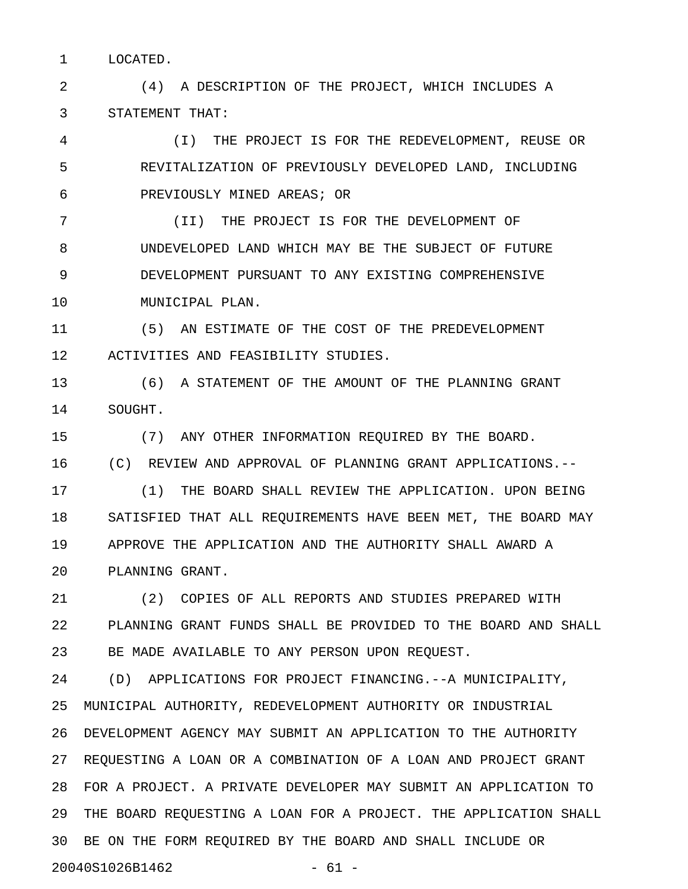LOCATED.

(4) A DESCRIPTION OF THE PROJECT, WHICH INCLUDES A STATEMENT THAT:

(I) THE PROJECT IS FOR THE REDEVELOPMENT, REUSE OR REVITALIZATION OF PREVIOUSLY DEVELOPED LAND, INCLUDING PREVIOUSLY MINED AREAS; OR

(II) THE PROJECT IS FOR THE DEVELOPMENT OF UNDEVELOPED LAND WHICH MAY BE THE SUBJECT OF FUTURE DEVELOPMENT PURSUANT TO ANY EXISTING COMPREHENSIVE MUNICIPAL PLAN.

(5) AN ESTIMATE OF THE COST OF THE PREDEVELOPMENT ACTIVITIES AND FEASIBILITY STUDIES.

(6) A STATEMENT OF THE AMOUNT OF THE PLANNING GRANT SOUGHT.

(7) ANY OTHER INFORMATION REQUIRED BY THE BOARD.

(C) REVIEW AND APPROVAL OF PLANNING GRANT APPLICATIONS.--

(1) THE BOARD SHALL REVIEW THE APPLICATION. UPON BEING SATISFIED THAT ALL REQUIREMENTS HAVE BEEN MET, THE BOARD MAY APPROVE THE APPLICATION AND THE AUTHORITY SHALL AWARD A PLANNING GRANT.

(2) COPIES OF ALL REPORTS AND STUDIES PREPARED WITH PLANNING GRANT FUNDS SHALL BE PROVIDED TO THE BOARD AND SHALL BE MADE AVAILABLE TO ANY PERSON UPON REQUEST.

(D) APPLICATIONS FOR PROJECT FINANCING.--A MUNICIPALITY, MUNICIPAL AUTHORITY, REDEVELOPMENT AUTHORITY OR INDUSTRIAL DEVELOPMENT AGENCY MAY SUBMIT AN APPLICATION TO THE AUTHORITY REQUESTING A LOAN OR A COMBINATION OF A LOAN AND PROJECT GRANT FOR A PROJECT. A PRIVATE DEVELOPER MAY SUBMIT AN APPLICATION TO THE BOARD REQUESTING A LOAN FOR A PROJECT. THE APPLICATION SHALL BE ON THE FORM REQUIRED BY THE BOARD AND SHALL INCLUDE OR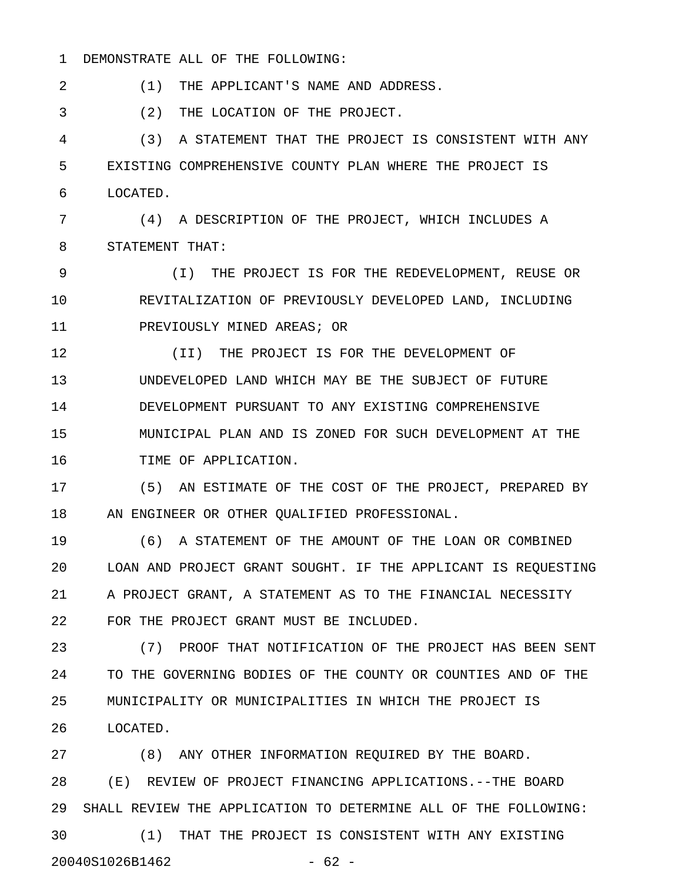DEMONSTRATE ALL OF THE FOLLOWING:

(1) THE APPLICANT'S NAME AND ADDRESS.

(2) THE LOCATION OF THE PROJECT.

(3) A STATEMENT THAT THE PROJECT IS CONSISTENT WITH ANY EXISTING COMPREHENSIVE COUNTY PLAN WHERE THE PROJECT IS LOCATED.

(4) A DESCRIPTION OF THE PROJECT, WHICH INCLUDES A STATEMENT THAT:

(I) THE PROJECT IS FOR THE REDEVELOPMENT, REUSE OR REVITALIZATION OF PREVIOUSLY DEVELOPED LAND, INCLUDING PREVIOUSLY MINED AREAS; OR

(II) THE PROJECT IS FOR THE DEVELOPMENT OF UNDEVELOPED LAND WHICH MAY BE THE SUBJECT OF FUTURE DEVELOPMENT PURSUANT TO ANY EXISTING COMPREHENSIVE MUNICIPAL PLAN AND IS ZONED FOR SUCH DEVELOPMENT AT THE TIME OF APPLICATION.

(5) AN ESTIMATE OF THE COST OF THE PROJECT, PREPARED BY AN ENGINEER OR OTHER QUALIFIED PROFESSIONAL.

(6) A STATEMENT OF THE AMOUNT OF THE LOAN OR COMBINED LOAN AND PROJECT GRANT SOUGHT. IF THE APPLICANT IS REQUESTING A PROJECT GRANT, A STATEMENT AS TO THE FINANCIAL NECESSITY FOR THE PROJECT GRANT MUST BE INCLUDED.

(7) PROOF THAT NOTIFICATION OF THE PROJECT HAS BEEN SENT TO THE GOVERNING BODIES OF THE COUNTY OR COUNTIES AND OF THE MUNICIPALITY OR MUNICIPALITIES IN WHICH THE PROJECT IS LOCATED.

(8) ANY OTHER INFORMATION REQUIRED BY THE BOARD.

(E) REVIEW OF PROJECT FINANCING APPLICATIONS.--THE BOARD SHALL REVIEW THE APPLICATION TO DETERMINE ALL OF THE FOLLOWING:

(1) THAT THE PROJECT IS CONSISTENT WITH ANY EXISTING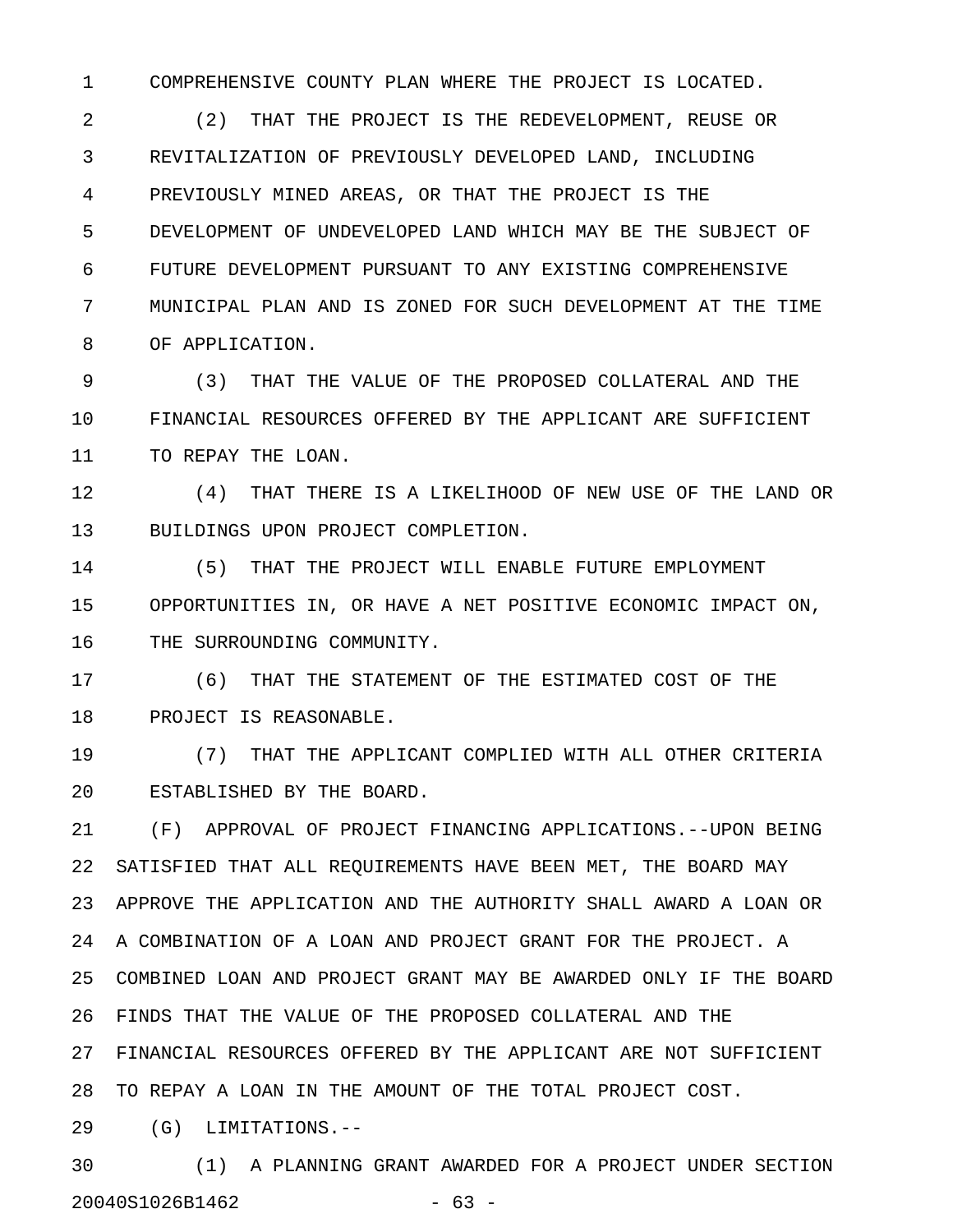COMPREHENSIVE COUNTY PLAN WHERE THE PROJECT IS LOCATED.

(2) THAT THE PROJECT IS THE REDEVELOPMENT, REUSE OR REVITALIZATION OF PREVIOUSLY DEVELOPED LAND, INCLUDING PREVIOUSLY MINED AREAS, OR THAT THE PROJECT IS THE DEVELOPMENT OF UNDEVELOPED LAND WHICH MAY BE THE SUBJECT OF FUTURE DEVELOPMENT PURSUANT TO ANY EXISTING COMPREHENSIVE MUNICIPAL PLAN AND IS ZONED FOR SUCH DEVELOPMENT AT THE TIME OF APPLICATION.

(3) THAT THE VALUE OF THE PROPOSED COLLATERAL AND THE FINANCIAL RESOURCES OFFERED BY THE APPLICANT ARE SUFFICIENT TO REPAY THE LOAN.

(4) THAT THERE IS A LIKELIHOOD OF NEW USE OF THE LAND OR BUILDINGS UPON PROJECT COMPLETION.

(5) THAT THE PROJECT WILL ENABLE FUTURE EMPLOYMENT OPPORTUNITIES IN, OR HAVE A NET POSITIVE ECONOMIC IMPACT ON, THE SURROUNDING COMMUNITY.

(6) THAT THE STATEMENT OF THE ESTIMATED COST OF THE PROJECT IS REASONABLE.

(7) THAT THE APPLICANT COMPLIED WITH ALL OTHER CRITERIA ESTABLISHED BY THE BOARD.

(F) APPROVAL OF PROJECT FINANCING APPLICATIONS.--UPON BEING SATISFIED THAT ALL REQUIREMENTS HAVE BEEN MET, THE BOARD MAY APPROVE THE APPLICATION AND THE AUTHORITY SHALL AWARD A LOAN OR A COMBINATION OF A LOAN AND PROJECT GRANT FOR THE PROJECT. A COMBINED LOAN AND PROJECT GRANT MAY BE AWARDED ONLY IF THE BOARD FINDS THAT THE VALUE OF THE PROPOSED COLLATERAL AND THE FINANCIAL RESOURCES OFFERED BY THE APPLICANT ARE NOT SUFFICIENT TO REPAY A LOAN IN THE AMOUNT OF THE TOTAL PROJECT COST.

(G) LIMITATIONS.--

(1) A PLANNING GRANT AWARDED FOR A PROJECT UNDER SECTION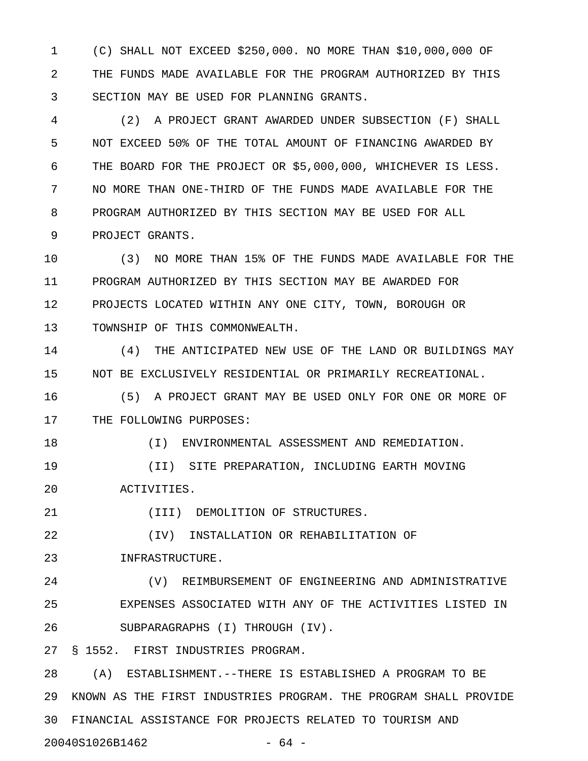(C) SHALL NOT EXCEED $250,000. NO MORE THAN $10,000,000 OF THE FUNDS MADE AVAILABLE FOR THE PROGRAM AUTHORIZED BY THIS SECTION MAY BE USED FOR PLANNING GRANTS.

(2) A PROJECT GRANT AWARDED UNDER SUBSECTION (F) SHALL NOT EXCEED 50% OF THE TOTAL AMOUNT OF FINANCING AWARDED BY THE BOARD FOR THE PROJECT OR $5,000,000, WHICHEVER IS LESS. NO MORE THAN ONE-THIRD OF THE FUNDS MADE AVAILABLE FOR THE PROGRAM AUTHORIZED BY THIS SECTION MAY BE USED FOR ALL PROJECT GRANTS.

(3) NO MORE THAN 15% OF THE FUNDS MADE AVAILABLE FOR THE PROGRAM AUTHORIZED BY THIS SECTION MAY BE AWARDED FOR PROJECTS LOCATED WITHIN ANY ONE CITY, TOWN, BOROUGH OR TOWNSHIP OF THIS COMMONWEALTH.

(4) THE ANTICIPATED NEW USE OF THE LAND OR BUILDINGS MAY NOT BE EXCLUSIVELY RESIDENTIAL OR PRIMARILY RECREATIONAL.

(5) A PROJECT GRANT MAY BE USED ONLY FOR ONE OR MORE OF THE FOLLOWING PURPOSES:

(I) ENVIRONMENTAL ASSESSMENT AND REMEDIATION.

(II) SITE PREPARATION, INCLUDING EARTH MOVING ACTIVITIES.

(III) DEMOLITION OF STRUCTURES.

(IV) INSTALLATION OR REHABILITATION OF INFRASTRUCTURE.

(V) REIMBURSEMENT OF ENGINEERING AND ADMINISTRATIVE EXPENSES ASSOCIATED WITH ANY OF THE ACTIVITIES LISTED IN SUBPARAGRAPHS (I) THROUGH (IV).

§ 1552. FIRST INDUSTRIES PROGRAM.

(A) ESTABLISHMENT.--THERE IS ESTABLISHED A PROGRAM TO BE KNOWN AS THE FIRST INDUSTRIES PROGRAM. THE PROGRAM SHALL PROVIDE FINANCIAL ASSISTANCE FOR PROJECTS RELATED TO TOURISM AND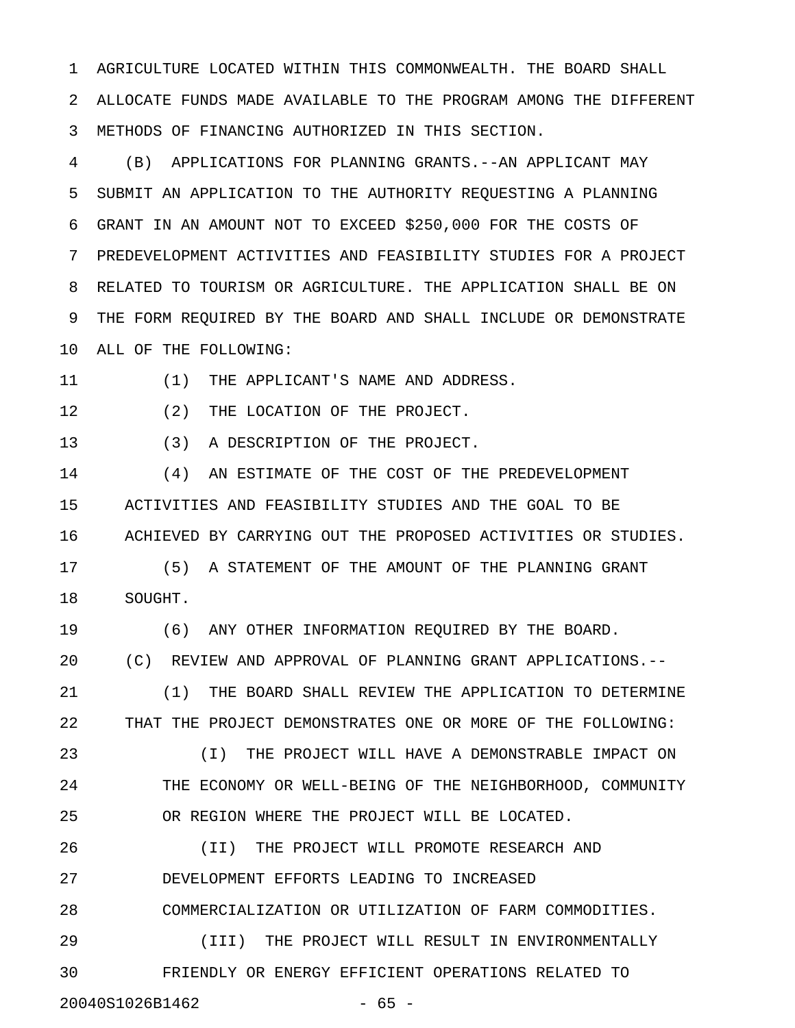AGRICULTURE LOCATED WITHIN THIS COMMONWEALTH. THE BOARD SHALL ALLOCATE FUNDS MADE AVAILABLE TO THE PROGRAM AMONG THE DIFFERENT METHODS OF FINANCING AUTHORIZED IN THIS SECTION.

(B) APPLICATIONS FOR PLANNING GRANTS.--AN APPLICANT MAY SUBMIT AN APPLICATION TO THE AUTHORITY REQUESTING A PLANNING GRANT IN AN AMOUNT NOT TO EXCEED $250,000 FOR THE COSTS OF PREDEVELOPMENT ACTIVITIES AND FEASIBILITY STUDIES FOR A PROJECT RELATED TO TOURISM OR AGRICULTURE. THE APPLICATION SHALL BE ON THE FORM REQUIRED BY THE BOARD AND SHALL INCLUDE OR DEMONSTRATE ALL OF THE FOLLOWING:

(1) THE APPLICANT'S NAME AND ADDRESS.

(2) THE LOCATION OF THE PROJECT.

(3) A DESCRIPTION OF THE PROJECT.

(4) AN ESTIMATE OF THE COST OF THE PREDEVELOPMENT ACTIVITIES AND FEASIBILITY STUDIES AND THE GOAL TO BE ACHIEVED BY CARRYING OUT THE PROPOSED ACTIVITIES OR STUDIES.

(5) A STATEMENT OF THE AMOUNT OF THE PLANNING GRANT SOUGHT.

(6) ANY OTHER INFORMATION REQUIRED BY THE BOARD.

(C) REVIEW AND APPROVAL OF PLANNING GRANT APPLICATIONS.--

(1) THE BOARD SHALL REVIEW THE APPLICATION TO DETERMINE THAT THE PROJECT DEMONSTRATES ONE OR MORE OF THE FOLLOWING:

(I) THE PROJECT WILL HAVE A DEMONSTRABLE IMPACT ON THE ECONOMY OR WELL-BEING OF THE NEIGHBORHOOD, COMMUNITY OR REGION WHERE THE PROJECT WILL BE LOCATED.

(II) THE PROJECT WILL PROMOTE RESEARCH AND DEVELOPMENT EFFORTS LEADING TO INCREASED COMMERCIALIZATION OR UTILIZATION OF FARM COMMODITIES.

(III) THE PROJECT WILL RESULT IN ENVIRONMENTALLY FRIENDLY OR ENERGY EFFICIENT OPERATIONS RELATED TO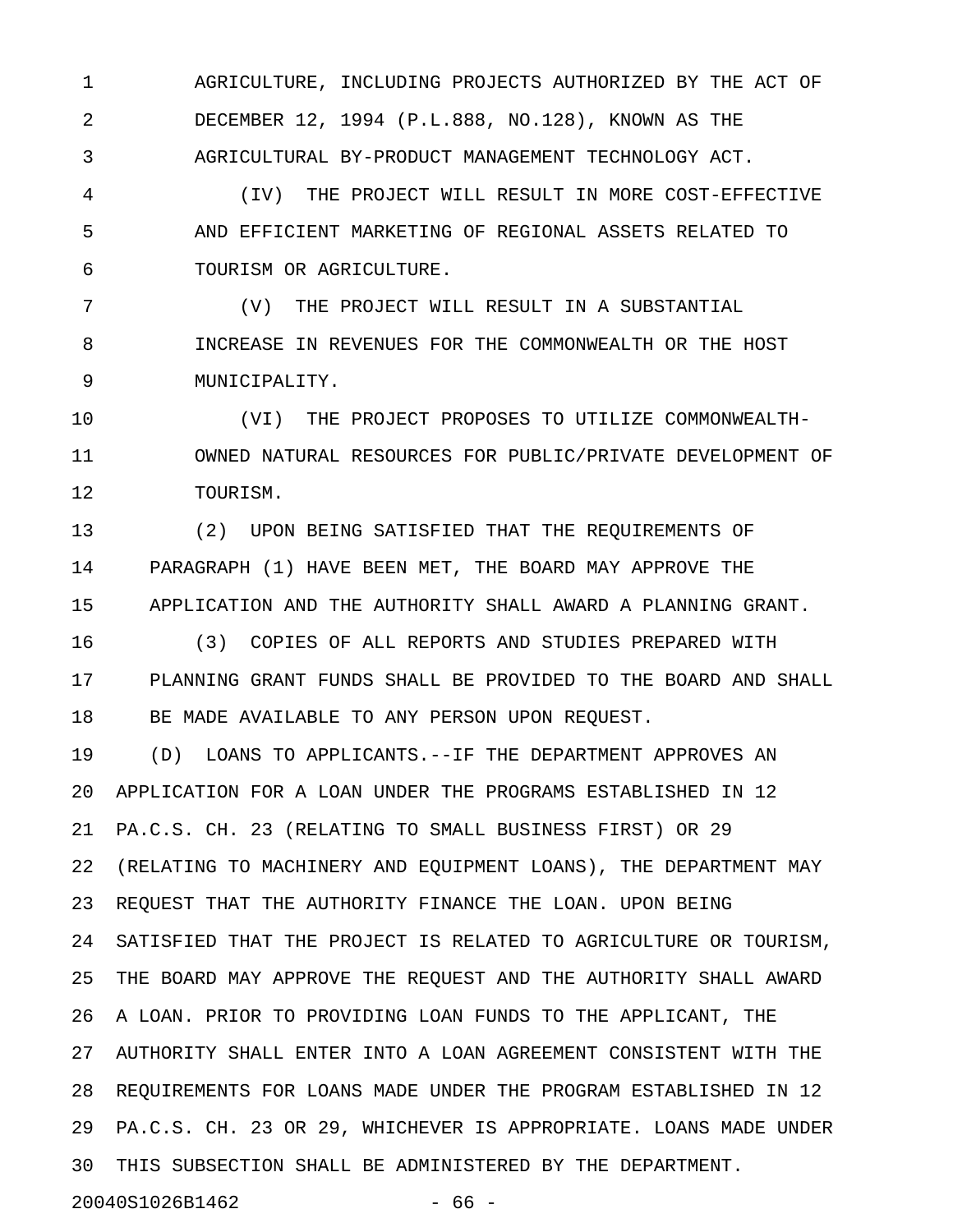AGRICULTURE, INCLUDING PROJECTS AUTHORIZED BY THE ACT OF DECEMBER 12, 1994 (P.L.888, NO.128), KNOWN AS THE AGRICULTURAL BY-PRODUCT MANAGEMENT TECHNOLOGY ACT.

(IV) THE PROJECT WILL RESULT IN MORE COST-EFFECTIVE AND EFFICIENT MARKETING OF REGIONAL ASSETS RELATED TO TOURISM OR AGRICULTURE.

(V) THE PROJECT WILL RESULT IN A SUBSTANTIAL INCREASE IN REVENUES FOR THE COMMONWEALTH OR THE HOST MUNICIPALITY.

(VI) THE PROJECT PROPOSES TO UTILIZE COMMONWEALTH-OWNED NATURAL RESOURCES FOR PUBLIC/PRIVATE DEVELOPMENT OF TOURISM.

(2) UPON BEING SATISFIED THAT THE REQUIREMENTS OF PARAGRAPH (1) HAVE BEEN MET, THE BOARD MAY APPROVE THE APPLICATION AND THE AUTHORITY SHALL AWARD A PLANNING GRANT.

(3) COPIES OF ALL REPORTS AND STUDIES PREPARED WITH PLANNING GRANT FUNDS SHALL BE PROVIDED TO THE BOARD AND SHALL BE MADE AVAILABLE TO ANY PERSON UPON REQUEST.

(D) LOANS TO APPLICANTS.--IF THE DEPARTMENT APPROVES AN APPLICATION FOR A LOAN UNDER THE PROGRAMS ESTABLISHED IN 12 PA.C.S. CH. 23 (RELATING TO SMALL BUSINESS FIRST) OR 29 (RELATING TO MACHINERY AND EQUIPMENT LOANS), THE DEPARTMENT MAY REQUEST THAT THE AUTHORITY FINANCE THE LOAN. UPON BEING SATISFIED THAT THE PROJECT IS RELATED TO AGRICULTURE OR TOURISM, THE BOARD MAY APPROVE THE REQUEST AND THE AUTHORITY SHALL AWARD A LOAN. PRIOR TO PROVIDING LOAN FUNDS TO THE APPLICANT, THE AUTHORITY SHALL ENTER INTO A LOAN AGREEMENT CONSISTENT WITH THE REQUIREMENTS FOR LOANS MADE UNDER THE PROGRAM ESTABLISHED IN 12 PA.C.S. CH. 23 OR 29, WHICHEVER IS APPROPRIATE. LOANS MADE UNDER THIS SUBSECTION SHALL BE ADMINISTERED BY THE DEPARTMENT.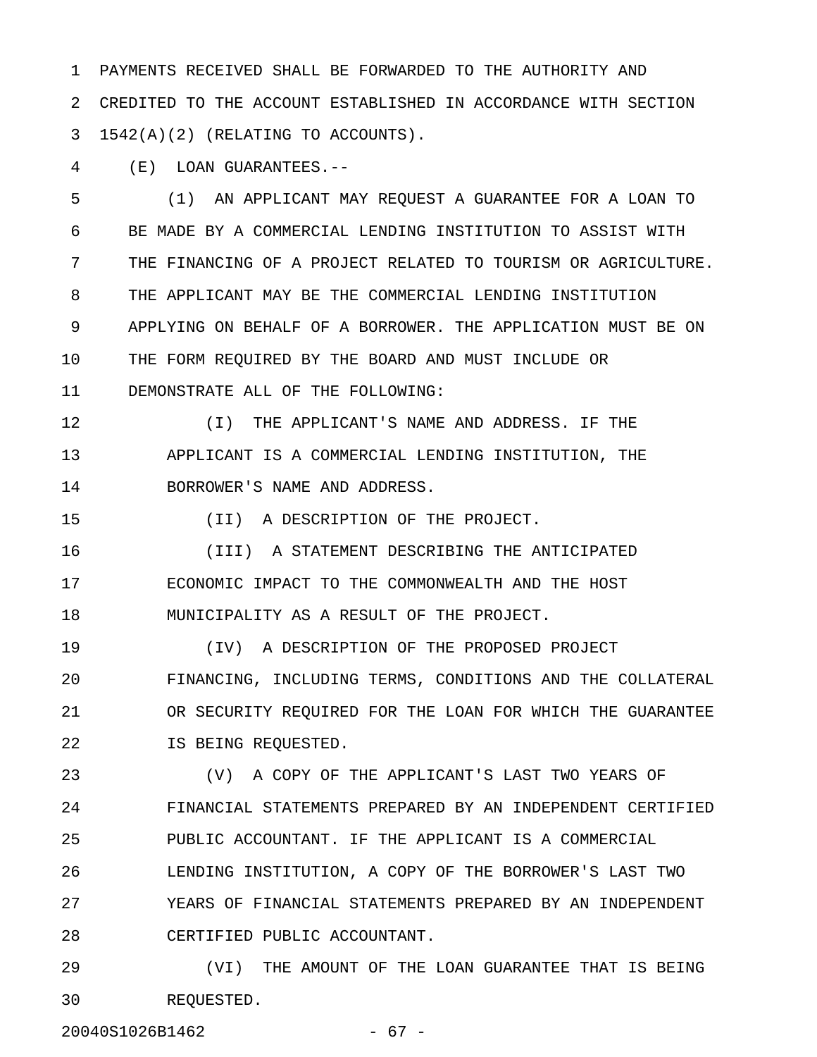PAYMENTS RECEIVED SHALL BE FORWARDED TO THE AUTHORITY AND CREDITED TO THE ACCOUNT ESTABLISHED IN ACCORDANCE WITH SECTION 1542(A)(2) (RELATING TO ACCOUNTS).

(E) LOAN GUARANTEES.--

(1) AN APPLICANT MAY REQUEST A GUARANTEE FOR A LOAN TO BE MADE BY A COMMERCIAL LENDING INSTITUTION TO ASSIST WITH THE FINANCING OF A PROJECT RELATED TO TOURISM OR AGRICULTURE. THE APPLICANT MAY BE THE COMMERCIAL LENDING INSTITUTION APPLYING ON BEHALF OF A BORROWER. THE APPLICATION MUST BE ON THE FORM REQUIRED BY THE BOARD AND MUST INCLUDE OR DEMONSTRATE ALL OF THE FOLLOWING:

(I) THE APPLICANT'S NAME AND ADDRESS. IF THE APPLICANT IS A COMMERCIAL LENDING INSTITUTION, THE BORROWER'S NAME AND ADDRESS.

(II) A DESCRIPTION OF THE PROJECT.

(III) A STATEMENT DESCRIBING THE ANTICIPATED ECONOMIC IMPACT TO THE COMMONWEALTH AND THE HOST MUNICIPALITY AS A RESULT OF THE PROJECT.

(IV) A DESCRIPTION OF THE PROPOSED PROJECT FINANCING, INCLUDING TERMS, CONDITIONS AND THE COLLATERAL OR SECURITY REQUIRED FOR THE LOAN FOR WHICH THE GUARANTEE IS BEING REQUESTED.

(V) A COPY OF THE APPLICANT'S LAST TWO YEARS OF FINANCIAL STATEMENTS PREPARED BY AN INDEPENDENT CERTIFIED PUBLIC ACCOUNTANT. IF THE APPLICANT IS A COMMERCIAL LENDING INSTITUTION, A COPY OF THE BORROWER'S LAST TWO YEARS OF FINANCIAL STATEMENTS PREPARED BY AN INDEPENDENT CERTIFIED PUBLIC ACCOUNTANT.

(VI) THE AMOUNT OF THE LOAN GUARANTEE THAT IS BEING REQUESTED.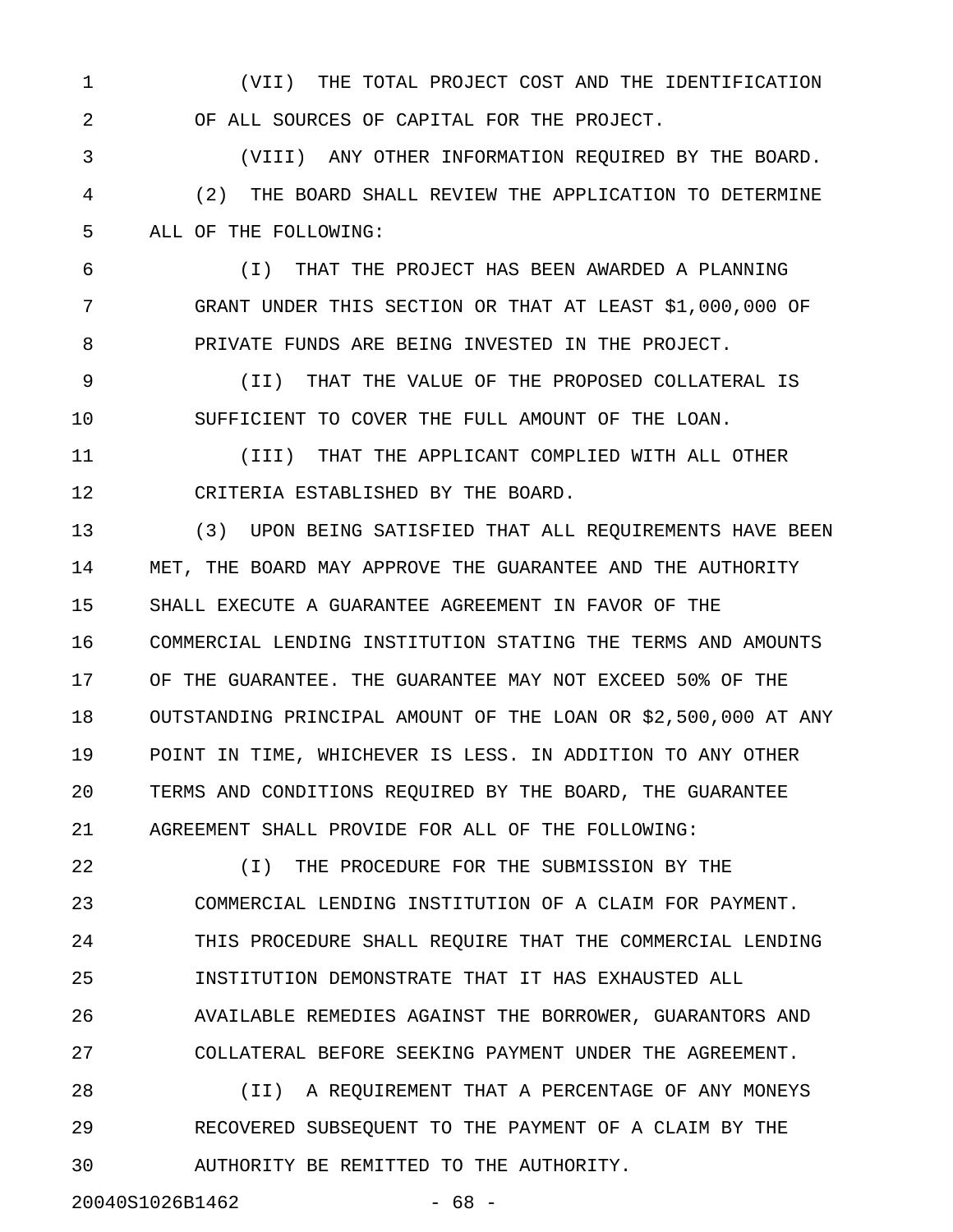(VII) THE TOTAL PROJECT COST AND THE IDENTIFICATION OF ALL SOURCES OF CAPITAL FOR THE PROJECT.

(VIII) ANY OTHER INFORMATION REQUIRED BY THE BOARD.

(2) THE BOARD SHALL REVIEW THE APPLICATION TO DETERMINE ALL OF THE FOLLOWING:

(I) THAT THE PROJECT HAS BEEN AWARDED A PLANNING GRANT UNDER THIS SECTION OR THAT AT LEAST $1,000,000 OF PRIVATE FUNDS ARE BEING INVESTED IN THE PROJECT.

(II) THAT THE VALUE OF THE PROPOSED COLLATERAL IS SUFFICIENT TO COVER THE FULL AMOUNT OF THE LOAN.

(III) THAT THE APPLICANT COMPLIED WITH ALL OTHER CRITERIA ESTABLISHED BY THE BOARD.

(3) UPON BEING SATISFIED THAT ALL REQUIREMENTS HAVE BEEN MET, THE BOARD MAY APPROVE THE GUARANTEE AND THE AUTHORITY SHALL EXECUTE A GUARANTEE AGREEMENT IN FAVOR OF THE COMMERCIAL LENDING INSTITUTION STATING THE TERMS AND AMOUNTS OF THE GUARANTEE. THE GUARANTEE MAY NOT EXCEED 50% OF THE OUTSTANDING PRINCIPAL AMOUNT OF THE LOAN OR $2,500,000 AT ANY POINT IN TIME, WHICHEVER IS LESS. IN ADDITION TO ANY OTHER TERMS AND CONDITIONS REQUIRED BY THE BOARD, THE GUARANTEE AGREEMENT SHALL PROVIDE FOR ALL OF THE FOLLOWING:

(I) THE PROCEDURE FOR THE SUBMISSION BY THE COMMERCIAL LENDING INSTITUTION OF A CLAIM FOR PAYMENT. THIS PROCEDURE SHALL REQUIRE THAT THE COMMERCIAL LENDING INSTITUTION DEMONSTRATE THAT IT HAS EXHAUSTED ALL AVAILABLE REMEDIES AGAINST THE BORROWER, GUARANTORS AND COLLATERAL BEFORE SEEKING PAYMENT UNDER THE AGREEMENT.

(II) A REQUIREMENT THAT A PERCENTAGE OF ANY MONEYS RECOVERED SUBSEQUENT TO THE PAYMENT OF A CLAIM BY THE AUTHORITY BE REMITTED TO THE AUTHORITY.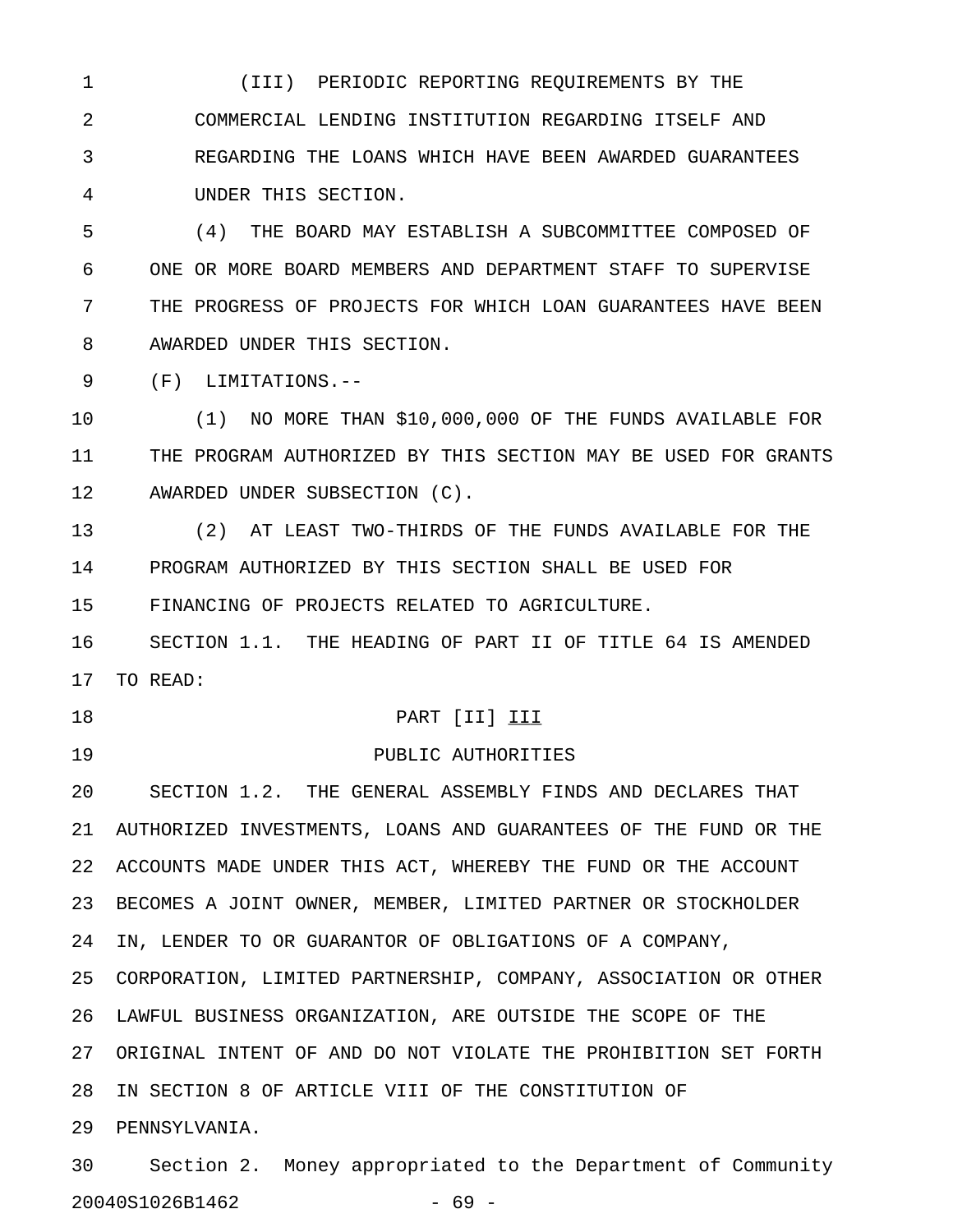(III) PERIODIC REPORTING REQUIREMENTS BY THE COMMERCIAL LENDING INSTITUTION REGARDING ITSELF AND REGARDING THE LOANS WHICH HAVE BEEN AWARDED GUARANTEES UNDER THIS SECTION.

(4) THE BOARD MAY ESTABLISH A SUBCOMMITTEE COMPOSED OF ONE OR MORE BOARD MEMBERS AND DEPARTMENT STAFF TO SUPERVISE THE PROGRESS OF PROJECTS FOR WHICH LOAN GUARANTEES HAVE BEEN AWARDED UNDER THIS SECTION.

(F) LIMITATIONS.--

(1) NO MORE THAN $10,000,000 OF THE FUNDS AVAILABLE FOR THE PROGRAM AUTHORIZED BY THIS SECTION MAY BE USED FOR GRANTS AWARDED UNDER SUBSECTION (C).

(2) AT LEAST TWO-THIRDS OF THE FUNDS AVAILABLE FOR THE PROGRAM AUTHORIZED BY THIS SECTION SHALL BE USED FOR FINANCING OF PROJECTS RELATED TO AGRICULTURE.

SECTION 1.1. THE HEADING OF PART II OF TITLE 64 IS AMENDED TO READ:

PART [II] <u>III</u>

PUBLIC AUTHORITIES

SECTION 1.2. THE GENERAL ASSEMBLY FINDS AND DECLARES THAT AUTHORIZED INVESTMENTS, LOANS AND GUARANTEES OF THE FUND OR THE ACCOUNTS MADE UNDER THIS ACT, WHEREBY THE FUND OR THE ACCOUNT BECOMES A JOINT OWNER, MEMBER, LIMITED PARTNER OR STOCKHOLDER IN, LENDER TO OR GUARANTOR OF OBLIGATIONS OF A COMPANY, CORPORATION, LIMITED PARTNERSHIP, COMPANY, ASSOCIATION OR OTHER LAWFUL BUSINESS ORGANIZATION, ARE OUTSIDE THE SCOPE OF THE ORIGINAL INTENT OF AND DO NOT VIOLATE THE PROHIBITION SET FORTH IN SECTION 8 OF ARTICLE VIII OF THE CONSTITUTION OF PENNSYLVANIA.

Section 2. Money appropriated to the Department of Community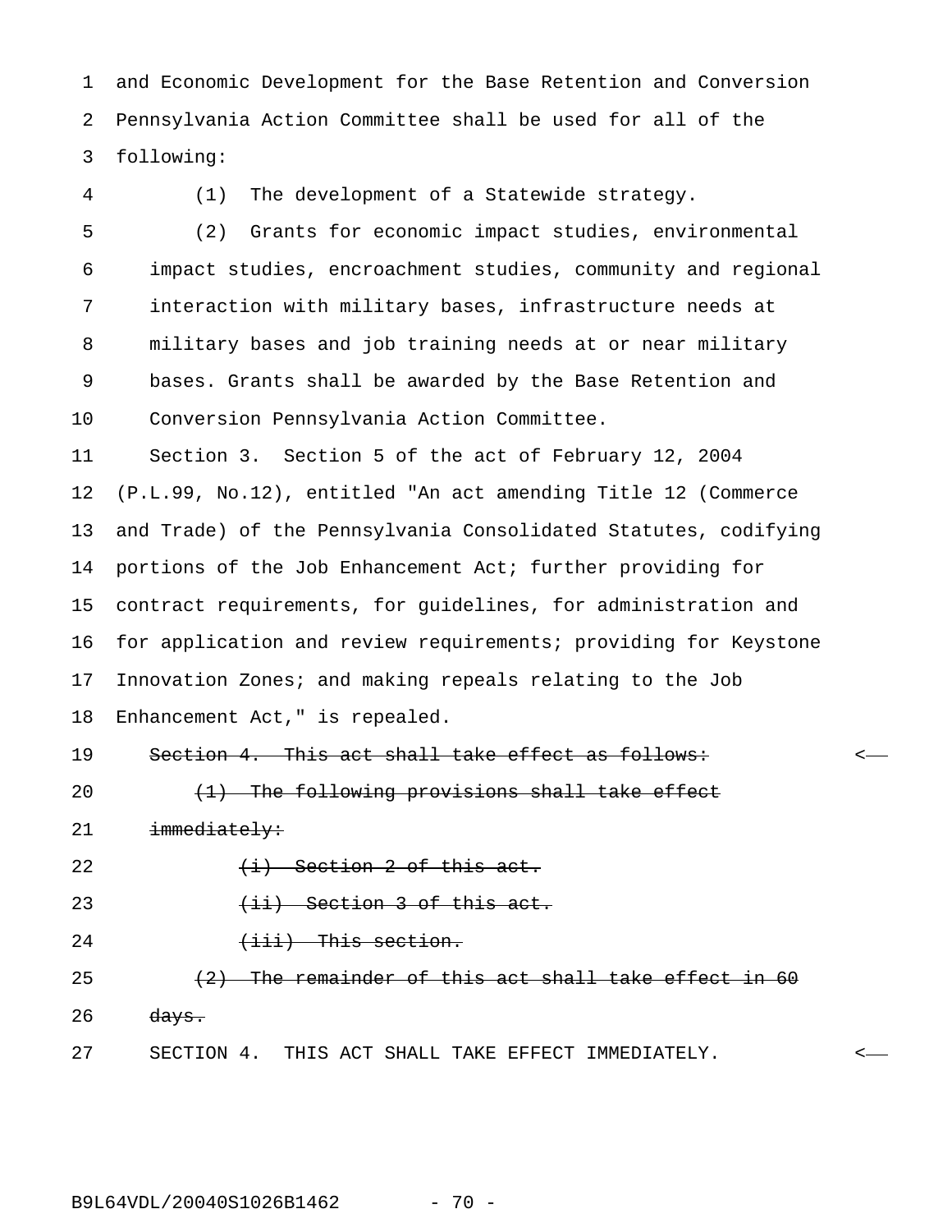and Economic Development for the Base Retention and Conversion Pennsylvania Action Committee shall be used for all of the following:

(1) The development of a Statewide strategy.

(2) Grants for economic impact studies, environmental impact studies, encroachment studies, community and regional interaction with military bases, infrastructure needs at military bases and job training needs at or near military bases. Grants shall be awarded by the Base Retention and Conversion Pennsylvania Action Committee.

Section 3. Section 5 of the act of February 12, 2004 (P.L.99, No.12), entitled "An act amending Title 12 (Commerce and Trade) of the Pennsylvania Consolidated Statutes, codifying portions of the Job Enhancement Act; further providing for contract requirements, for guidelines, for administration and for application and review requirements; providing for Keystone Innovation Zones; and making repeals relating to the Job Enhancement Act," is repealed.

~~Section 4. This act shall take effect as follows:~~ <—

~~(1) The following provisions shall take effect immediately:~~

~~(i) Section 2 of this act.~~

~~(ii) Section 3 of this act.~~

~~(iii) This section.~~

~~(2) The remainder of this act shall take effect in 60 days.~~

SECTION 4. THIS ACT SHALL TAKE EFFECT IMMEDIATELY. <—

B9L64VDL/20040S1026B1462